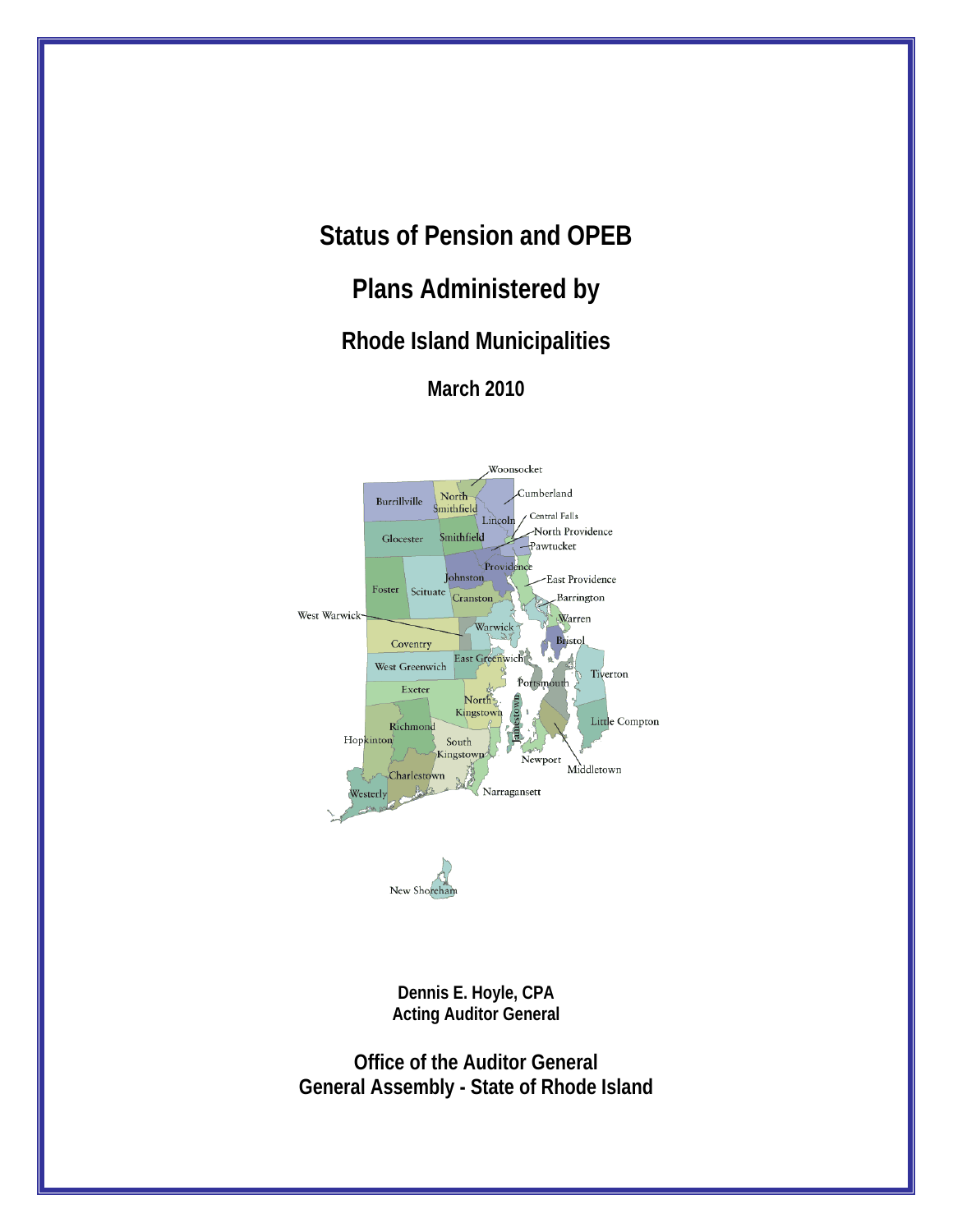# Status of Pension and OPEB

# Plans Administered by

## Rhode Island Municipalities

### March 2010

**Dennis E. Hoyle, CPA**
**Acting Auditor General**

**Office of the Auditor General**
**General Assembly - State of Rhode Island**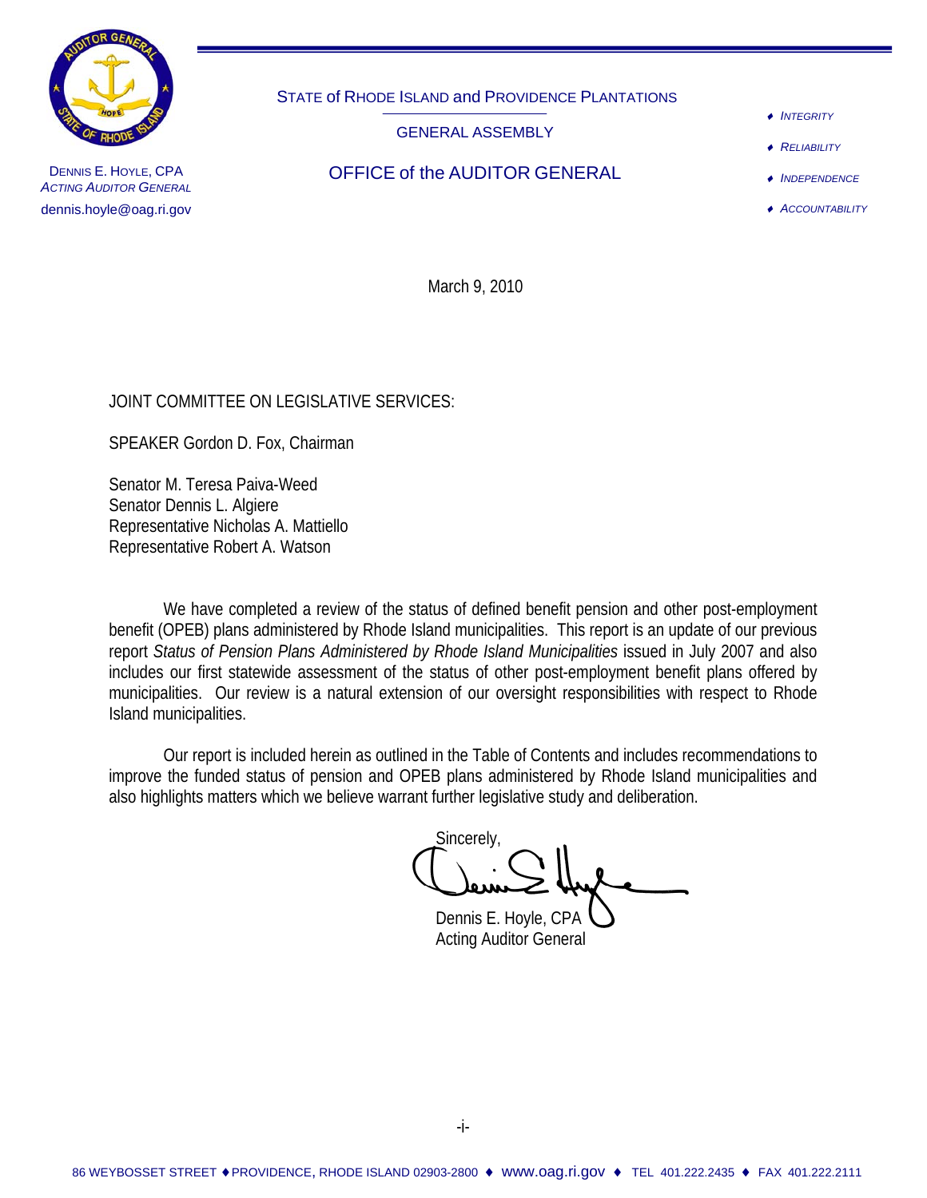STATE of RHODE ISLAND and PROVIDENCE PLANTATIONS

GENERAL ASSEMBLY

OFFICE of the AUDITOR GENERAL

DENNIS E. HOYLE, CPA
*ACTING AUDITOR GENERAL*
dennis.hoyle@oag.ri.gov

- *INTEGRITY*
- *RELIABILITY*
- *INDEPENDENCE*
- *ACCOUNTABILITY*

March 9, 2010

JOINT COMMITTEE ON LEGISLATIVE SERVICES:

SPEAKER Gordon D. Fox, Chairman

Senator M. Teresa Paiva-Weed
Senator Dennis L. Algiere
Representative Nicholas A. Mattiello
Representative Robert A. Watson

We have completed a review of the status of defined benefit pension and other post-employment benefit (OPEB) plans administered by Rhode Island municipalities. This report is an update of our previous report *Status of Pension Plans Administered by Rhode Island Municipalities* issued in July 2007 and also includes our first statewide assessment of the status of other post-employment benefit plans offered by municipalities. Our review is a natural extension of our oversight responsibilities with respect to Rhode Island municipalities.

Our report is included herein as outlined in the Table of Contents and includes recommendations to improve the funded status of pension and OPEB plans administered by Rhode Island municipalities and also highlights matters which we believe warrant further legislative study and deliberation.

Sincerely,

Dennis E. Hoyle, CPA
Acting Auditor General

86 WEYBOSSET STREET ♦ PROVIDENCE, RHODE ISLAND 02903-2800 ♦ www.oag.ri.gov ♦ TEL 401.222.2435 ♦ FAX 401.222.2111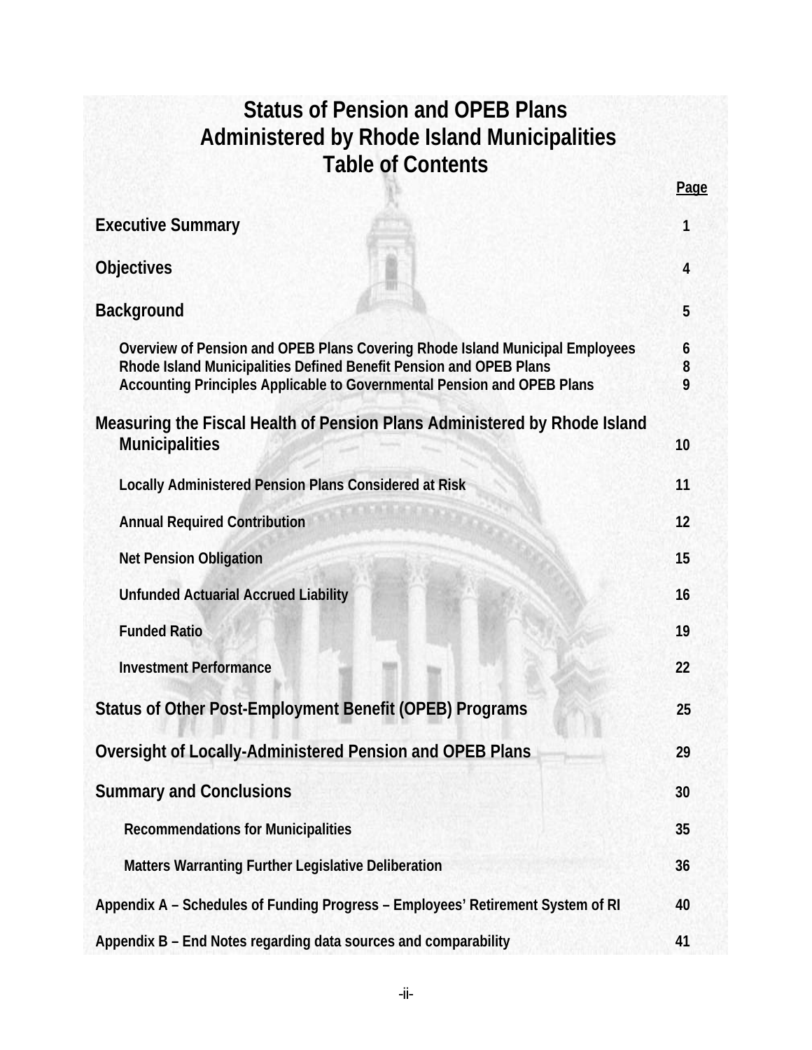# Status of Pension and OPEB Plans Administered by Rhode Island Municipalities Table of Contents

| | Page |
|---|---|
| **Executive Summary** | 1 |
| **Objectives** | 4 |
| **Background** | 5 |
| Overview of Pension and OPEB Plans Covering Rhode Island Municipal Employees | 6 |
| Rhode Island Municipalities Defined Benefit Pension and OPEB Plans | 8 |
| Accounting Principles Applicable to Governmental Pension and OPEB Plans | 9 |
| **Measuring the Fiscal Health of Pension Plans Administered by Rhode Island Municipalities** | 10 |
| Locally Administered Pension Plans Considered at Risk | 11 |
| Annual Required Contribution | 12 |
| Net Pension Obligation | 15 |
| Unfunded Actuarial Accrued Liability | 16 |
| Funded Ratio | 19 |
| Investment Performance | 22 |
| **Status of Other Post-Employment Benefit (OPEB) Programs** | 25 |
| **Oversight of Locally-Administered Pension and OPEB Plans** | 29 |
| **Summary and Conclusions** | 30 |
| Recommendations for Municipalities | 35 |
| Matters Warranting Further Legislative Deliberation | 36 |
| Appendix A – Schedules of Funding Progress – Employees' Retirement System of RI | 40 |
| Appendix B – End Notes regarding data sources and comparability | 41 |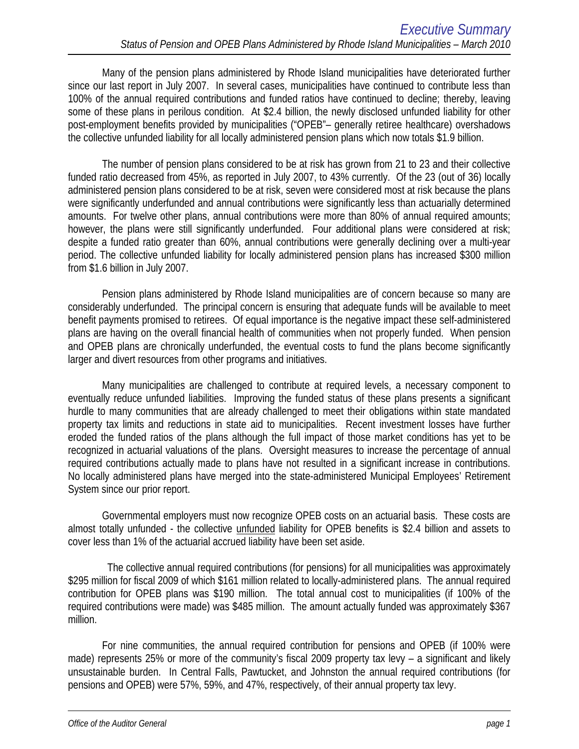# Executive Summary

Many of the pension plans administered by Rhode Island municipalities have deteriorated further since our last report in July 2007. In several cases, municipalities have continued to contribute less than 100% of the annual required contributions and funded ratios have continued to decline; thereby, leaving some of these plans in perilous condition. At $2.4 billion, the newly disclosed unfunded liability for other post-employment benefits provided by municipalities ("OPEB"– generally retiree healthcare) overshadows the collective unfunded liability for all locally administered pension plans which now totals $1.9 billion.

The number of pension plans considered to be at risk has grown from 21 to 23 and their collective funded ratio decreased from 45%, as reported in July 2007, to 43% currently. Of the 23 (out of 36) locally administered pension plans considered to be at risk, seven were considered most at risk because the plans were significantly underfunded and annual contributions were significantly less than actuarially determined amounts. For twelve other plans, annual contributions were more than 80% of annual required amounts; however, the plans were still significantly underfunded. Four additional plans were considered at risk; despite a funded ratio greater than 60%, annual contributions were generally declining over a multi-year period. The collective unfunded liability for locally administered pension plans has increased $300 million from $1.6 billion in July 2007.

Pension plans administered by Rhode Island municipalities are of concern because so many are considerably underfunded. The principal concern is ensuring that adequate funds will be available to meet benefit payments promised to retirees. Of equal importance is the negative impact these self-administered plans are having on the overall financial health of communities when not properly funded. When pension and OPEB plans are chronically underfunded, the eventual costs to fund the plans become significantly larger and divert resources from other programs and initiatives.

Many municipalities are challenged to contribute at required levels, a necessary component to eventually reduce unfunded liabilities. Improving the funded status of these plans presents a significant hurdle to many communities that are already challenged to meet their obligations within state mandated property tax limits and reductions in state aid to municipalities. Recent investment losses have further eroded the funded ratios of the plans although the full impact of those market conditions has yet to be recognized in actuarial valuations of the plans. Oversight measures to increase the percentage of annual required contributions actually made to plans have not resulted in a significant increase in contributions. No locally administered plans have merged into the state-administered Municipal Employees' Retirement System since our prior report.

Governmental employers must now recognize OPEB costs on an actuarial basis. These costs are almost totally unfunded - the collective unfunded liability for OPEB benefits is $2.4 billion and assets to cover less than 1% of the actuarial accrued liability have been set aside.

The collective annual required contributions (for pensions) for all municipalities was approximately $295 million for fiscal 2009 of which $161 million related to locally-administered plans. The annual required contribution for OPEB plans was $190 million. The total annual cost to municipalities (if 100% of the required contributions were made) was $485 million. The amount actually funded was approximately $367 million.

For nine communities, the annual required contribution for pensions and OPEB (if 100% were made) represents 25% or more of the community's fiscal 2009 property tax levy – a significant and likely unsustainable burden. In Central Falls, Pawtucket, and Johnston the annual required contributions (for pensions and OPEB) were 57%, 59%, and 47%, respectively, of their annual property tax levy.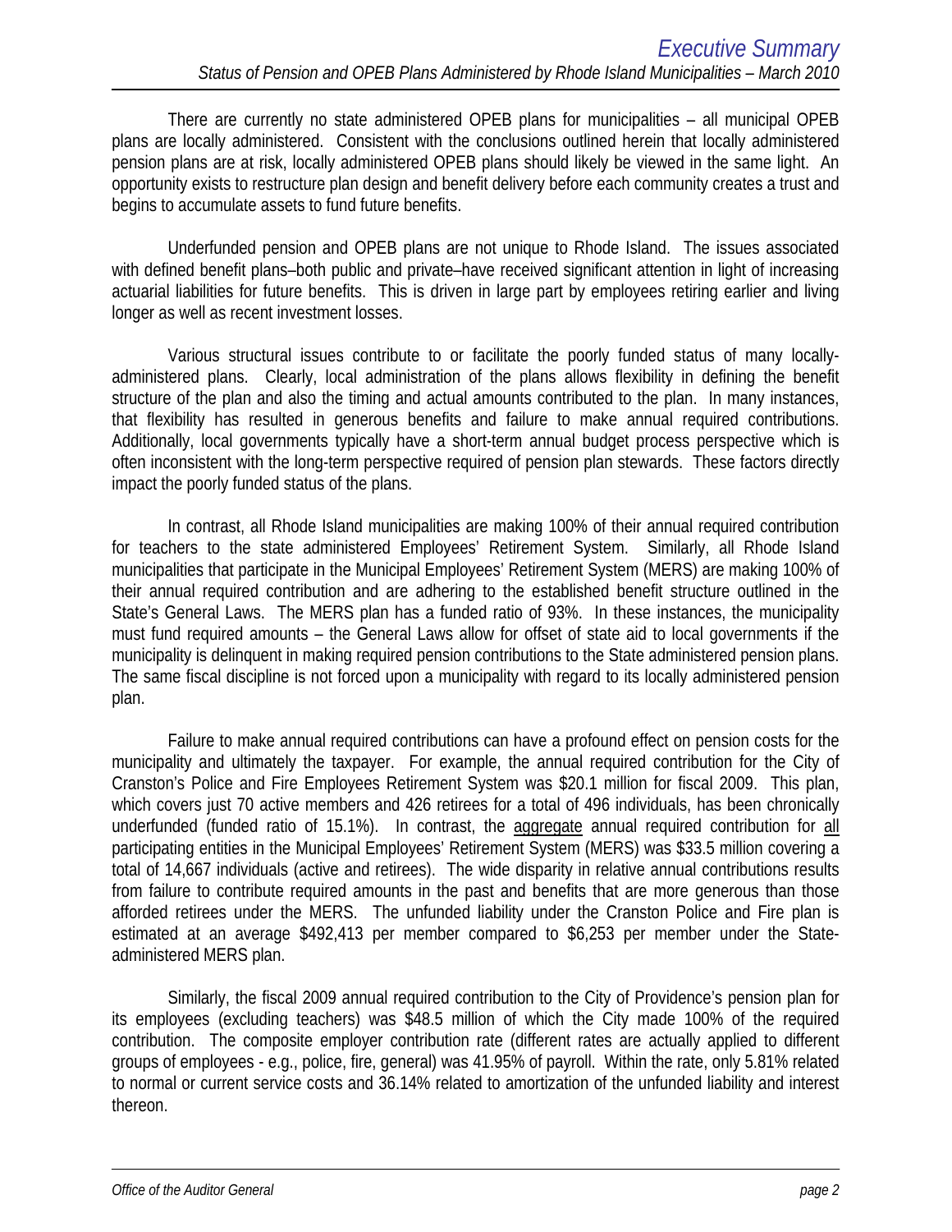There are currently no state administered OPEB plans for municipalities – all municipal OPEB plans are locally administered. Consistent with the conclusions outlined herein that locally administered pension plans are at risk, locally administered OPEB plans should likely be viewed in the same light. An opportunity exists to restructure plan design and benefit delivery before each community creates a trust and begins to accumulate assets to fund future benefits.

Underfunded pension and OPEB plans are not unique to Rhode Island. The issues associated with defined benefit plans–both public and private–have received significant attention in light of increasing actuarial liabilities for future benefits. This is driven in large part by employees retiring earlier and living longer as well as recent investment losses.

Various structural issues contribute to or facilitate the poorly funded status of many locally-administered plans. Clearly, local administration of the plans allows flexibility in defining the benefit structure of the plan and also the timing and actual amounts contributed to the plan. In many instances, that flexibility has resulted in generous benefits and failure to make annual required contributions. Additionally, local governments typically have a short-term annual budget process perspective which is often inconsistent with the long-term perspective required of pension plan stewards. These factors directly impact the poorly funded status of the plans.

In contrast, all Rhode Island municipalities are making 100% of their annual required contribution for teachers to the state administered Employees' Retirement System. Similarly, all Rhode Island municipalities that participate in the Municipal Employees' Retirement System (MERS) are making 100% of their annual required contribution and are adhering to the established benefit structure outlined in the State's General Laws. The MERS plan has a funded ratio of 93%. In these instances, the municipality must fund required amounts – the General Laws allow for offset of state aid to local governments if the municipality is delinquent in making required pension contributions to the State administered pension plans. The same fiscal discipline is not forced upon a municipality with regard to its locally administered pension plan.

Failure to make annual required contributions can have a profound effect on pension costs for the municipality and ultimately the taxpayer. For example, the annual required contribution for the City of Cranston's Police and Fire Employees Retirement System was $20.1 million for fiscal 2009. This plan, which covers just 70 active members and 426 retirees for a total of 496 individuals, has been chronically underfunded (funded ratio of 15.1%). In contrast, the <u>aggregate</u> annual required contribution for <u>all</u> participating entities in the Municipal Employees' Retirement System (MERS) was $33.5 million covering a total of 14,667 individuals (active and retirees). The wide disparity in relative annual contributions results from failure to contribute required amounts in the past and benefits that are more generous than those afforded retirees under the MERS. The unfunded liability under the Cranston Police and Fire plan is estimated at an average $492,413 per member compared to $6,253 per member under the State-administered MERS plan.

Similarly, the fiscal 2009 annual required contribution to the City of Providence's pension plan for its employees (excluding teachers) was $48.5 million of which the City made 100% of the required contribution. The composite employer contribution rate (different rates are actually applied to different groups of employees - e.g., police, fire, general) was 41.95% of payroll. Within the rate, only 5.81% related to normal or current service costs and 36.14% related to amortization of the unfunded liability and interest thereon.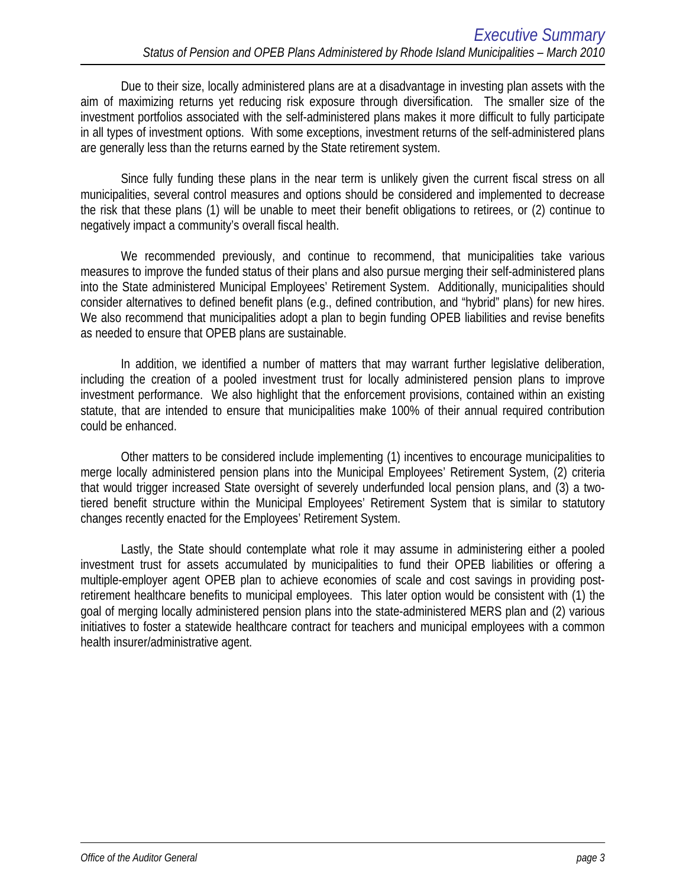Due to their size, locally administered plans are at a disadvantage in investing plan assets with the aim of maximizing returns yet reducing risk exposure through diversification. The smaller size of the investment portfolios associated with the self-administered plans makes it more difficult to fully participate in all types of investment options. With some exceptions, investment returns of the self-administered plans are generally less than the returns earned by the State retirement system.

Since fully funding these plans in the near term is unlikely given the current fiscal stress on all municipalities, several control measures and options should be considered and implemented to decrease the risk that these plans (1) will be unable to meet their benefit obligations to retirees, or (2) continue to negatively impact a community's overall fiscal health.

We recommended previously, and continue to recommend, that municipalities take various measures to improve the funded status of their plans and also pursue merging their self-administered plans into the State administered Municipal Employees' Retirement System. Additionally, municipalities should consider alternatives to defined benefit plans (e.g., defined contribution, and "hybrid" plans) for new hires. We also recommend that municipalities adopt a plan to begin funding OPEB liabilities and revise benefits as needed to ensure that OPEB plans are sustainable.

In addition, we identified a number of matters that may warrant further legislative deliberation, including the creation of a pooled investment trust for locally administered pension plans to improve investment performance. We also highlight that the enforcement provisions, contained within an existing statute, that are intended to ensure that municipalities make 100% of their annual required contribution could be enhanced.

Other matters to be considered include implementing (1) incentives to encourage municipalities to merge locally administered pension plans into the Municipal Employees' Retirement System, (2) criteria that would trigger increased State oversight of severely underfunded local pension plans, and (3) a two-tiered benefit structure within the Municipal Employees' Retirement System that is similar to statutory changes recently enacted for the Employees' Retirement System.

Lastly, the State should contemplate what role it may assume in administering either a pooled investment trust for assets accumulated by municipalities to fund their OPEB liabilities or offering a multiple-employer agent OPEB plan to achieve economies of scale and cost savings in providing post-retirement healthcare benefits to municipal employees. This later option would be consistent with (1) the goal of merging locally administered pension plans into the state-administered MERS plan and (2) various initiatives to foster a statewide healthcare contract for teachers and municipal employees with a common health insurer/administrative agent.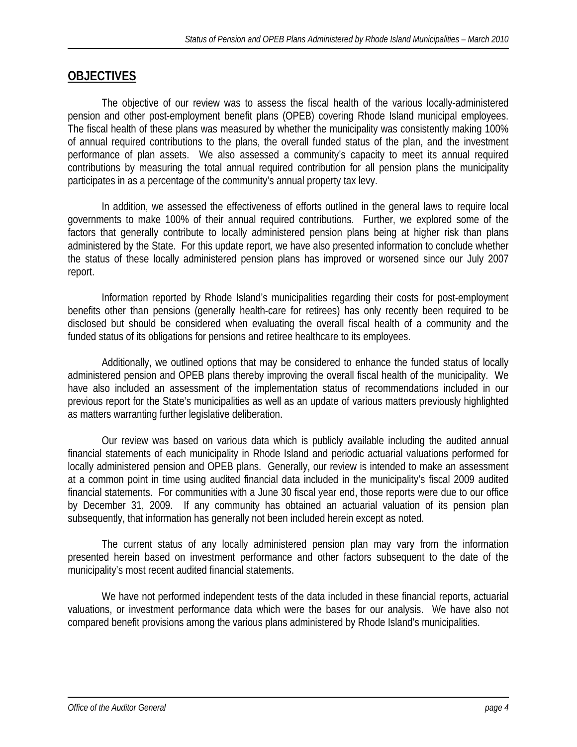## OBJECTIVES

The objective of our review was to assess the fiscal health of the various locally-administered pension and other post-employment benefit plans (OPEB) covering Rhode Island municipal employees. The fiscal health of these plans was measured by whether the municipality was consistently making 100% of annual required contributions to the plans, the overall funded status of the plan, and the investment performance of plan assets. We also assessed a community's capacity to meet its annual required contributions by measuring the total annual required contribution for all pension plans the municipality participates in as a percentage of the community's annual property tax levy.

In addition, we assessed the effectiveness of efforts outlined in the general laws to require local governments to make 100% of their annual required contributions. Further, we explored some of the factors that generally contribute to locally administered pension plans being at higher risk than plans administered by the State. For this update report, we have also presented information to conclude whether the status of these locally administered pension plans has improved or worsened since our July 2007 report.

Information reported by Rhode Island's municipalities regarding their costs for post-employment benefits other than pensions (generally health-care for retirees) has only recently been required to be disclosed but should be considered when evaluating the overall fiscal health of a community and the funded status of its obligations for pensions and retiree healthcare to its employees.

Additionally, we outlined options that may be considered to enhance the funded status of locally administered pension and OPEB plans thereby improving the overall fiscal health of the municipality. We have also included an assessment of the implementation status of recommendations included in our previous report for the State's municipalities as well as an update of various matters previously highlighted as matters warranting further legislative deliberation.

Our review was based on various data which is publicly available including the audited annual financial statements of each municipality in Rhode Island and periodic actuarial valuations performed for locally administered pension and OPEB plans. Generally, our review is intended to make an assessment at a common point in time using audited financial data included in the municipality's fiscal 2009 audited financial statements. For communities with a June 30 fiscal year end, those reports were due to our office by December 31, 2009. If any community has obtained an actuarial valuation of its pension plan subsequently, that information has generally not been included herein except as noted.

The current status of any locally administered pension plan may vary from the information presented herein based on investment performance and other factors subsequent to the date of the municipality's most recent audited financial statements.

We have not performed independent tests of the data included in these financial reports, actuarial valuations, or investment performance data which were the bases for our analysis. We have also not compared benefit provisions among the various plans administered by Rhode Island's municipalities.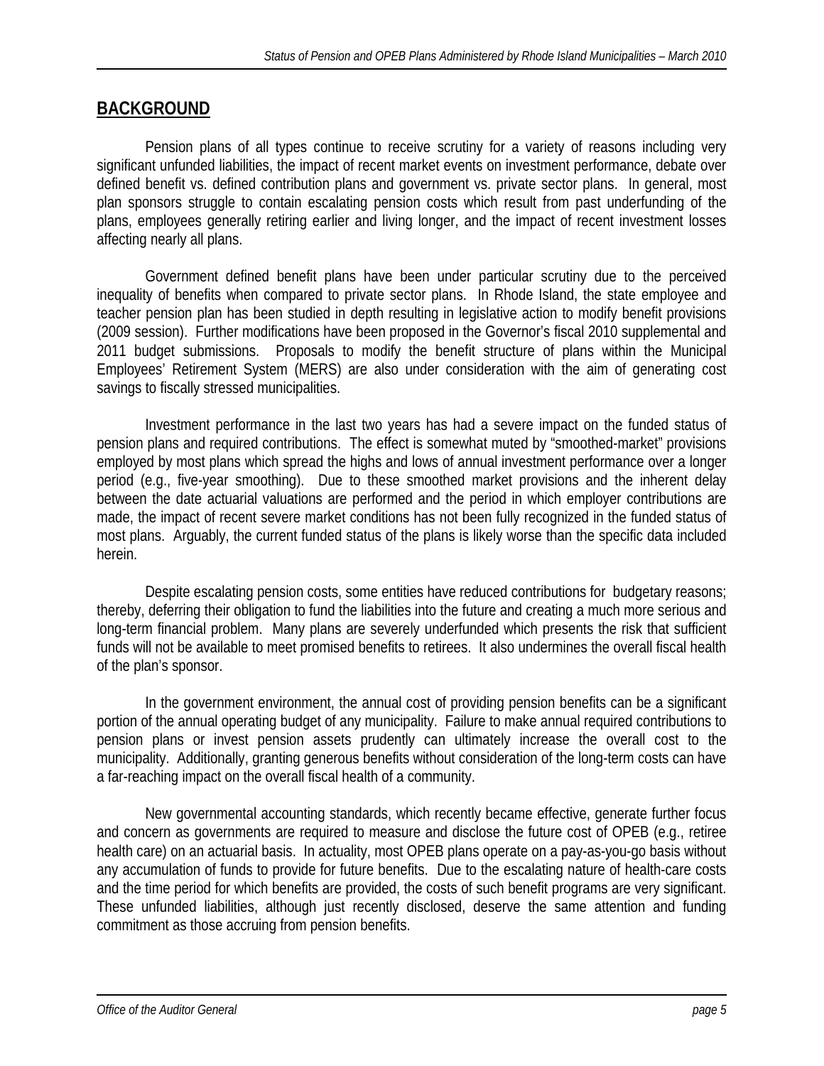## BACKGROUND

Pension plans of all types continue to receive scrutiny for a variety of reasons including very significant unfunded liabilities, the impact of recent market events on investment performance, debate over defined benefit vs. defined contribution plans and government vs. private sector plans. In general, most plan sponsors struggle to contain escalating pension costs which result from past underfunding of the plans, employees generally retiring earlier and living longer, and the impact of recent investment losses affecting nearly all plans.

Government defined benefit plans have been under particular scrutiny due to the perceived inequality of benefits when compared to private sector plans. In Rhode Island, the state employee and teacher pension plan has been studied in depth resulting in legislative action to modify benefit provisions (2009 session). Further modifications have been proposed in the Governor's fiscal 2010 supplemental and 2011 budget submissions. Proposals to modify the benefit structure of plans within the Municipal Employees' Retirement System (MERS) are also under consideration with the aim of generating cost savings to fiscally stressed municipalities.

Investment performance in the last two years has had a severe impact on the funded status of pension plans and required contributions. The effect is somewhat muted by "smoothed-market" provisions employed by most plans which spread the highs and lows of annual investment performance over a longer period (e.g., five-year smoothing). Due to these smoothed market provisions and the inherent delay between the date actuarial valuations are performed and the period in which employer contributions are made, the impact of recent severe market conditions has not been fully recognized in the funded status of most plans. Arguably, the current funded status of the plans is likely worse than the specific data included herein.

Despite escalating pension costs, some entities have reduced contributions for budgetary reasons; thereby, deferring their obligation to fund the liabilities into the future and creating a much more serious and long-term financial problem. Many plans are severely underfunded which presents the risk that sufficient funds will not be available to meet promised benefits to retirees. It also undermines the overall fiscal health of the plan's sponsor.

In the government environment, the annual cost of providing pension benefits can be a significant portion of the annual operating budget of any municipality. Failure to make annual required contributions to pension plans or invest pension assets prudently can ultimately increase the overall cost to the municipality. Additionally, granting generous benefits without consideration of the long-term costs can have a far-reaching impact on the overall fiscal health of a community.

New governmental accounting standards, which recently became effective, generate further focus and concern as governments are required to measure and disclose the future cost of OPEB (e.g., retiree health care) on an actuarial basis. In actuality, most OPEB plans operate on a pay-as-you-go basis without any accumulation of funds to provide for future benefits. Due to the escalating nature of health-care costs and the time period for which benefits are provided, the costs of such benefit programs are very significant. These unfunded liabilities, although just recently disclosed, deserve the same attention and funding commitment as those accruing from pension benefits.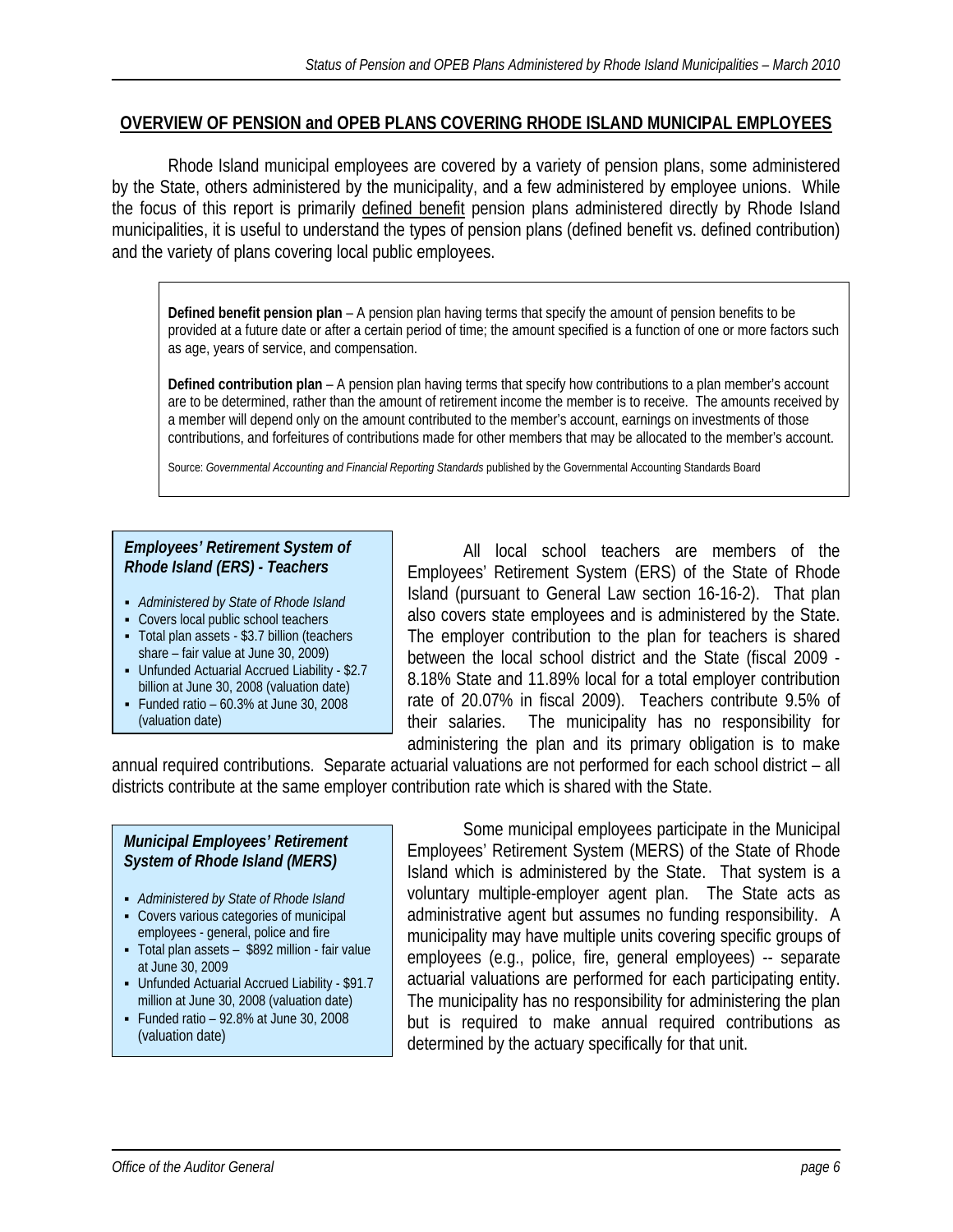## OVERVIEW OF PENSION and OPEB PLANS COVERING RHODE ISLAND MUNICIPAL EMPLOYEES

Rhode Island municipal employees are covered by a variety of pension plans, some administered by the State, others administered by the municipality, and a few administered by employee unions. While the focus of this report is primarily defined benefit pension plans administered directly by Rhode Island municipalities, it is useful to understand the types of pension plans (defined benefit vs. defined contribution) and the variety of plans covering local public employees.

> **Defined benefit pension plan** – A pension plan having terms that specify the amount of pension benefits to be provided at a future date or after a certain period of time; the amount specified is a function of one or more factors such as age, years of service, and compensation.
>
> **Defined contribution plan** – A pension plan having terms that specify how contributions to a plan member's account are to be determined, rather than the amount of retirement income the member is to receive. The amounts received by a member will depend only on the amount contributed to the member's account, earnings on investments of those contributions, and forfeitures of contributions made for other members that may be allocated to the member's account.
>
> Source: *Governmental Accounting and Financial Reporting Standards* published by the Governmental Accounting Standards Board

***Employees' Retirement System of Rhode Island (ERS) - Teachers***

- *Administered by State of Rhode Island*
- Covers local public school teachers
- Total plan assets - $3.7 billion (teachers share – fair value at June 30, 2009)
- Unfunded Actuarial Accrued Liability - $2.7 billion at June 30, 2008 (valuation date)
- Funded ratio – 60.3% at June 30, 2008 (valuation date)

All local school teachers are members of the Employees' Retirement System (ERS) of the State of Rhode Island (pursuant to General Law section 16-16-2). That plan also covers state employees and is administered by the State. The employer contribution to the plan for teachers is shared between the local school district and the State (fiscal 2009 - 8.18% State and 11.89% local for a total employer contribution rate of 20.07% in fiscal 2009). Teachers contribute 9.5% of their salaries. The municipality has no responsibility for administering the plan and its primary obligation is to make annual required contributions. Separate actuarial valuations are not performed for each school district – all districts contribute at the same employer contribution rate which is shared with the State.

***Municipal Employees' Retirement System of Rhode Island (MERS)***

- *Administered by State of Rhode Island*
- Covers various categories of municipal employees - general, police and fire
- Total plan assets – $892 million - fair value at June 30, 2009
- Unfunded Actuarial Accrued Liability - $91.7 million at June 30, 2008 (valuation date)
- Funded ratio – 92.8% at June 30, 2008 (valuation date)

Some municipal employees participate in the Municipal Employees' Retirement System (MERS) of the State of Rhode Island which is administered by the State. That system is a voluntary multiple-employer agent plan. The State acts as administrative agent but assumes no funding responsibility. A municipality may have multiple units covering specific groups of employees (e.g., police, fire, general employees) -- separate actuarial valuations are performed for each participating entity. The municipality has no responsibility for administering the plan but is required to make annual required contributions as determined by the actuary specifically for that unit.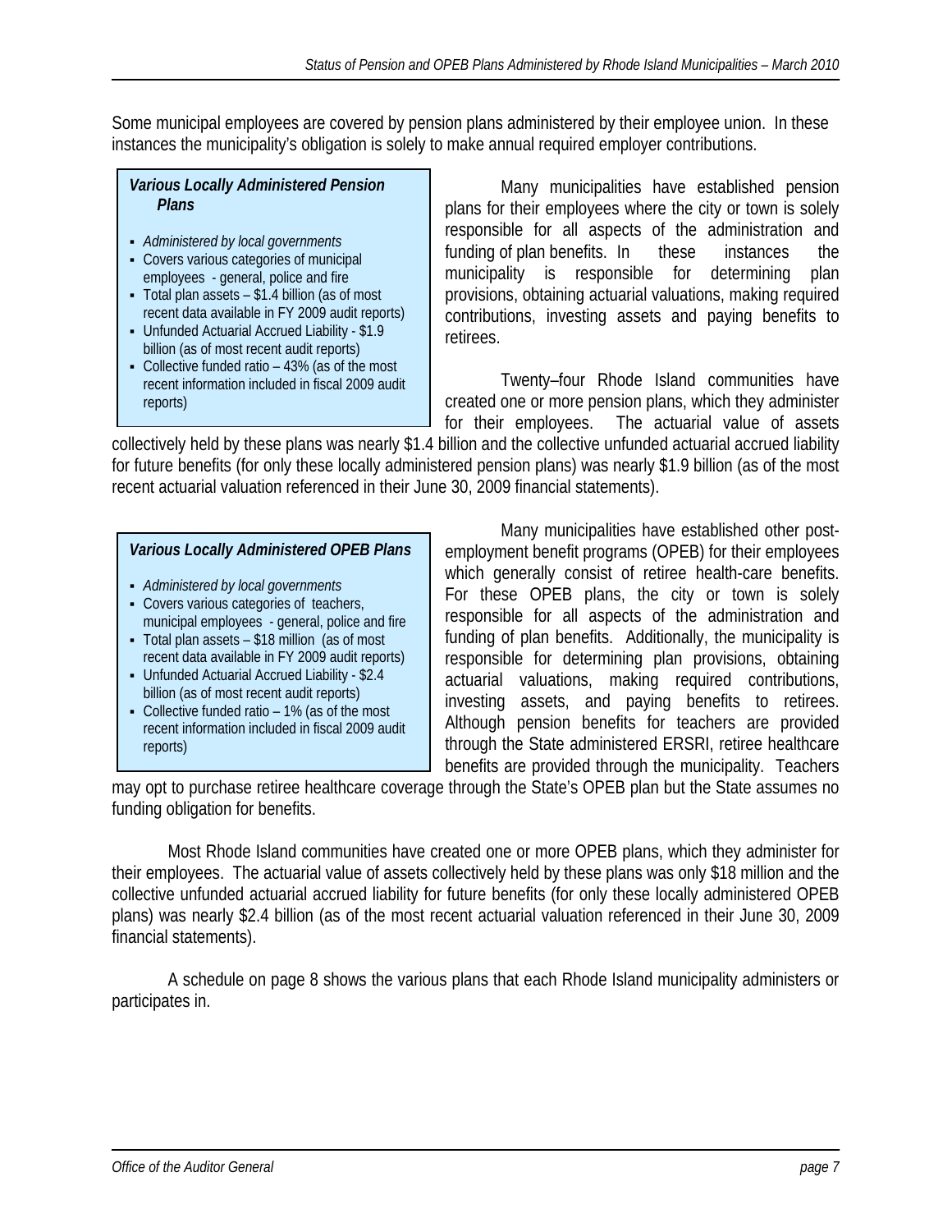Some municipal employees are covered by pension plans administered by their employee union. In these instances the municipality's obligation is solely to make annual required employer contributions.

> ***Various Locally Administered Pension Plans***
>
> - *Administered by local governments*
> - Covers various categories of municipal employees - general, police and fire
> - Total plan assets – $1.4 billion (as of most recent data available in FY 2009 audit reports)
> - Unfunded Actuarial Accrued Liability - $1.9 billion (as of most recent audit reports)
> - Collective funded ratio – 43% (as of the most recent information included in fiscal 2009 audit reports)

Many municipalities have established pension plans for their employees where the city or town is solely responsible for all aspects of the administration and funding of plan benefits. In these instances the municipality is responsible for determining plan provisions, obtaining actuarial valuations, making required contributions, investing assets and paying benefits to retirees.

Twenty–four Rhode Island communities have created one or more pension plans, which they administer for their employees. The actuarial value of assets collectively held by these plans was nearly $1.4 billion and the collective unfunded actuarial accrued liability for future benefits (for only these locally administered pension plans) was nearly $1.9 billion (as of the most recent actuarial valuation referenced in their June 30, 2009 financial statements).

> ***Various Locally Administered OPEB Plans***
>
> - *Administered by local governments*
> - Covers various categories of teachers, municipal employees - general, police and fire
> - Total plan assets – $18 million (as of most recent data available in FY 2009 audit reports)
> - Unfunded Actuarial Accrued Liability - $2.4 billion (as of most recent audit reports)
> - Collective funded ratio – 1% (as of the most recent information included in fiscal 2009 audit reports)

Many municipalities have established other post-employment benefit programs (OPEB) for their employees which generally consist of retiree health-care benefits. For these OPEB plans, the city or town is solely responsible for all aspects of the administration and funding of plan benefits. Additionally, the municipality is responsible for determining plan provisions, obtaining actuarial valuations, making required contributions, investing assets, and paying benefits to retirees. Although pension benefits for teachers are provided through the State administered ERSRI, retiree healthcare benefits are provided through the municipality. Teachers may opt to purchase retiree healthcare coverage through the State's OPEB plan but the State assumes no funding obligation for benefits.

Most Rhode Island communities have created one or more OPEB plans, which they administer for their employees. The actuarial value of assets collectively held by these plans was only $18 million and the collective unfunded actuarial accrued liability for future benefits (for only these locally administered OPEB plans) was nearly $2.4 billion (as of the most recent actuarial valuation referenced in their June 30, 2009 financial statements).

A schedule on page 8 shows the various plans that each Rhode Island municipality administers or participates in.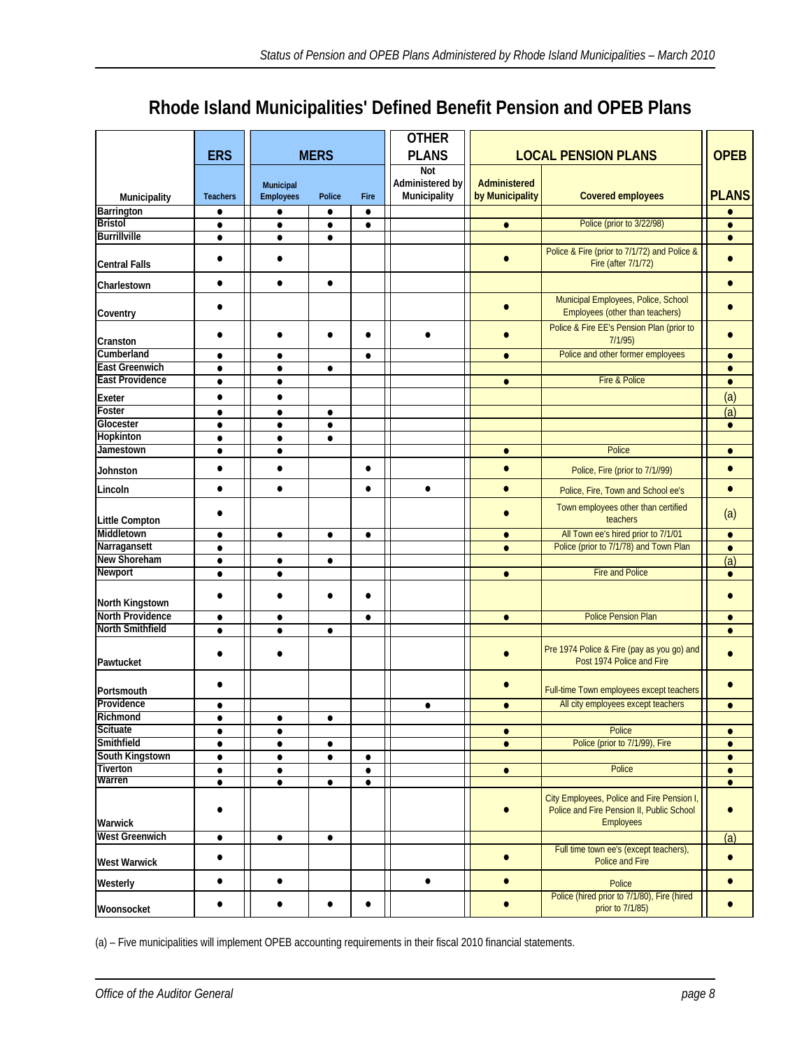# Rhode Island Municipalities' Defined Benefit Pension and OPEB Plans

| | ERS | MERS | | | OTHER PLANS | LOCAL PENSION PLANS | | OPEB |
|---|---|---|---|---|---|---|---|---|
| Municipality | Teachers | Municipal Employees | Police | Fire | Not Administered by Municipality | Administered by Municipality | Covered employees | PLANS |
| Barrington | ● | ● | ● | ● | | | | ● |
| Bristol | ● | ● | ● | ● | | ● | Police (prior to 3/22/98) | ● |
| Burrillville | ● | ● | ● | | | | | ● |
| Central Falls | ● | ● | | | | ● | Police & Fire (prior to 7/1/72) and Police & Fire (after 7/1/72) | ● |
| Charlestown | ● | ● | ● | | | | | ● |
| Coventry | ● | | | | | ● | Municipal Employees, Police, School Employees (other than teachers) | ● |
| Cranston | ● | ● | ● | ● | ● | ● | Police & Fire EE's Pension Plan (prior to 7/1/95) | ● |
| Cumberland | ● | ● | | ● | | ● | Police and other former employees | ● |
| East Greenwich | ● | ● | ● | | | | | ● |
| East Providence | ● | ● | | | | ● | Fire & Police | ● |
| Exeter | ● | ● | | | | | | (a) |
| Foster | ● | ● | ● | | | | | (a) |
| Glocester | ● | ● | ● | | | | | ● |
| Hopkinton | ● | ● | ● | | | | | |
| Jamestown | ● | ● | | | | ● | Police | ● |
| Johnston | ● | ● | | ● | | ● | Police, Fire (prior to 7/1//99) | ● |
| Lincoln | ● | ● | | ● | ● | ● | Police, Fire, Town and School ee's | ● |
| Little Compton | ● | | | | | ● | Town employees other than certified teachers | (a) |
| Middletown | ● | ● | ● | ● | | ● | All Town ee's hired prior to 7/1/01 | ● |
| Narragansett | ● | | | | | ● | Police (prior to 7/1/78) and Town Plan | ● |
| New Shoreham | ● | ● | ● | | | | | (a) |
| Newport | ● | ● | | | | ● | Fire and Police | ● |
| North Kingstown | ● | ● | ● | ● | | | | ● |
| North Providence | ● | ● | | ● | | ● | Police Pension Plan | ● |
| North Smithfield | ● | ● | ● | | | | | ● |
| Pawtucket | ● | ● | | | | ● | Pre 1974 Police & Fire (pay as you go) and Post 1974 Police and Fire | ● |
| Portsmouth | ● | | | | | ● | Full-time Town employees except teachers | ● |
| Providence | ● | | | | ● | ● | All city employees except teachers | ● |
| Richmond | ● | ● | ● | | | | | |
| Scituate | ● | ● | | | | ● | Police | ● |
| Smithfield | ● | ● | ● | | | ● | Police (prior to 7/1/99), Fire | ● |
| South Kingstown | ● | ● | ● | ● | | | | ● |
| Tiverton | ● | ● | | ● | | ● | Police | ● |
| Warren | ● | ● | ● | ● | | | | ● |
| Warwick | ● | | | | | ● | City Employees, Police and Fire Pension I, Police and Fire Pension II, Public School Employees | ● |
| West Greenwich | ● | ● | ● | | | | | (a) |
| West Warwick | ● | | | | | ● | Full time town ee's (except teachers), Police and Fire | ● |
| Westerly | ● | ● | | | ● | ● | Police | ● |
| Woonsocket | ● | ● | ● | ● | | ● | Police (hired prior to 7/1/80), Fire (hired prior to 7/1/85) | ● |

(a) – Five municipalities will implement OPEB accounting requirements in their fiscal 2010 financial statements.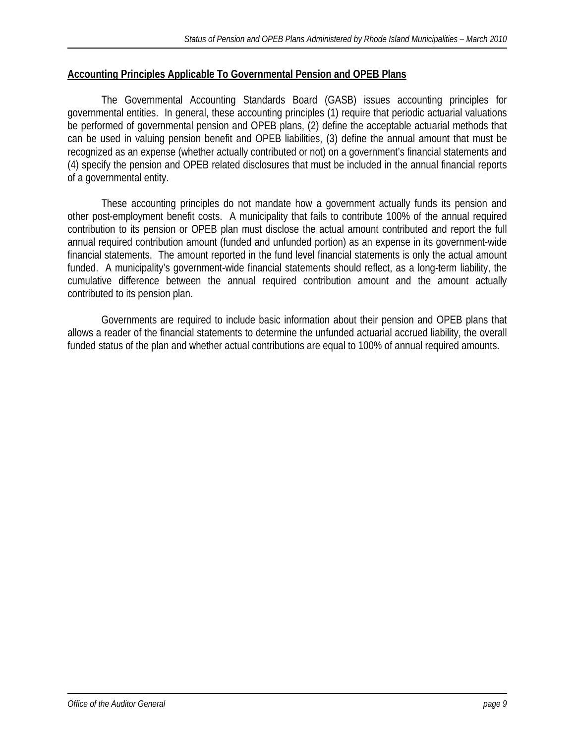## Accounting Principles Applicable To Governmental Pension and OPEB Plans

The Governmental Accounting Standards Board (GASB) issues accounting principles for governmental entities. In general, these accounting principles (1) require that periodic actuarial valuations be performed of governmental pension and OPEB plans, (2) define the acceptable actuarial methods that can be used in valuing pension benefit and OPEB liabilities, (3) define the annual amount that must be recognized as an expense (whether actually contributed or not) on a government's financial statements and (4) specify the pension and OPEB related disclosures that must be included in the annual financial reports of a governmental entity.

These accounting principles do not mandate how a government actually funds its pension and other post-employment benefit costs. A municipality that fails to contribute 100% of the annual required contribution to its pension or OPEB plan must disclose the actual amount contributed and report the full annual required contribution amount (funded and unfunded portion) as an expense in its government-wide financial statements. The amount reported in the fund level financial statements is only the actual amount funded. A municipality's government-wide financial statements should reflect, as a long-term liability, the cumulative difference between the annual required contribution amount and the amount actually contributed to its pension plan.

Governments are required to include basic information about their pension and OPEB plans that allows a reader of the financial statements to determine the unfunded actuarial accrued liability, the overall funded status of the plan and whether actual contributions are equal to 100% of annual required amounts.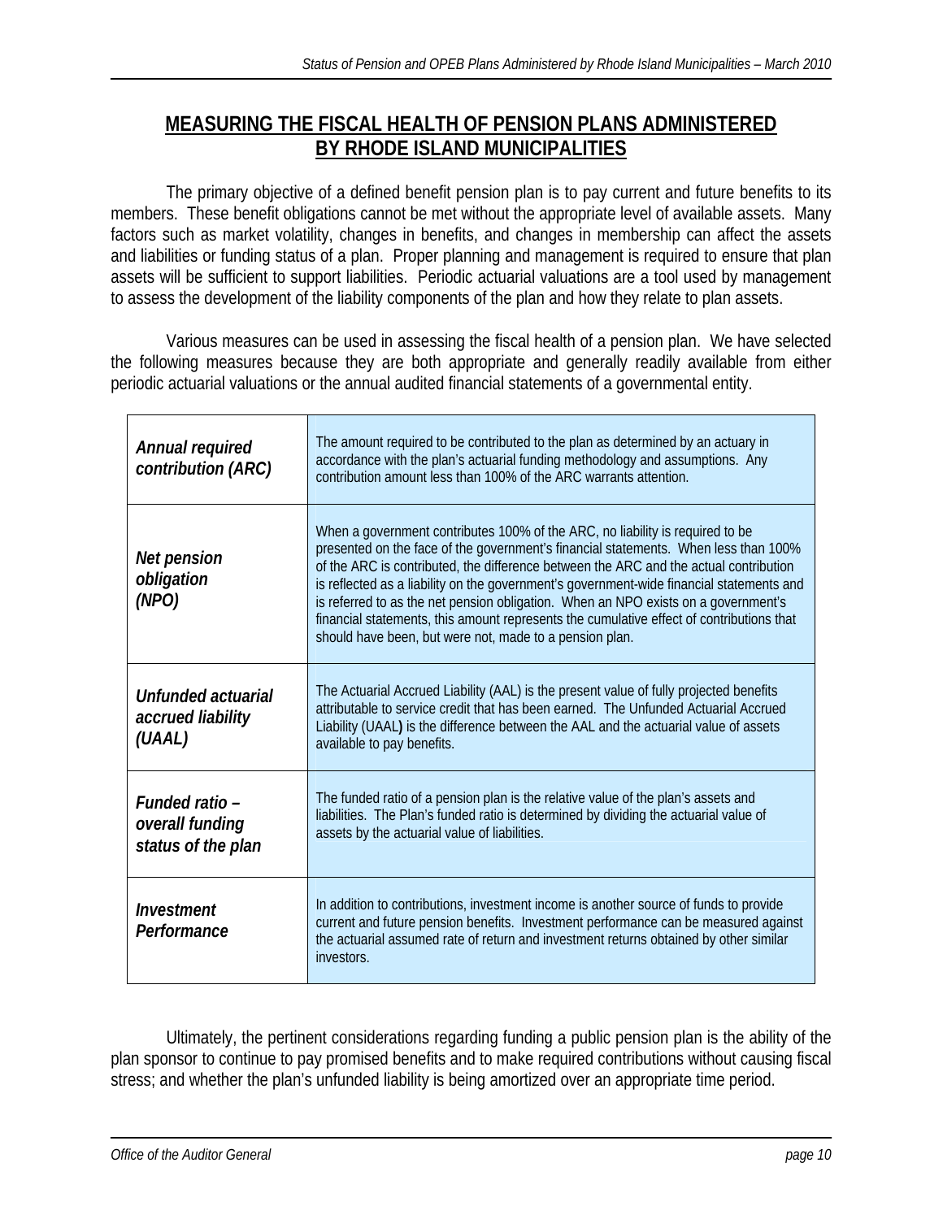## MEASURING THE FISCAL HEALTH OF PENSION PLANS ADMINISTERED BY RHODE ISLAND MUNICIPALITIES

The primary objective of a defined benefit pension plan is to pay current and future benefits to its members. These benefit obligations cannot be met without the appropriate level of available assets. Many factors such as market volatility, changes in benefits, and changes in membership can affect the assets and liabilities or funding status of a plan. Proper planning and management is required to ensure that plan assets will be sufficient to support liabilities. Periodic actuarial valuations are a tool used by management to assess the development of the liability components of the plan and how they relate to plan assets.

Various measures can be used in assessing the fiscal health of a pension plan. We have selected the following measures because they are both appropriate and generally readily available from either periodic actuarial valuations or the annual audited financial statements of a governmental entity.

| | |
|---|---|
| ***Annual required contribution (ARC)*** | The amount required to be contributed to the plan as determined by an actuary in accordance with the plan's actuarial funding methodology and assumptions. Any contribution amount less than 100% of the ARC warrants attention. |
| ***Net pension obligation (NPO)*** | When a government contributes 100% of the ARC, no liability is required to be presented on the face of the government's financial statements. When less than 100% of the ARC is contributed, the difference between the ARC and the actual contribution is reflected as a liability on the government's government-wide financial statements and is referred to as the net pension obligation. When an NPO exists on a government's financial statements, this amount represents the cumulative effect of contributions that should have been, but were not, made to a pension plan. |
| ***Unfunded actuarial accrued liability (UAAL)*** | The Actuarial Accrued Liability (AAL) is the present value of fully projected benefits attributable to service credit that has been earned. The Unfunded Actuarial Accrued Liability (UAAL) is the difference between the AAL and the actuarial value of assets available to pay benefits. |
| ***Funded ratio – overall funding status of the plan*** | The funded ratio of a pension plan is the relative value of the plan's assets and liabilities. The Plan's funded ratio is determined by dividing the actuarial value of assets by the actuarial value of liabilities. |
| ***Investment Performance*** | In addition to contributions, investment income is another source of funds to provide current and future pension benefits. Investment performance can be measured against the actuarial assumed rate of return and investment returns obtained by other similar investors. |

Ultimately, the pertinent considerations regarding funding a public pension plan is the ability of the plan sponsor to continue to pay promised benefits and to make required contributions without causing fiscal stress; and whether the plan's unfunded liability is being amortized over an appropriate time period.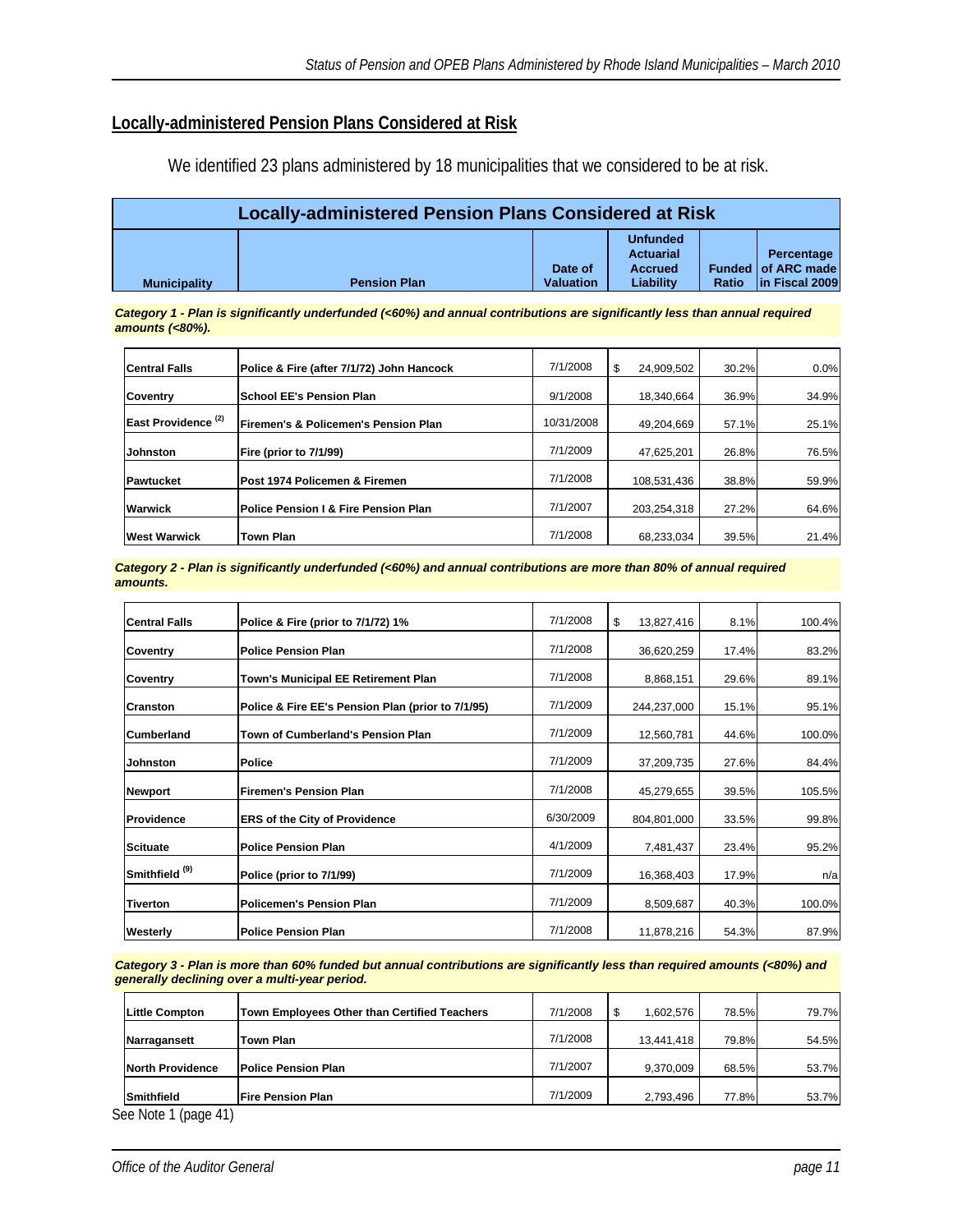## Locally-administered Pension Plans Considered at Risk

We identified 23 plans administered by 18 municipalities that we considered to be at risk.

| Locally-administered Pension Plans Considered at Risk | | | | | |
|---|---|---|---|---|---|
| **Municipality** | **Pension Plan** | **Date of Valuation** | **Unfunded Actuarial Accrued Liability** | **Funded Ratio** | **Percentage of ARC made in Fiscal 2009** |
| ***Category 1 - Plan is significantly underfunded (<60%) and annual contributions are significantly less than annual required amounts (<80%).*** | | | | | |
| **Central Falls** | **Police & Fire (after 7/1/72) John Hancock** | 7/1/2008 | $ 24,909,502 | 30.2% | 0.0% |
| **Coventry** | **School EE's Pension Plan** | 9/1/2008 | 18,340,664 | 36.9% | 34.9% |
| **East Providence [(2)]** | **Firemen's & Policemen's Pension Plan** | 10/31/2008 | 49,204,669 | 57.1% | 25.1% |
| **Johnston** | **Fire (prior to 7/1/99)** | 7/1/2009 | 47,625,201 | 26.8% | 76.5% |
| **Pawtucket** | **Post 1974 Policemen & Firemen** | 7/1/2008 | 108,531,436 | 38.8% | 59.9% |
| **Warwick** | **Police Pension I & Fire Pension Plan** | 7/1/2007 | 203,254,318 | 27.2% | 64.6% |
| **West Warwick** | **Town Plan** | 7/1/2008 | 68,233,034 | 39.5% | 21.4% |
| ***Category 2 - Plan is significantly underfunded (<60%) and annual contributions are more than 80% of annual required amounts.*** | | | | | |
| **Central Falls** | **Police & Fire (prior to 7/1/72) 1%** | 7/1/2008 | $ 13,827,416 | 8.1% | 100.4% |
| **Coventry** | **Police Pension Plan** | 7/1/2008 | 36,620,259 | 17.4% | 83.2% |
| **Coventry** | **Town's Municipal EE Retirement Plan** | 7/1/2008 | 8,868,151 | 29.6% | 89.1% |
| **Cranston** | **Police & Fire EE's Pension Plan (prior to 7/1/95)** | 7/1/2009 | 244,237,000 | 15.1% | 95.1% |
| **Cumberland** | **Town of Cumberland's Pension Plan** | 7/1/2009 | 12,560,781 | 44.6% | 100.0% |
| **Johnston** | **Police** | 7/1/2009 | 37,209,735 | 27.6% | 84.4% |
| **Newport** | **Firemen's Pension Plan** | 7/1/2008 | 45,279,655 | 39.5% | 105.5% |
| **Providence** | **ERS of the City of Providence** | 6/30/2009 | 804,801,000 | 33.5% | 99.8% |
| **Scituate** | **Police Pension Plan** | 4/1/2009 | 7,481,437 | 23.4% | 95.2% |
| **Smithfield [(9)]** | **Police (prior to 7/1/99)** | 7/1/2009 | 16,368,403 | 17.9% | n/a |
| **Tiverton** | **Policemen's Pension Plan** | 7/1/2009 | 8,509,687 | 40.3% | 100.0% |
| **Westerly** | **Police Pension Plan** | 7/1/2008 | 11,878,216 | 54.3% | 87.9% |
| ***Category 3 - Plan is more than 60% funded but annual contributions are significantly less than required amounts (<80%) and generally declining over a multi-year period.*** | | | | | |
| **Little Compton** | **Town Employees Other than Certified Teachers** | 7/1/2008 | $ 1,602,576 | 78.5% | 79.7% |
| **Narragansett** | **Town Plan** | 7/1/2008 | 13,441,418 | 79.8% | 54.5% |
| **North Providence** | **Police Pension Plan** | 7/1/2007 | 9,370,009 | 68.5% | 53.7% |
| **Smithfield** | **Fire Pension Plan** | 7/1/2009 | 2,793,496 | 77.8% | 53.7% |

See Note 1 (page 41)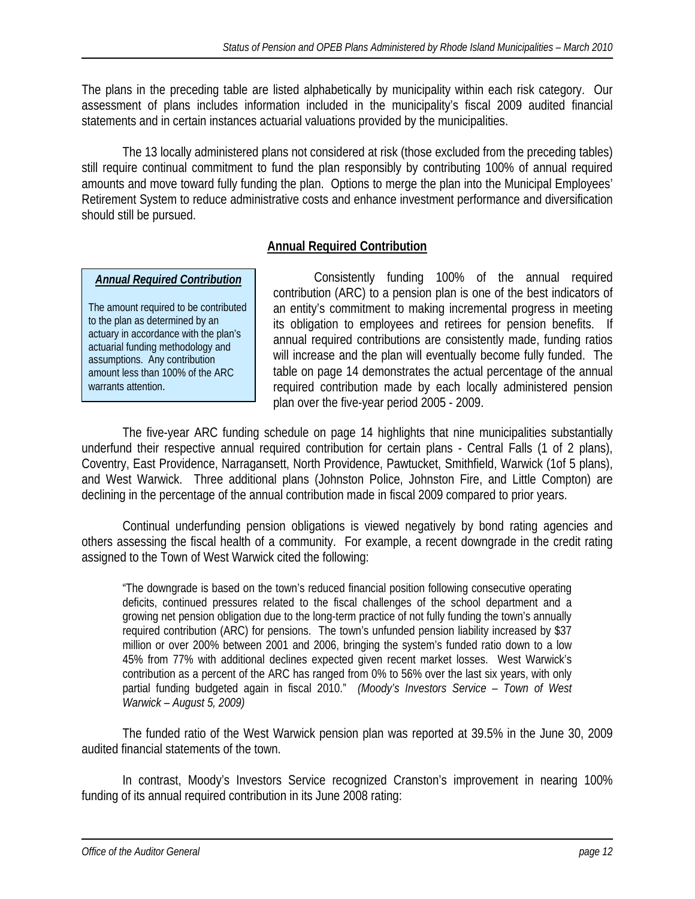The plans in the preceding table are listed alphabetically by municipality within each risk category. Our assessment of plans includes information included in the municipality's fiscal 2009 audited financial statements and in certain instances actuarial valuations provided by the municipalities.

The 13 locally administered plans not considered at risk (those excluded from the preceding tables) still require continual commitment to fund the plan responsibly by contributing 100% of annual required amounts and move toward fully funding the plan. Options to merge the plan into the Municipal Employees' Retirement System to reduce administrative costs and enhance investment performance and diversification should still be pursued.

## Annual Required Contribution

> ***Annual Required Contribution***
>
> The amount required to be contributed to the plan as determined by an actuary in accordance with the plan's actuarial funding methodology and assumptions. Any contribution amount less than 100% of the ARC warrants attention.

Consistently funding 100% of the annual required contribution (ARC) to a pension plan is one of the best indicators of an entity's commitment to making incremental progress in meeting its obligation to employees and retirees for pension benefits. If annual required contributions are consistently made, funding ratios will increase and the plan will eventually become fully funded. The table on page 14 demonstrates the actual percentage of the annual required contribution made by each locally administered pension plan over the five-year period 2005 - 2009.

The five-year ARC funding schedule on page 14 highlights that nine municipalities substantially underfund their respective annual required contribution for certain plans - Central Falls (1 of 2 plans), Coventry, East Providence, Narragansett, North Providence, Pawtucket, Smithfield, Warwick (1of 5 plans), and West Warwick. Three additional plans (Johnston Police, Johnston Fire, and Little Compton) are declining in the percentage of the annual contribution made in fiscal 2009 compared to prior years.

Continual underfunding pension obligations is viewed negatively by bond rating agencies and others assessing the fiscal health of a community. For example, a recent downgrade in the credit rating assigned to the Town of West Warwick cited the following:

> "The downgrade is based on the town's reduced financial position following consecutive operating deficits, continued pressures related to the fiscal challenges of the school department and a growing net pension obligation due to the long-term practice of not fully funding the town's annually required contribution (ARC) for pensions. The town's unfunded pension liability increased by $37 million or over 200% between 2001 and 2006, bringing the system's funded ratio down to a low 45% from 77% with additional declines expected given recent market losses. West Warwick's contribution as a percent of the ARC has ranged from 0% to 56% over the last six years, with only partial funding budgeted again in fiscal 2010." *(Moody's Investors Service – Town of West Warwick – August 5, 2009)*

The funded ratio of the West Warwick pension plan was reported at 39.5% in the June 30, 2009 audited financial statements of the town.

In contrast, Moody's Investors Service recognized Cranston's improvement in nearing 100% funding of its annual required contribution in its June 2008 rating: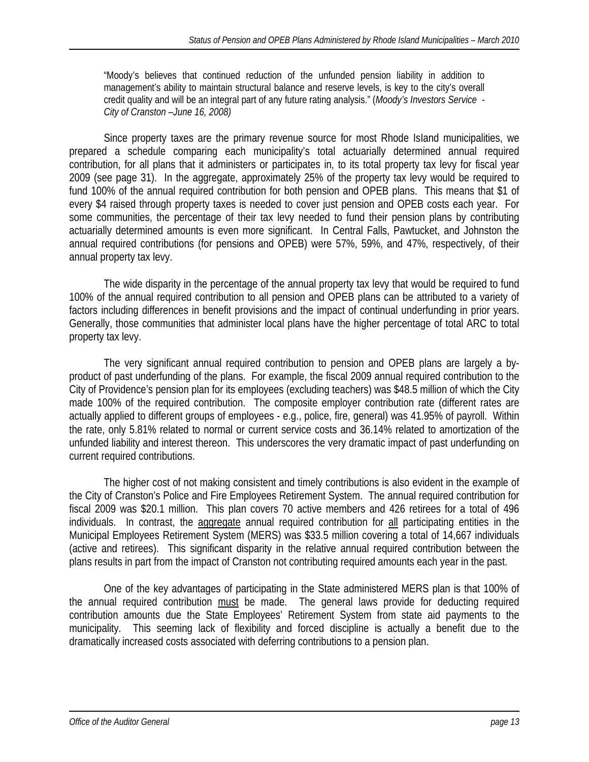> "Moody's believes that continued reduction of the unfunded pension liability in addition to management's ability to maintain structural balance and reserve levels, is key to the city's overall credit quality and will be an integral part of any future rating analysis." (*Moody's Investors Service - City of Cranston –June 16, 2008)*

Since property taxes are the primary revenue source for most Rhode Island municipalities, we prepared a schedule comparing each municipality's total actuarially determined annual required contribution, for all plans that it administers or participates in, to its total property tax levy for fiscal year 2009 (see page 31). In the aggregate, approximately 25% of the property tax levy would be required to fund 100% of the annual required contribution for both pension and OPEB plans. This means that $1 of every $4 raised through property taxes is needed to cover just pension and OPEB costs each year. For some communities, the percentage of their tax levy needed to fund their pension plans by contributing actuarially determined amounts is even more significant. In Central Falls, Pawtucket, and Johnston the annual required contributions (for pensions and OPEB) were 57%, 59%, and 47%, respectively, of their annual property tax levy.

The wide disparity in the percentage of the annual property tax levy that would be required to fund 100% of the annual required contribution to all pension and OPEB plans can be attributed to a variety of factors including differences in benefit provisions and the impact of continual underfunding in prior years. Generally, those communities that administer local plans have the higher percentage of total ARC to total property tax levy.

The very significant annual required contribution to pension and OPEB plans are largely a by-product of past underfunding of the plans. For example, the fiscal 2009 annual required contribution to the City of Providence's pension plan for its employees (excluding teachers) was $48.5 million of which the City made 100% of the required contribution. The composite employer contribution rate (different rates are actually applied to different groups of employees - e.g., police, fire, general) was 41.95% of payroll. Within the rate, only 5.81% related to normal or current service costs and 36.14% related to amortization of the unfunded liability and interest thereon. This underscores the very dramatic impact of past underfunding on current required contributions.

The higher cost of not making consistent and timely contributions is also evident in the example of the City of Cranston's Police and Fire Employees Retirement System. The annual required contribution for fiscal 2009 was $20.1 million. This plan covers 70 active members and 426 retirees for a total of 496 individuals. In contrast, the aggregate annual required contribution for all participating entities in the Municipal Employees Retirement System (MERS) was $33.5 million covering a total of 14,667 individuals (active and retirees). This significant disparity in the relative annual required contribution between the plans results in part from the impact of Cranston not contributing required amounts each year in the past.

One of the key advantages of participating in the State administered MERS plan is that 100% of the annual required contribution must be made. The general laws provide for deducting required contribution amounts due the State Employees' Retirement System from state aid payments to the municipality. This seeming lack of flexibility and forced discipline is actually a benefit due to the dramatically increased costs associated with deferring contributions to a pension plan.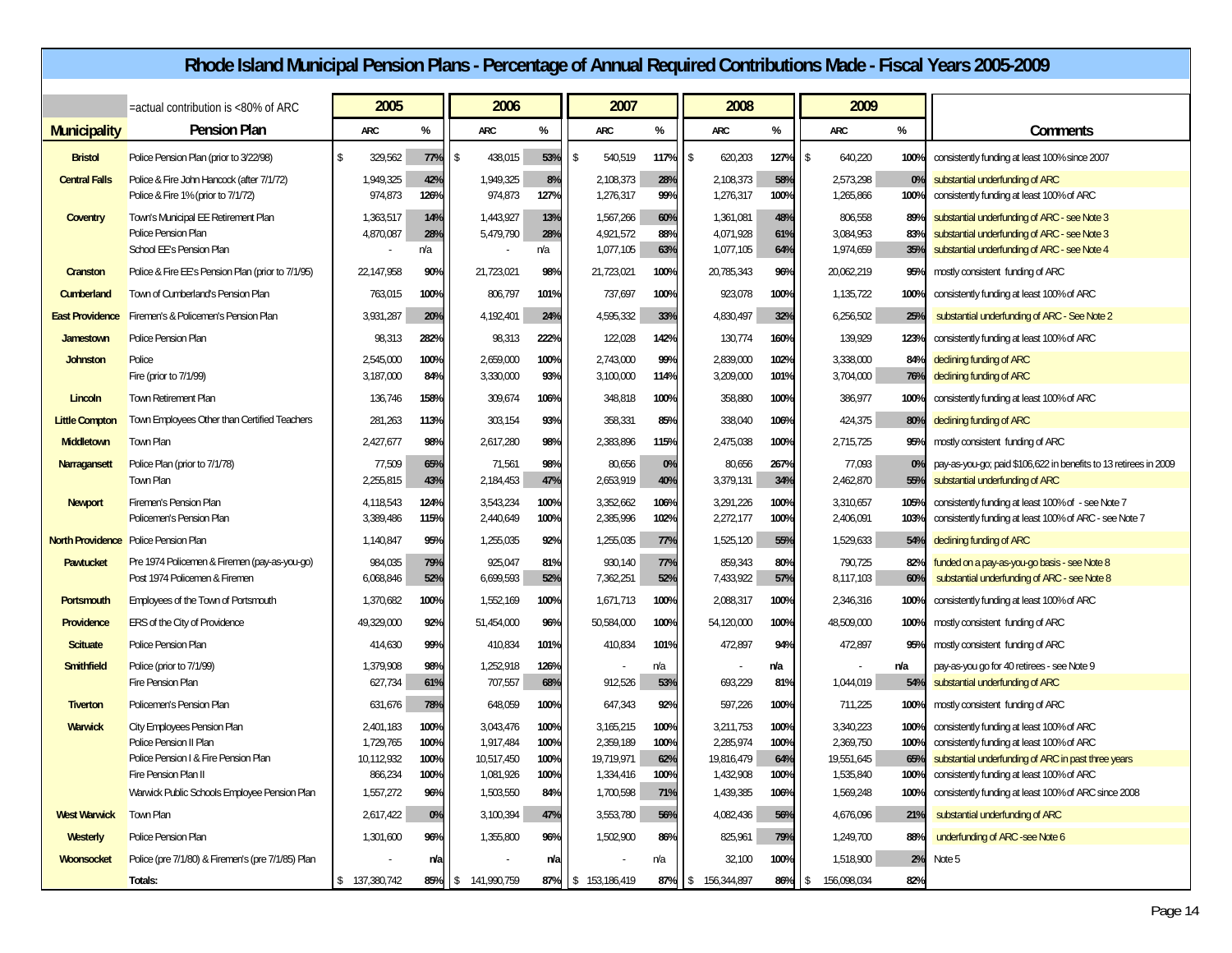# Rhode Island Municipal Pension Plans - Percentage of Annual Required Contributions Made - Fiscal Years 2005-2009

(Shaded) =actual contribution is <80% of ARC

| Municipality | Pension Plan | 2005 ARC | 2005 % | 2006 ARC | 2006 % | 2007 ARC | 2007 % | 2008 ARC | 2008 % | 2009 ARC | 2009 % | Comments |
|---|---|---|---|---|---|---|---|---|---|---|---|---|
| Bristol | Police Pension Plan (prior to 3/22/98) | $ 329,562 | 77% | $ 438,015 | 53% | $ 540,519 | 117% | $ 620,203 | 127% | $ 640,220 | 100% | consistently funding at least 100% since 2007 |
| Central Falls | Police & Fire John Hancock (after 7/1/72) | 1,949,325 | 42% | 1,949,325 | 8% | 2,108,373 | 28% | 2,108,373 | 58% | 2,573,298 | 0% | substantial underfunding of ARC |
| | Police & Fire 1% (prior to 7/1/72) | 974,873 | 126% | 974,873 | 127% | 1,276,317 | 99% | 1,276,317 | 100% | 1,265,866 | 100% | consistently funding at least 100% of ARC |
| Coventry | Town's Municipal EE Retirement Plan | 1,363,517 | 14% | 1,443,927 | 13% | 1,567,266 | 60% | 1,361,081 | 48% | 806,558 | 89% | substantial underfunding of ARC - see Note 3 |
| | Police Pension Plan | 4,870,087 | 28% | 5,479,790 | 28% | 4,921,572 | 88% | 4,071,928 | 61% | 3,084,953 | 83% | substantial underfunding of ARC - see Note 3 |
| | School EE's Pension Plan | - | n/a | - | n/a | 1,077,105 | 63% | 1,077,105 | 64% | 1,974,659 | 35% | substantial underfunding of ARC - see Note 4 |
| Cranston | Police & Fire EE's Pension Plan (prior to 7/1/95) | 22,147,958 | 90% | 21,723,021 | 98% | 21,723,021 | 100% | 20,785,343 | 96% | 20,062,219 | 95% | mostly consistent funding of ARC |
| Cumberland | Town of Cumberland's Pension Plan | 763,015 | 100% | 806,797 | 101% | 737,697 | 100% | 923,078 | 100% | 1,135,722 | 100% | consistently funding at least 100% of ARC |
| East Providence | Firemen's & Policemen's Pension Plan | 3,931,287 | 20% | 4,192,401 | 24% | 4,595,332 | 33% | 4,830,497 | 32% | 6,256,502 | 25% | substantial underfunding of ARC - See Note 2 |
| Jamestown | Police Pension Plan | 98,313 | 282% | 98,313 | 222% | 122,028 | 142% | 130,774 | 160% | 139,929 | 123% | consistently funding at least 100% of ARC |
| Johnston | Police | 2,545,000 | 100% | 2,659,000 | 100% | 2,743,000 | 99% | 2,839,000 | 102% | 3,338,000 | 84% | declining funding of ARC |
| | Fire (prior to 7/1/99) | 3,187,000 | 84% | 3,330,000 | 93% | 3,100,000 | 114% | 3,209,000 | 101% | 3,704,000 | 76% | declining funding of ARC |
| Lincoln | Town Retirement Plan | 136,746 | 158% | 309,674 | 106% | 348,818 | 100% | 358,880 | 100% | 386,977 | 100% | consistently funding at least 100% of ARC |
| Little Compton | Town Employees Other than Certified Teachers | 281,263 | 113% | 303,154 | 93% | 358,331 | 85% | 338,040 | 106% | 424,375 | 80% | declining funding of ARC |
| Middletown | Town Plan | 2,427,677 | 98% | 2,617,280 | 98% | 2,383,896 | 115% | 2,475,038 | 100% | 2,715,725 | 95% | mostly consistent funding of ARC |
| Narragansett | Police Plan (prior to 7/1/78) | 77,509 | 65% | 71,561 | 98% | 80,656 | 0% | 80,656 | 267% | 77,093 | 0% | pay-as-you-go; paid $106,622 in benefits to 13 retirees in 2009 |
| | Town Plan | 2,255,815 | 43% | 2,184,453 | 47% | 2,653,919 | 40% | 3,379,131 | 34% | 2,462,870 | 55% | substantial underfunding of ARC |
| Newport | Firemen's Pension Plan | 4,118,543 | 124% | 3,543,234 | 100% | 3,352,662 | 106% | 3,291,226 | 100% | 3,310,657 | 105% | consistently funding at least 100% of - see Note 7 |
| | Policemen's Pension Plan | 3,389,486 | 115% | 2,440,649 | 100% | 2,385,996 | 102% | 2,272,177 | 100% | 2,406,091 | 103% | consistently funding at least 100% of ARC - see Note 7 |
| North Providence | Police Pension Plan | 1,140,847 | 95% | 1,255,035 | 92% | 1,255,035 | 77% | 1,525,120 | 55% | 1,529,633 | 54% | declining funding of ARC |
| Pawtucket | Pre 1974 Policemen & Firemen (pay-as-you-go) | 984,035 | 79% | 925,047 | 81% | 930,140 | 77% | 859,343 | 80% | 790,725 | 82% | funded on a pay-as-you-go basis - see Note 8 |
| | Post 1974 Policemen & Firemen | 6,068,846 | 52% | 6,699,593 | 52% | 7,362,251 | 52% | 7,433,922 | 57% | 8,117,103 | 60% | substantial underfunding of ARC - see Note 8 |
| Portsmouth | Employees of the Town of Portsmouth | 1,370,682 | 100% | 1,552,169 | 100% | 1,671,713 | 100% | 2,088,317 | 100% | 2,346,316 | 100% | consistently funding at least 100% of ARC |
| Providence | ERS of the City of Providence | 49,329,000 | 92% | 51,454,000 | 96% | 50,584,000 | 100% | 54,120,000 | 100% | 48,509,000 | 100% | mostly consistent funding of ARC |
| Scituate | Police Pension Plan | 414,630 | 99% | 410,834 | 101% | 410,834 | 101% | 472,897 | 94% | 472,897 | 95% | mostly consistent funding of ARC |
| Smithfield | Police (prior to 7/1/99) | 1,379,908 | 98% | 1,252,918 | 126% | - | n/a | - | n/a | - | n/a | pay-as-you go for 40 retirees - see Note 9 |
| | Fire Pension Plan | 627,734 | 61% | 707,557 | 68% | 912,526 | 53% | 693,229 | 81% | 1,044,019 | 54% | substantial underfunding of ARC |
| Tiverton | Policemen's Pension Plan | 631,676 | 78% | 648,059 | 100% | 647,343 | 92% | 597,226 | 100% | 711,225 | 100% | mostly consistent funding of ARC |
| Warwick | City Employees Pension Plan | 2,401,183 | 100% | 3,043,476 | 100% | 3,165,215 | 100% | 3,211,753 | 100% | 3,340,223 | 100% | consistently funding at least 100% of ARC |
| | Police Pension II Plan | 1,729,765 | 100% | 1,917,484 | 100% | 2,359,189 | 100% | 2,285,974 | 100% | 2,369,750 | 100% | consistently funding at least 100% of ARC |
| | Police Pension I & Fire Pension Plan | 10,112,932 | 100% | 10,517,450 | 100% | 19,719,971 | 62% | 19,816,479 | 64% | 19,551,645 | 65% | substantial underfunding of ARC in past three years |
| | Fire Pension Plan II | 866,234 | 100% | 1,081,926 | 100% | 1,334,416 | 100% | 1,432,908 | 100% | 1,535,840 | 100% | consistently funding at least 100% of ARC |
| | Warwick Public Schools Employee Pension Plan | 1,557,272 | 96% | 1,503,550 | 84% | 1,700,598 | 71% | 1,439,385 | 106% | 1,569,248 | 100% | consistently funding at least 100% of ARC since 2008 |
| West Warwick | Town Plan | 2,617,422 | 0% | 3,100,394 | 47% | 3,553,780 | 56% | 4,082,436 | 56% | 4,676,096 | 21% | substantial underfunding of ARC |
| Westerly | Police Pension Plan | 1,301,600 | 96% | 1,355,800 | 96% | 1,502,900 | 86% | 825,961 | 79% | 1,249,700 | 88% | underfunding of ARC -see Note 6 |
| Woonsocket | Police (pre 7/1/80) & Firemen's (pre 7/1/85) Plan | - | n/a | - | n/a | - | n/a | 32,100 | 100% | 1,518,900 | 2% | Note 5 |
| | Totals: | $ 137,380,742 | 85% | $ 141,990,759 | 87% | $ 153,186,419 | 87% | $ 156,344,897 | 86% | $ 156,098,034 | 82% | |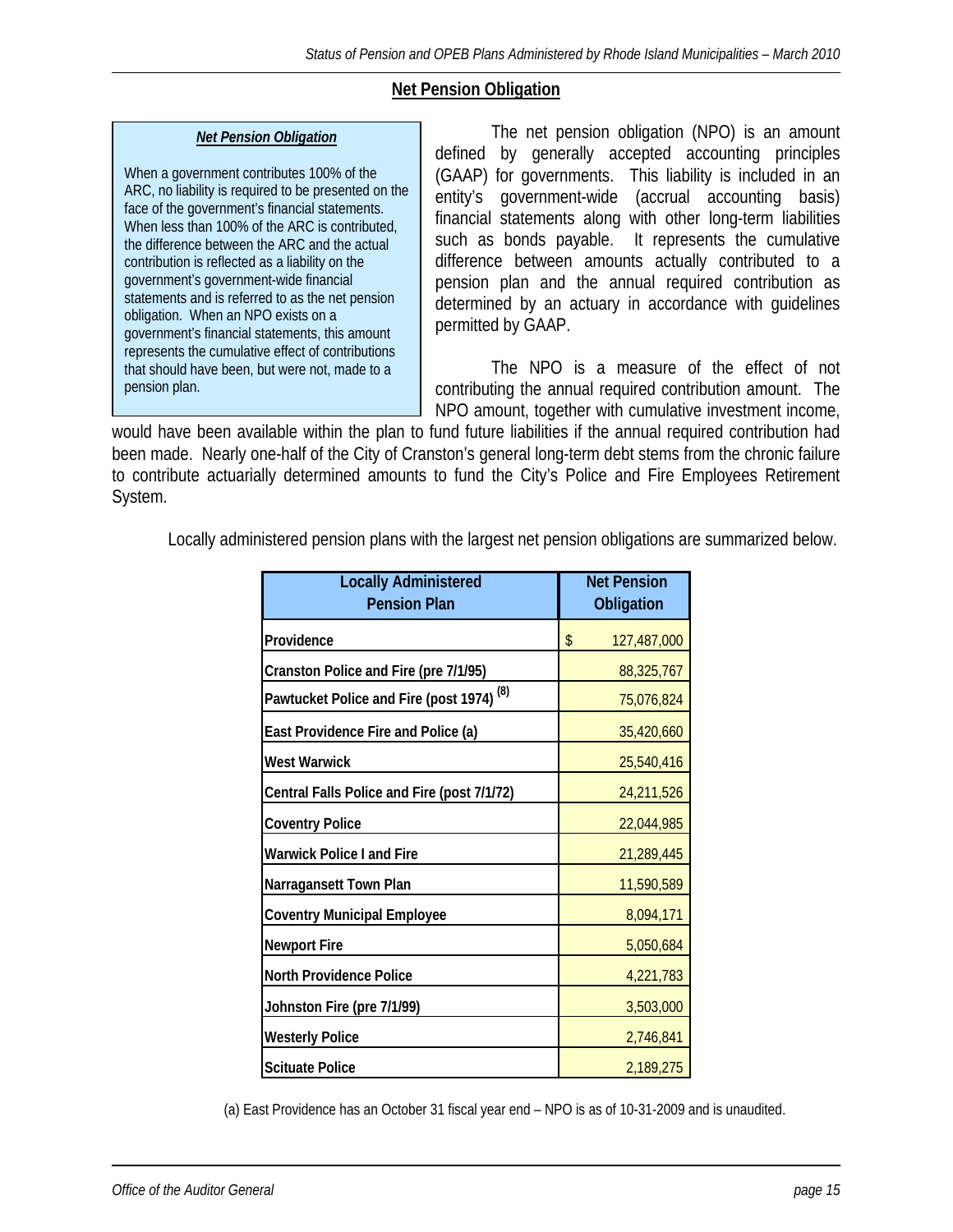## Net Pension Obligation

> ***Net Pension Obligation***
>
> When a government contributes 100% of the ARC, no liability is required to be presented on the face of the government's financial statements. When less than 100% of the ARC is contributed, the difference between the ARC and the actual contribution is reflected as a liability on the government's government-wide financial statements and is referred to as the net pension obligation. When an NPO exists on a government's financial statements, this amount represents the cumulative effect of contributions that should have been, but were not, made to a pension plan.

The net pension obligation (NPO) is an amount defined by generally accepted accounting principles (GAAP) for governments. This liability is included in an entity's government-wide (accrual accounting basis) financial statements along with other long-term liabilities such as bonds payable. It represents the cumulative difference between amounts actually contributed to a pension plan and the annual required contribution as determined by an actuary in accordance with guidelines permitted by GAAP.

The NPO is a measure of the effect of not contributing the annual required contribution amount. The NPO amount, together with cumulative investment income, would have been available within the plan to fund future liabilities if the annual required contribution had been made. Nearly one-half of the City of Cranston's general long-term debt stems from the chronic failure to contribute actuarially determined amounts to fund the City's Police and Fire Employees Retirement System.

Locally administered pension plans with the largest net pension obligations are summarized below.

| Locally Administered Pension Plan | Net Pension Obligation |
|---|---|
| Providence | $ 127,487,000 |
| Cranston Police and Fire (pre 7/1/95) | 88,325,767 |
| Pawtucket Police and Fire (post 1974) [(8)] | 75,076,824 |
| East Providence Fire and Police (a) | 35,420,660 |
| West Warwick | 25,540,416 |
| Central Falls Police and Fire (post 7/1/72) | 24,211,526 |
| Coventry Police | 22,044,985 |
| Warwick Police I and Fire | 21,289,445 |
| Narragansett Town Plan | 11,590,589 |
| Coventry Municipal Employee | 8,094,171 |
| Newport Fire | 5,050,684 |
| North Providence Police | 4,221,783 |
| Johnston Fire (pre 7/1/99) | 3,503,000 |
| Westerly Police | 2,746,841 |
| Scituate Police | 2,189,275 |

(a) East Providence has an October 31 fiscal year end – NPO is as of 10-31-2009 and is unaudited.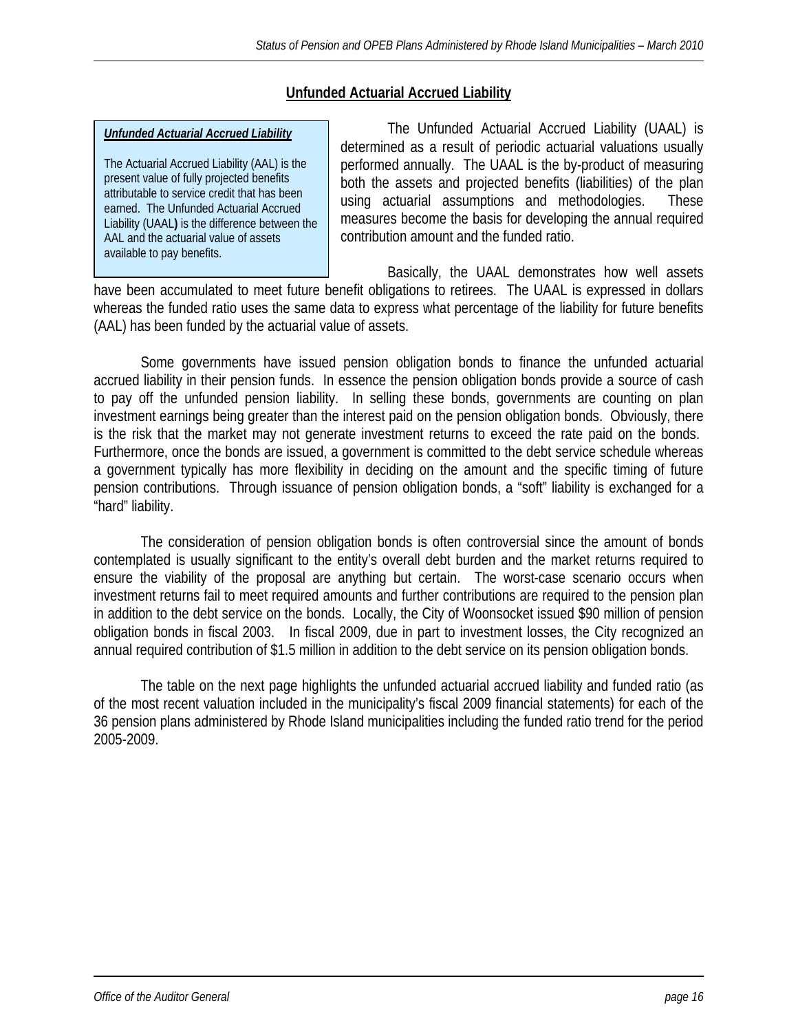## Unfundeded Actuarial Accrued Liability

***Unfunded Actuarial Accrued Liability***

The Actuarial Accrued Liability (AAL) is the present value of fully projected benefits attributable to service credit that has been earned. The Unfunded Actuarial Accrued Liability (UAAL) is the difference between the AAL and the actuarial value of assets available to pay benefits.

The Unfunded Actuarial Accrued Liability (UAAL) is determined as a result of periodic actuarial valuations usually performed annually. The UAAL is the by-product of measuring both the assets and projected benefits (liabilities) of the plan using actuarial assumptions and methodologies. These measures become the basis for developing the annual required contribution amount and the funded ratio.

Basically, the UAAL demonstrates how well assets have been accumulated to meet future benefit obligations to retirees. The UAAL is expressed in dollars whereas the funded ratio uses the same data to express what percentage of the liability for future benefits (AAL) has been funded by the actuarial value of assets.

Some governments have issued pension obligation bonds to finance the unfunded actuarial accrued liability in their pension funds. In essence the pension obligation bonds provide a source of cash to pay off the unfunded pension liability. In selling these bonds, governments are counting on plan investment earnings being greater than the interest paid on the pension obligation bonds. Obviously, there is the risk that the market may not generate investment returns to exceed the rate paid on the bonds. Furthermore, once the bonds are issued, a government is committed to the debt service schedule whereas a government typically has more flexibility in deciding on the amount and the specific timing of future pension contributions. Through issuance of pension obligation bonds, a "soft" liability is exchanged for a "hard" liability.

The consideration of pension obligation bonds is often controversial since the amount of bonds contemplated is usually significant to the entity's overall debt burden and the market returns required to ensure the viability of the proposal are anything but certain. The worst-case scenario occurs when investment returns fail to meet required amounts and further contributions are required to the pension plan in addition to the debt service on the bonds. Locally, the City of Woonsocket issued $90 million of pension obligation bonds in fiscal 2003. In fiscal 2009, due in part to investment losses, the City recognized an annual required contribution of $1.5 million in addition to the debt service on its pension obligation bonds.

The table on the next page highlights the unfunded actuarial accrued liability and funded ratio (as of the most recent valuation included in the municipality's fiscal 2009 financial statements) for each of the 36 pension plans administered by Rhode Island municipalities including the funded ratio trend for the period 2005-2009.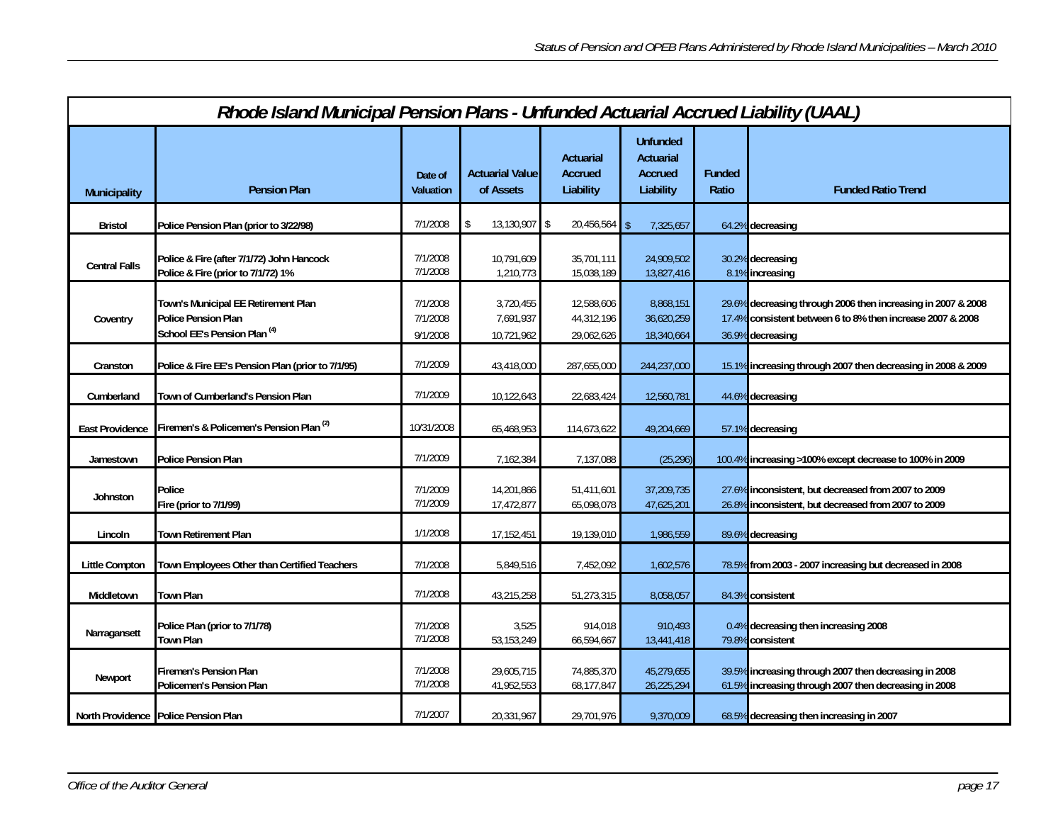## Rhode Island Municipal Pension Plans - Unfunded Actuarial Accrued Liability (UAAL)

| Municipality | Pension Plan | Date of Valuation | Actuarial Value of Assets | Actuarial Accrued Liability | Unfunded Actuarial Accrued Liability | Funded Ratio | Funded Ratio Trend |
|---|---|---|---|---|---|---|---|
| Bristol | Police Pension Plan (prior to 3/22/98) | 7/1/2008 | $ 13,130,907 | $ 20,456,564 | $ 7,325,657 | 64.2% | decreasing |
| Central Falls | Police & Fire (after 7/1/72) John Hancock | 7/1/2008 | 10,791,609 | 35,701,111 | 24,909,502 | 30.2% | decreasing |
| | Police & Fire (prior to 7/1/72) 1% | 7/1/2008 | 1,210,773 | 15,038,189 | 13,827,416 | 8.1% | increasing |
| Coventry | Town's Municipal EE Retirement Plan | 7/1/2008 | 3,720,455 | 12,588,606 | 8,868,151 | 29.6% | decreasing through 2006 then increasing in 2007 & 2008 |
| | Police Pension Plan | 7/1/2008 | 7,691,937 | 44,312,196 | 36,620,259 | 17.4% | consistent between 6 to 8% then increase 2007 & 2008 |
| | School EE's Pension Plan [4] | 9/1/2008 | 10,721,962 | 29,062,626 | 18,340,664 | 36.9% | decreasing |
| Cranston | Police & Fire EE's Pension Plan (prior to 7/1/95) | 7/1/2009 | 43,418,000 | 287,655,000 | 244,237,000 | 15.1% | increasing through 2007 then decreasing in 2008 & 2009 |
| Cumberland | Town of Cumberland's Pension Plan | 7/1/2009 | 10,122,643 | 22,683,424 | 12,560,781 | 44.6% | decreasing |
| East Providence | Firemen's & Policemen's Pension Plan [2] | 10/31/2008 | 65,468,953 | 114,673,622 | 49,204,669 | 57.1% | decreasing |
| Jamestown | Police Pension Plan | 7/1/2009 | 7,162,384 | 7,137,088 | (25,296) | 100.4% | increasing >100% except decrease to 100% in 2009 |
| Johnston | Police | 7/1/2009 | 14,201,866 | 51,411,601 | 37,209,735 | 27.6% | inconsistent, but decreased from 2007 to 2009 |
| | Fire (prior to 7/1/99) | 7/1/2009 | 17,472,877 | 65,098,078 | 47,625,201 | 26.8% | inconsistent, but decreased from 2007 to 2009 |
| Lincoln | Town Retirement Plan | 1/1/2008 | 17,152,451 | 19,139,010 | 1,986,559 | 89.6% | decreasing |
| Little Compton | Town Employees Other than Certified Teachers | 7/1/2008 | 5,849,516 | 7,452,092 | 1,602,576 | 78.5% | from 2003 - 2007 increasing but decreased in 2008 |
| Middletown | Town Plan | 7/1/2008 | 43,215,258 | 51,273,315 | 8,058,057 | 84.3% | consistent |
| Narragansett | Police Plan (prior to 7/1/78) | 7/1/2008 | 3,525 | 914,018 | 910,493 | 0.4% | decreasing then increasing 2008 |
| | Town Plan | 7/1/2008 | 53,153,249 | 66,594,667 | 13,441,418 | 79.8% | consistent |
| Newport | Firemen's Pension Plan | 7/1/2008 | 29,605,715 | 74,885,370 | 45,279,655 | 39.5% | increasing through 2007 then decreasing in 2008 |
| | Policemen's Pension Plan | 7/1/2008 | 41,952,553 | 68,177,847 | 26,225,294 | 61.5% | increasing through 2007 then decreasing in 2008 |
| North Providence | Police Pension Plan | 7/1/2007 | 20,331,967 | 29,701,976 | 9,370,009 | 68.5% | decreasing then increasing in 2007 |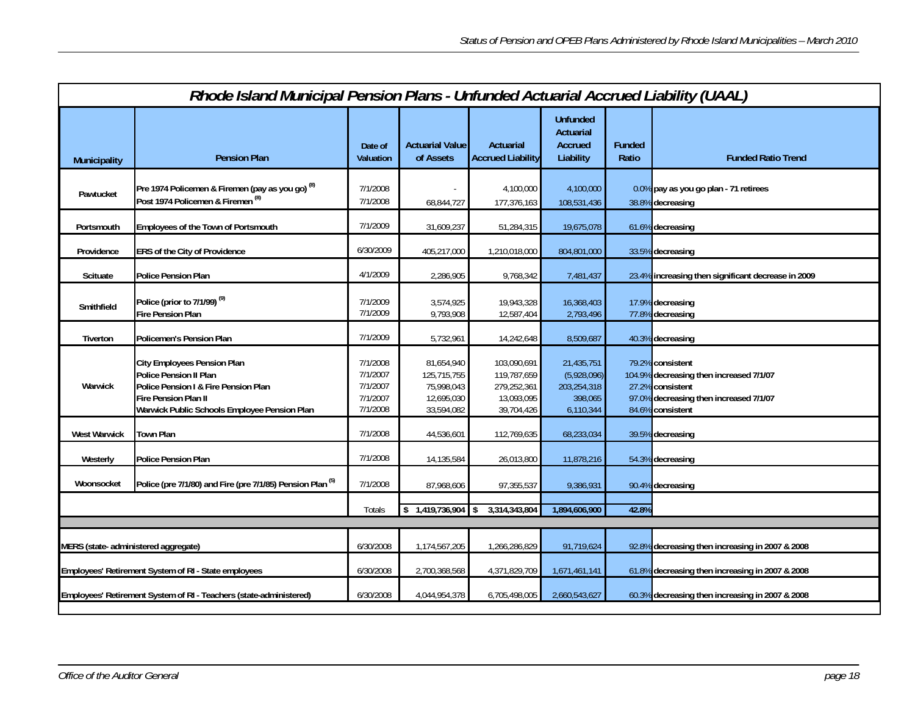## Rhode Island Municipal Pension Plans - Unfunded Actuarial Accrued Liability (UAAL)

| Municipality | Pension Plan | Date of Valuation | Actuarial Value of Assets | Actuarial Accrued Liability | Unfunded Actuarial Accrued Liability | Funded Ratio | Funded Ratio Trend |
|---|---|---|---|---|---|---|---|
| Pawtucket | Pre 1974 Policemen & Firemen (pay as you go) [8] | 7/1/2008 | - | 4,100,000 | 4,100,000 | 0.0% | pay as you go plan - 71 retirees |
| | Post 1974 Policemen & Firemen [8] | 7/1/2008 | 68,844,727 | 177,376,163 | 108,531,436 | 38.8% | decreasing |
| Portsmouth | Employees of the Town of Portsmouth | 7/1/2009 | 31,609,237 | 51,284,315 | 19,675,078 | 61.6% | decreasing |
| Providence | ERS of the City of Providence | 6/30/2009 | 405,217,000 | 1,210,018,000 | 804,801,000 | 33.5% | decreasing |
| Scituate | Police Pension Plan | 4/1/2009 | 2,286,905 | 9,768,342 | 7,481,437 | 23.4% | increasing then significant decrease in 2009 |
| Smithfield | Police (prior to 7/1/99) [9] | 7/1/2009 | 3,574,925 | 19,943,328 | 16,368,403 | 17.9% | decreasing |
| | Fire Pension Plan | 7/1/2009 | 9,793,908 | 12,587,404 | 2,793,496 | 77.8% | decreasing |
| Tiverton | Policemen's Pension Plan | 7/1/2009 | 5,732,961 | 14,242,648 | 8,509,687 | 40.3% | decreasing |
| Warwick | City Employees Pension Plan | 7/1/2008 | 81,654,940 | 103,090,691 | 21,435,751 | 79.2% | consistent |
| | Police Pension II Plan | 7/1/2007 | 125,715,755 | 119,787,659 | (5,928,096) | 104.9% | decreasing then increased 7/1/07 |
| | Police Pension I & Fire Pension Plan | 7/1/2007 | 75,998,043 | 279,252,361 | 203,254,318 | 27.2% | consistent |
| | Fire Pension Plan II | 7/1/2007 | 12,695,030 | 13,093,095 | 398,065 | 97.0% | decreasing then increased 7/1/07 |
| | Warwick Public Schools Employee Pension Plan | 7/1/2008 | 33,594,082 | 39,704,426 | 6,110,344 | 84.6% | consistent |
| West Warwick | Town Plan | 7/1/2008 | 44,536,601 | 112,769,635 | 68,233,034 | 39.5% | decreasing |
| Westerly | Police Pension Plan | 7/1/2008 | 14,135,584 | 26,013,800 | 11,878,216 | 54.3% | decreasing |
| Woonsocket | Police (pre 7/1/80) and Fire (pre 7/1/85) Pension Plan [5] | 7/1/2008 | 87,968,606 | 97,355,537 | 9,386,931 | 90.4% | decreasing |
| | | Totals | $ 1,419,736,904 | $ 3,314,343,804 | 1,894,606,900 | 42.8% | |
| MERS (state- administered aggregate) | | 6/30/2008 | 1,174,567,205 | 1,266,286,829 | 91,719,624 | 92.8% | decreasing then increasing in 2007 & 2008 |
| Employees' Retirement System of RI - State employees | | 6/30/2008 | 2,700,368,568 | 4,371,829,709 | 1,671,461,141 | 61.8% | decreasing then increasing in 2007 & 2008 |
| Employees' Retirement System of RI - Teachers (state-administered) | | 6/30/2008 | 4,044,954,378 | 6,705,498,005 | 2,660,543,627 | 60.3% | decreasing then increasing in 2007 & 2008 |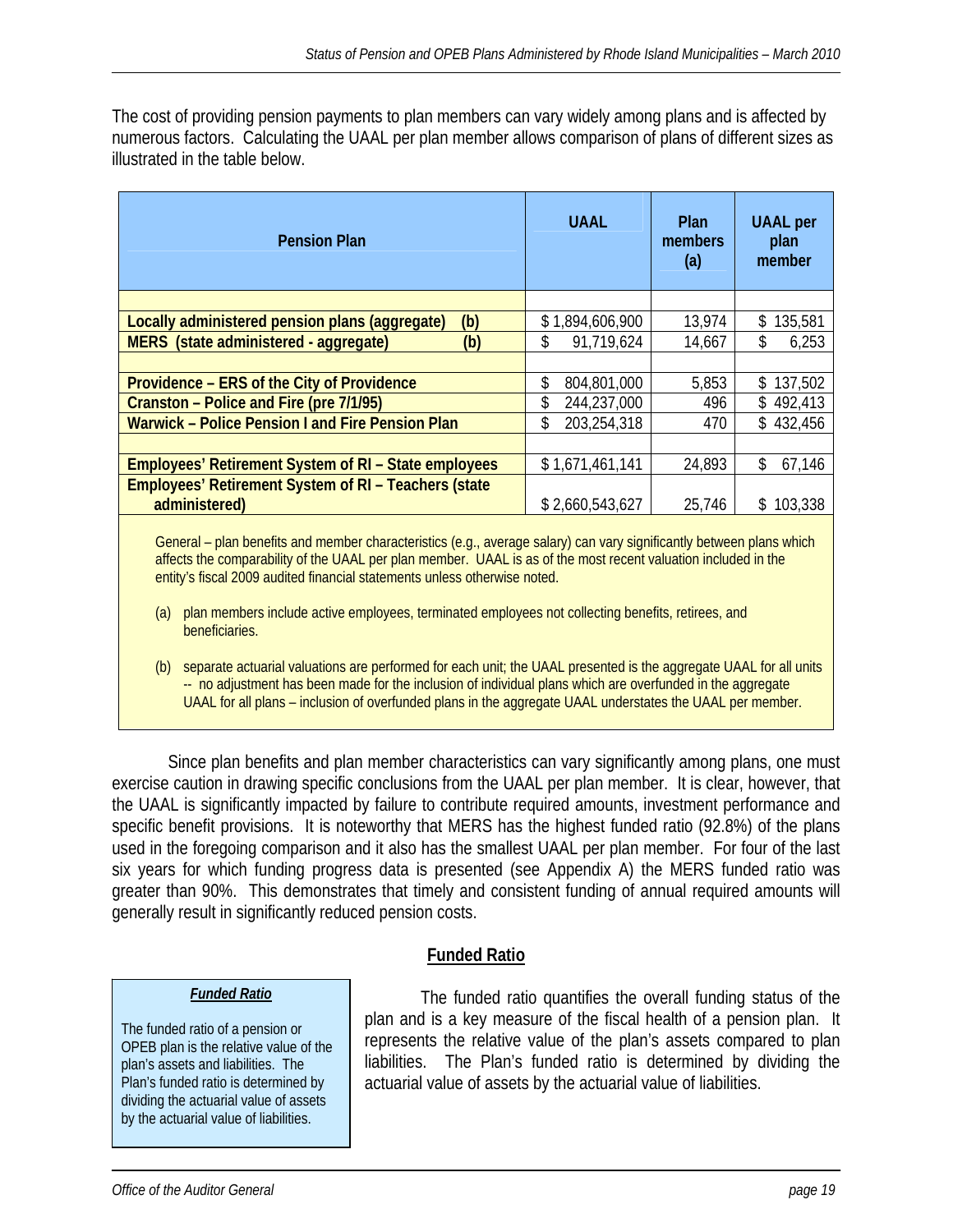The cost of providing pension payments to plan members can vary widely among plans and is affected by numerous factors. Calculating the UAAL per plan member allows comparison of plans of different sizes as illustrated in the table below.

| Pension Plan | UAAL | Plan members (a) | UAAL per plan member |
|---|---|---|---|
| | | | |
| **Locally administered pension plans (aggregate) (b)** | $ 1,894,606,900 | 13,974 | $ 135,581 |
| **MERS (state administered - aggregate) (b)** | $ 91,719,624 | 14,667 | $ 6,253 |
| | | | |
| **Providence – ERS of the City of Providence** | $ 804,801,000 | 5,853 | $ 137,502 |
| **Cranston – Police and Fire (pre 7/1/95)** | $ 244,237,000 | 496 | $ 492,413 |
| **Warwick – Police Pension I and Fire Pension Plan** | $ 203,254,318 | 470 | $ 432,456 |
| | | | |
| **Employees' Retirement System of RI – State employees** | $ 1,671,461,141 | 24,893 | $ 67,146 |
| **Employees' Retirement System of RI – Teachers (state administered)** | $ 2,660,543,627 | 25,746 | $ 103,338 |

General – plan benefits and member characteristics (e.g., average salary) can vary significantly between plans which affects the comparability of the UAAL per plan member. UAAL is as of the most recent valuation included in the entity's fiscal 2009 audited financial statements unless otherwise noted.

(a) plan members include active employees, terminated employees not collecting benefits, retirees, and beneficiaries.

(b) separate actuarial valuations are performed for each unit; the UAAL presented is the aggregate UAAL for all units -- no adjustment has been made for the inclusion of individual plans which are overfunded in the aggregate UAAL for all plans – inclusion of overfunded plans in the aggregate UAAL understates the UAAL per member.

Since plan benefits and plan member characteristics can vary significantly among plans, one must exercise caution in drawing specific conclusions from the UAAL per plan member. It is clear, however, that the UAAL is significantly impacted by failure to contribute required amounts, investment performance and specific benefit provisions. It is noteworthy that MERS has the highest funded ratio (92.8%) of the plans used in the foregoing comparison and it also has the smallest UAAL per plan member. For four of the last six years for which funding progress data is presented (see Appendix A) the MERS funded ratio was greater than 90%. This demonstrates that timely and consistent funding of annual required amounts will generally result in significantly reduced pension costs.

## Funded Ratio

> ***Funded Ratio***
>
> The funded ratio of a pension or OPEB plan is the relative value of the plan's assets and liabilities. The Plan's funded ratio is determined by dividing the actuarial value of assets by the actuarial value of liabilities.

The funded ratio quantifies the overall funding status of the plan and is a key measure of the fiscal health of a pension plan. It represents the relative value of the plan's assets compared to plan liabilities. The Plan's funded ratio is determined by dividing the actuarial value of assets by the actuarial value of liabilities.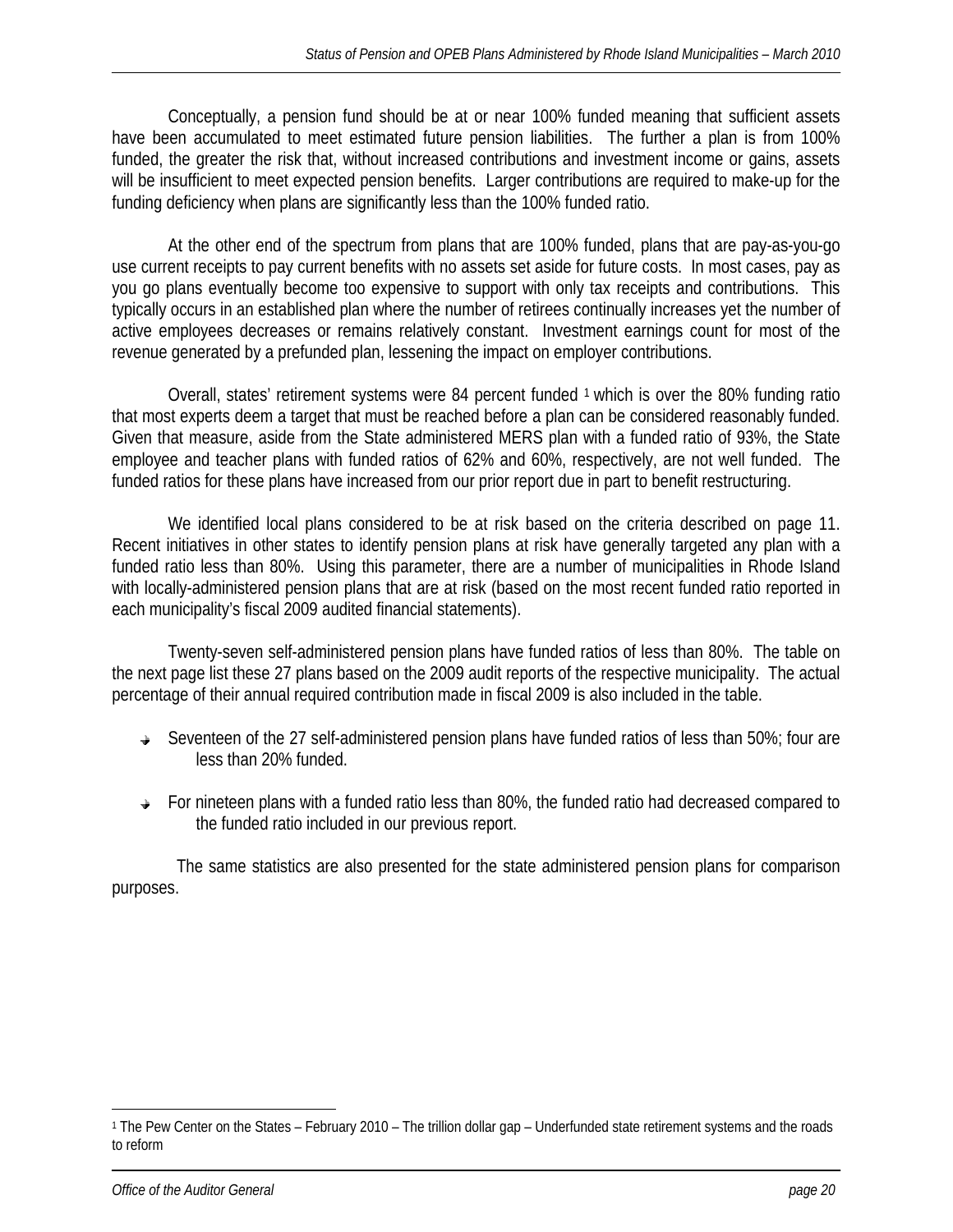Conceptually, a pension fund should be at or near 100% funded meaning that sufficient assets have been accumulated to meet estimated future pension liabilities. The further a plan is from 100% funded, the greater the risk that, without increased contributions and investment income or gains, assets will be insufficient to meet expected pension benefits. Larger contributions are required to make-up for the funding deficiency when plans are significantly less than the 100% funded ratio.

At the other end of the spectrum from plans that are 100% funded, plans that are pay-as-you-go use current receipts to pay current benefits with no assets set aside for future costs. In most cases, pay as you go plans eventually become too expensive to support with only tax receipts and contributions. This typically occurs in an established plan where the number of retirees continually increases yet the number of active employees decreases or remains relatively constant. Investment earnings count for most of the revenue generated by a prefunded plan, lessening the impact on employer contributions.

Overall, states' retirement systems were 84 percent funded [1] which is over the 80% funding ratio that most experts deem a target that must be reached before a plan can be considered reasonably funded. Given that measure, aside from the State administered MERS plan with a funded ratio of 93%, the State employee and teacher plans with funded ratios of 62% and 60%, respectively, are not well funded. The funded ratios for these plans have increased from our prior report due in part to benefit restructuring.

We identified local plans considered to be at risk based on the criteria described on page 11. Recent initiatives in other states to identify pension plans at risk have generally targeted any plan with a funded ratio less than 80%. Using this parameter, there are a number of municipalities in Rhode Island with locally-administered pension plans that are at risk (based on the most recent funded ratio reported in each municipality's fiscal 2009 audited financial statements).

Twenty-seven self-administered pension plans have funded ratios of less than 80%. The table on the next page list these 27 plans based on the 2009 audit reports of the respective municipality. The actual percentage of their annual required contribution made in fiscal 2009 is also included in the table.

- Seventeen of the 27 self-administered pension plans have funded ratios of less than 50%; four are less than 20% funded.
- For nineteen plans with a funded ratio less than 80%, the funded ratio had decreased compared to the funded ratio included in our previous report.

The same statistics are also presented for the state administered pension plans for comparison purposes.

[1] The Pew Center on the States – February 2010 – The trillion dollar gap – Underfunded state retirement systems and the roads to reform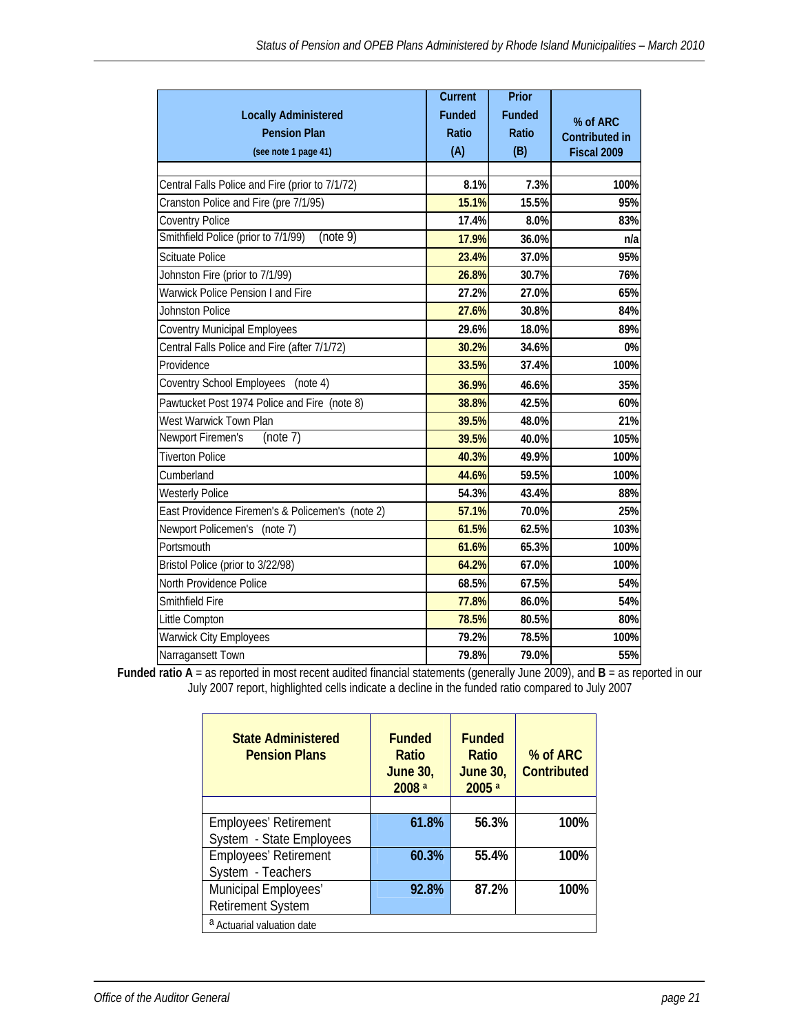| Locally Administered Pension Plan (see note 1 page 41) | Current Funded Ratio (A) | Prior Funded Ratio (B) | % of ARC Contributed in Fiscal 2009 |
|---|---|---|---|
| | | | |
| Central Falls Police and Fire (prior to 7/1/72) | 8.1% | 7.3% | 100% |
| Cranston Police and Fire (pre 7/1/95) | 15.1% | 15.5% | 95% |
| Coventry Police | 17.4% | 8.0% | 83% |
| Smithfield Police (prior to 7/1/99) (note 9) | 17.9% | 36.0% | n/a |
| Scituate Police | 23.4% | 37.0% | 95% |
| Johnston Fire (prior to 7/1/99) | 26.8% | 30.7% | 76% |
| Warwick Police Pension I and Fire | 27.2% | 27.0% | 65% |
| Johnston Police | 27.6% | 30.8% | 84% |
| Coventry Municipal Employees | 29.6% | 18.0% | 89% |
| Central Falls Police and Fire (after 7/1/72) | 30.2% | 34.6% | 0% |
| Providence | 33.5% | 37.4% | 100% |
| Coventry School Employees (note 4) | 36.9% | 46.6% | 35% |
| Pawtucket Post 1974 Police and Fire (note 8) | 38.8% | 42.5% | 60% |
| West Warwick Town Plan | 39.5% | 48.0% | 21% |
| Newport Firemen's (note 7) | 39.5% | 40.0% | 105% |
| Tiverton Police | 40.3% | 49.9% | 100% |
| Cumberland | 44.6% | 59.5% | 100% |
| Westerly Police | 54.3% | 43.4% | 88% |
| East Providence Firemen's & Policemen's (note 2) | 57.1% | 70.0% | 25% |
| Newport Policemen's (note 7) | 61.5% | 62.5% | 103% |
| Portsmouth | 61.6% | 65.3% | 100% |
| Bristol Police (prior to 3/22/98) | 64.2% | 67.0% | 100% |
| North Providence Police | 68.5% | 67.5% | 54% |
| Smithfield Fire | 77.8% | 86.0% | 54% |
| Little Compton | 78.5% | 80.5% | 80% |
| Warwick City Employees | 79.2% | 78.5% | 100% |
| Narragansett Town | 79.8% | 79.0% | 55% |

**Funded ratio A** = as reported in most recent audited financial statements (generally June 2009), and **B** = as reported in our July 2007 report, highlighted cells indicate a decline in the funded ratio compared to July 2007

| State Administered Pension Plans | Funded Ratio June 30, 2008 [a] | Funded Ratio June 30, 2005 [a] | % of ARC Contributed |
|---|---|---|---|
| | | | |
| Employees' Retirement System - State Employees | 61.8% | 56.3% | 100% |
| Employees' Retirement System - Teachers | 60.3% | 55.4% | 100% |
| Municipal Employees' Retirement System | 92.8% | 87.2% | 100% |

[a] Actuarial valuation date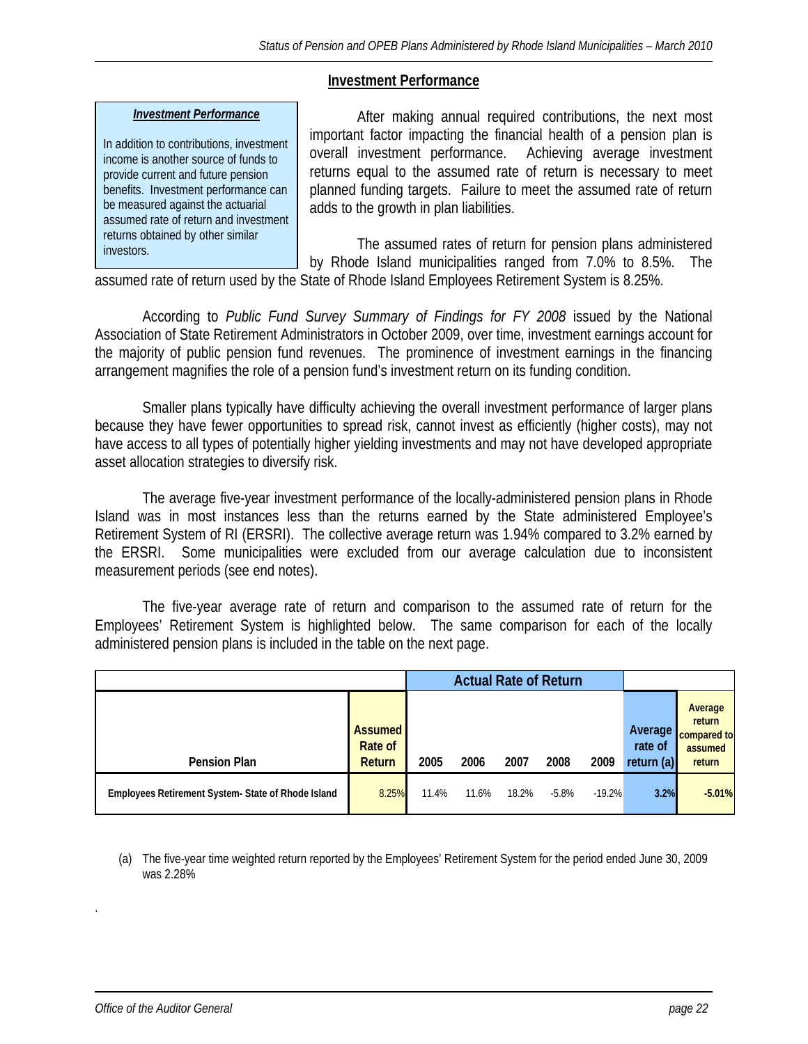## Investment Performance

> ***Investment Performance***
>
> In addition to contributions, investment income is another source of funds to provide current and future pension benefits. Investment performance can be measured against the actuarial assumed rate of return and investment returns obtained by other similar investors.

After making annual required contributions, the next most important factor impacting the financial health of a pension plan is overall investment performance. Achieving average investment returns equal to the assumed rate of return is necessary to meet planned funding targets. Failure to meet the assumed rate of return adds to the growth in plan liabilities.

The assumed rates of return for pension plans administered by Rhode Island municipalities ranged from 7.0% to 8.5%. The assumed rate of return used by the State of Rhode Island Employees Retirement System is 8.25%.

According to *Public Fund Survey Summary of Findings for FY 2008* issued by the National Association of State Retirement Administrators in October 2009, over time, investment earnings account for the majority of public pension fund revenues. The prominence of investment earnings in the financing arrangement magnifies the role of a pension fund's investment return on its funding condition.

Smaller plans typically have difficulty achieving the overall investment performance of larger plans because they have fewer opportunities to spread risk, cannot invest as efficiently (higher costs), may not have access to all types of potentially higher yielding investments and may not have developed appropriate asset allocation strategies to diversify risk.

The average five-year investment performance of the locally-administered pension plans in Rhode Island was in most instances less than the returns earned by the State administered Employee's Retirement System of RI (ERSRI). The collective average return was 1.94% compared to 3.2% earned by the ERSRI. Some municipalities were excluded from our average calculation due to inconsistent measurement periods (see end notes).

The five-year average rate of return and comparison to the assumed rate of return for the Employees' Retirement System is highlighted below. The same comparison for each of the locally administered pension plans is included in the table on the next page.

| | | Actual Rate of Return | | | | | | |
|---|---|---|---|---|---|---|---|---|
| **Pension Plan** | **Assumed Rate of Return** | **2005** | **2006** | **2007** | **2008** | **2009** | **Average rate of return (a)** | **Average return compared to assumed return** |
| **Employees Retirement System- State of Rhode Island** | 8.25% | 11.4% | 11.6% | 18.2% | -5.8% | -19.2% | **3.2%** | **-5.01%** |

(a) The five-year time weighted return reported by the Employees' Retirement System for the period ended June 30, 2009 was 2.28%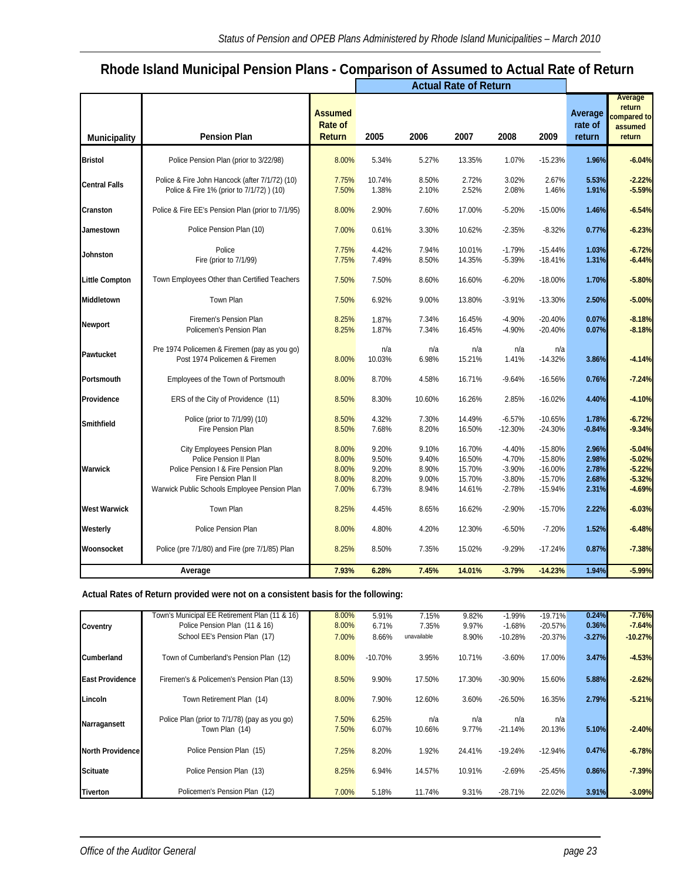# Rhode Island Municipal Pension Plans - Comparison of Assumed to Actual Rate of Return

| Municipality | Pension Plan | Assumed Rate of Return | Actual Rate of Return 2005 | 2006 | 2007 | 2008 | 2009 | Average rate of return | Average return compared to assumed return |
|---|---|---|---|---|---|---|---|---|---|
| **Bristol** | Police Pension Plan (prior to 3/22/98) | 8.00% | 5.34% | 5.27% | 13.35% | 1.07% | -15.23% | **1.96%** | **-6.04%** |
| **Central Falls** | Police & Fire John Hancock (after 7/1/72) (10) | 7.75% | 10.74% | 8.50% | 2.72% | 3.02% | 2.67% | **5.53%** | **-2.22%** |
| | Police & Fire 1% (prior to 7/1/72) ) (10) | 7.50% | 1.38% | 2.10% | 2.52% | 2.08% | 1.46% | **1.91%** | **-5.59%** |
| **Cranston** | Police & Fire EE's Pension Plan (prior to 7/1/95) | 8.00% | 2.90% | 7.60% | 17.00% | -5.20% | -15.00% | **1.46%** | **-6.54%** |
| **Jamestown** | Police Pension Plan (10) | 7.00% | 0.61% | 3.30% | 10.62% | -2.35% | -8.32% | **0.77%** | **-6.23%** |
| **Johnston** | Police | 7.75% | 4.42% | 7.94% | 10.01% | -1.79% | -15.44% | **1.03%** | **-6.72%** |
| | Fire (prior to 7/1/99) | 7.75% | 7.49% | 8.50% | 14.35% | -5.39% | -18.41% | **1.31%** | **-6.44%** |
| **Little Compton** | Town Employees Other than Certified Teachers | 7.50% | 7.50% | 8.60% | 16.60% | -6.20% | -18.00% | **1.70%** | **-5.80%** |
| **Middletown** | Town Plan | 7.50% | 6.92% | 9.00% | 13.80% | -3.91% | -13.30% | **2.50%** | **-5.00%** |
| **Newport** | Firemen's Pension Plan | 8.25% | 1.87% | 7.34% | 16.45% | -4.90% | -20.40% | **0.07%** | **-8.18%** |
| | Policemen's Pension Plan | 8.25% | 1.87% | 7.34% | 16.45% | -4.90% | -20.40% | **0.07%** | **-8.18%** |
| **Pawtucket** | Pre 1974 Policemen & Firemen (pay as you go) | | n/a | n/a | n/a | n/a | n/a | | |
| | Post 1974 Policemen & Firemen | 8.00% | 10.03% | 6.98% | 15.21% | 1.41% | -14.32% | **3.86%** | **-4.14%** |
| **Portsmouth** | Employees of the Town of Portsmouth | 8.00% | 8.70% | 4.58% | 16.71% | -9.64% | -16.56% | **0.76%** | **-7.24%** |
| **Providence** | ERS of the City of Providence (11) | 8.50% | 8.30% | 10.60% | 16.26% | 2.85% | -16.02% | **4.40%** | **-4.10%** |
| **Smithfield** | Police (prior to 7/1/99) (10) | 8.50% | 4.32% | 7.30% | 14.49% | -6.57% | -10.65% | **1.78%** | **-6.72%** |
| | Fire Pension Plan | 8.50% | 7.68% | 8.20% | 16.50% | -12.30% | -24.30% | **-0.84%** | **-9.34%** |
| **Warwick** | City Employees Pension Plan | 8.00% | 9.20% | 9.10% | 16.70% | -4.40% | -15.80% | **2.96%** | **-5.04%** |
| | Police Pension II Plan | 8.00% | 9.50% | 9.40% | 16.50% | -4.70% | -15.80% | **2.98%** | **-5.02%** |
| | Police Pension I & Fire Pension Plan | 8.00% | 9.20% | 8.90% | 15.70% | -3.90% | -16.00% | **2.78%** | **-5.22%** |
| | Fire Pension Plan II | 8.00% | 8.20% | 9.00% | 15.70% | -3.80% | -15.70% | **2.68%** | **-5.32%** |
| | Warwick Public Schools Employee Pension Plan | 7.00% | 6.73% | 8.94% | 14.61% | -2.78% | -15.94% | **2.31%** | **-4.69%** |
| **West Warwick** | Town Plan | 8.25% | 4.45% | 8.65% | 16.62% | -2.90% | -15.70% | **2.22%** | **-6.03%** |
| **Westerly** | Police Pension Plan | 8.00% | 4.80% | 4.20% | 12.30% | -6.50% | -7.20% | **1.52%** | **-6.48%** |
| **Woonsocket** | Police (pre 7/1/80) and Fire (pre 7/1/85) Plan | 8.25% | 8.50% | 7.35% | 15.02% | -9.29% | -17.24% | **0.87%** | **-7.38%** |
| | **Average** | **7.93%** | **6.28%** | **7.45%** | **14.01%** | **-3.79%** | **-14.23%** | **1.94%** | **-5.99%** |

**Actual Rates of Return provided were not on a consistent basis for the following:**

| Municipality | Pension Plan | Assumed Rate of Return | 2005 | 2006 | 2007 | 2008 | 2009 | Average rate of return | Average return compared to assumed return |
|---|---|---|---|---|---|---|---|---|---|
| **Coventry** | Town's Municipal EE Retirement Plan (11 & 16) | 8.00% | 5.91% | 7.15% | 9.82% | -1.99% | -19.71% | **0.24%** | **-7.76%** |
| | Police Pension Plan (11 & 16) | 8.00% | 6.71% | 7.35% | 9.97% | -1.68% | -20.57% | **0.36%** | **-7.64%** |
| | School EE's Pension Plan (17) | 7.00% | 8.66% | unavailable | 8.90% | -10.28% | -20.37% | **-3.27%** | **-10.27%** |
| **Cumberland** | Town of Cumberland's Pension Plan (12) | 8.00% | -10.70% | 3.95% | 10.71% | -3.60% | 17.00% | **3.47%** | **-4.53%** |
| **East Providence** | Firemen's & Policemen's Pension Plan (13) | 8.50% | 9.90% | 17.50% | 17.30% | -30.90% | 15.60% | **5.88%** | **-2.62%** |
| **Lincoln** | Town Retirement Plan (14) | 8.00% | 7.90% | 12.60% | 3.60% | -26.50% | 16.35% | **2.79%** | **-5.21%** |
| **Narragansett** | Police Plan (prior to 7/1/78) (pay as you go) | 7.50% | 6.25% | n/a | n/a | n/a | n/a | | |
| | Town Plan (14) | 7.50% | 6.07% | 10.66% | 9.77% | -21.14% | 20.13% | **5.10%** | **-2.40%** |
| **North Providence** | Police Pension Plan (15) | 7.25% | 8.20% | 1.92% | 24.41% | -19.24% | -12.94% | **0.47%** | **-6.78%** |
| **Scituate** | Police Pension Plan (13) | 8.25% | 6.94% | 14.57% | 10.91% | -2.69% | -25.45% | **0.86%** | **-7.39%** |
| **Tiverton** | Policemen's Pension Plan (12) | 7.00% | 5.18% | 11.74% | 9.31% | -28.71% | 22.02% | **3.91%** | **-3.09%** |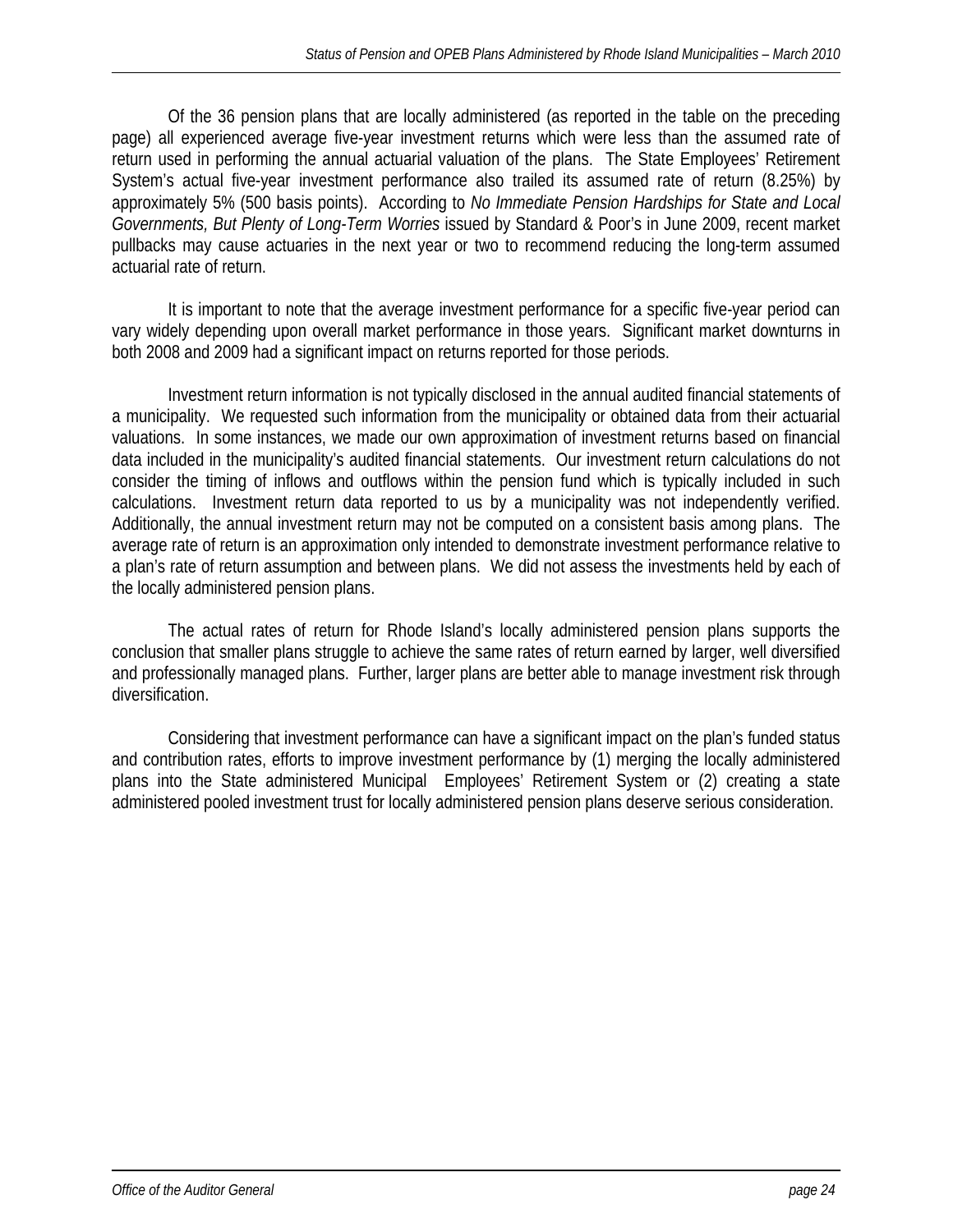Of the 36 pension plans that are locally administered (as reported in the table on the preceding page) all experienced average five-year investment returns which were less than the assumed rate of return used in performing the annual actuarial valuation of the plans. The State Employees' Retirement System's actual five-year investment performance also trailed its assumed rate of return (8.25%) by approximately 5% (500 basis points). According to *No Immediate Pension Hardships for State and Local Governments, But Plenty of Long-Term Worries* issued by Standard & Poor's in June 2009, recent market pullbacks may cause actuaries in the next year or two to recommend reducing the long-term assumed actuarial rate of return.

It is important to note that the average investment performance for a specific five-year period can vary widely depending upon overall market performance in those years. Significant market downturns in both 2008 and 2009 had a significant impact on returns reported for those periods.

Investment return information is not typically disclosed in the annual audited financial statements of a municipality. We requested such information from the municipality or obtained data from their actuarial valuations. In some instances, we made our own approximation of investment returns based on financial data included in the municipality's audited financial statements. Our investment return calculations do not consider the timing of inflows and outflows within the pension fund which is typically included in such calculations. Investment return data reported to us by a municipality was not independently verified. Additionally, the annual investment return may not be computed on a consistent basis among plans. The average rate of return is an approximation only intended to demonstrate investment performance relative to a plan's rate of return assumption and between plans. We did not assess the investments held by each of the locally administered pension plans.

The actual rates of return for Rhode Island's locally administered pension plans supports the conclusion that smaller plans struggle to achieve the same rates of return earned by larger, well diversified and professionally managed plans. Further, larger plans are better able to manage investment risk through diversification.

Considering that investment performance can have a significant impact on the plan's funded status and contribution rates, efforts to improve investment performance by (1) merging the locally administered plans into the State administered Municipal Employees' Retirement System or (2) creating a state administered pooled investment trust for locally administered pension plans deserve serious consideration.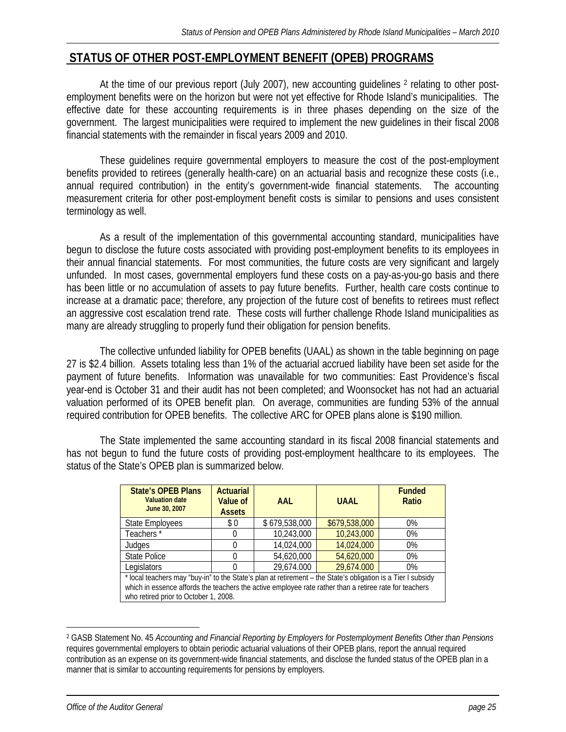## STATUS OF OTHER POST-EMPLOYMENT BENEFIT (OPEB) PROGRAMS

At the time of our previous report (July 2007), new accounting guidelines [2] relating to other post-employment benefits were on the horizon but were not yet effective for Rhode Island's municipalities. The effective date for these accounting requirements is in three phases depending on the size of the government. The largest municipalities were required to implement the new guidelines in their fiscal 2008 financial statements with the remainder in fiscal years 2009 and 2010.

These guidelines require governmental employers to measure the cost of the post-employment benefits provided to retirees (generally health-care) on an actuarial basis and recognize these costs (i.e., annual required contribution) in the entity's government-wide financial statements. The accounting measurement criteria for other post-employment benefit costs is similar to pensions and uses consistent terminology as well.

As a result of the implementation of this governmental accounting standard, municipalities have begun to disclose the future costs associated with providing post-employment benefits to its employees in their annual financial statements. For most communities, the future costs are very significant and largely unfunded. In most cases, governmental employers fund these costs on a pay-as-you-go basis and there has been little or no accumulation of assets to pay future benefits. Further, health care costs continue to increase at a dramatic pace; therefore, any projection of the future cost of benefits to retirees must reflect an aggressive cost escalation trend rate. These costs will further challenge Rhode Island municipalities as many are already struggling to properly fund their obligation for pension benefits.

The collective unfunded liability for OPEB benefits (UAAL) as shown in the table beginning on page 27 is $2.4 billion. Assets totaling less than 1% of the actuarial accrued liability have been set aside for the payment of future benefits. Information was unavailable for two communities: East Providence's fiscal year-end is October 31 and their audit has not been completed; and Woonsocket has not had an actuarial valuation performed of its OPEB benefit plan. On average, communities are funding 53% of the annual required contribution for OPEB benefits. The collective ARC for OPEB plans alone is $190 million.

The State implemented the same accounting standard in its fiscal 2008 financial statements and has not begun to fund the future costs of providing post-employment healthcare to its employees. The status of the State's OPEB plan is summarized below.

| State's OPEB Plans<br>Valuation date<br>June 30, 2007 | Actuarial Value of Assets | AAL | UAAL | Funded Ratio |
|---|---|---|---|---|
| State Employees | $ 0 | $ 679,538,000 | $679,538,000 | 0% |
| Teachers * | 0 | 10,243,000 | 10,243,000 | 0% |
| Judges | 0 | 14,024,000 | 14,024,000 | 0% |
| State Police | 0 | 54,620,000 | 54,620,000 | 0% |
| Legislators | 0 | 29,674.000 | 29,674.000 | 0% |

* local teachers may "buy-in" to the State's plan at retirement – the State's obligation is a Tier I subsidy which in essence affords the teachers the active employee rate rather than a retiree rate for teachers who retired prior to October 1, 2008.

[2] GASB Statement No. 45 *Accounting and Financial Reporting by Employers for Postemployment Benefits Other than Pensions* requires governmental employers to obtain periodic actuarial valuations of their OPEB plans, report the annual required contribution as an expense on its government-wide financial statements, and disclose the funded status of the OPEB plan in a manner that is similar to accounting requirements for pensions by employers.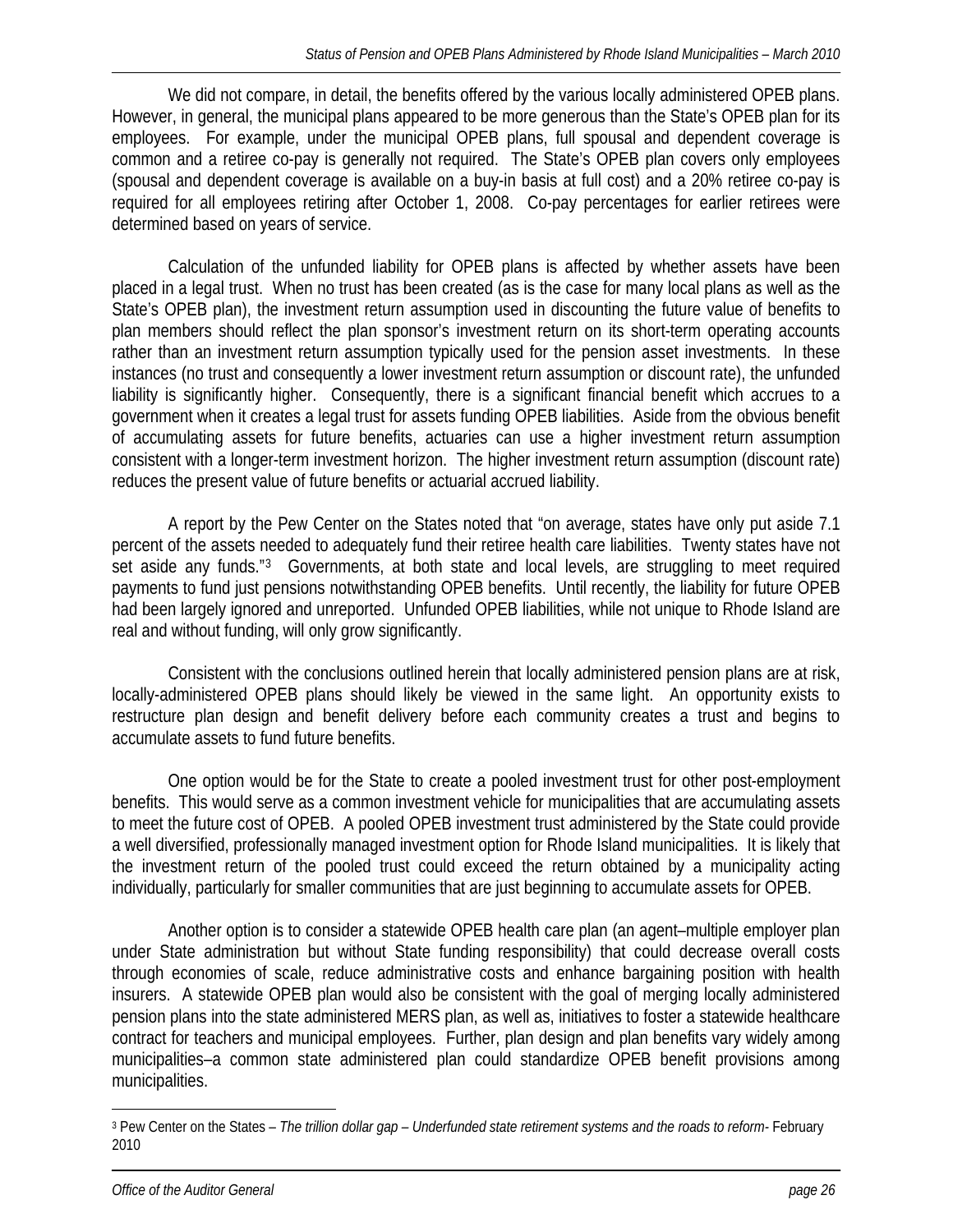We did not compare, in detail, the benefits offered by the various locally administered OPEB plans. However, in general, the municipal plans appeared to be more generous than the State's OPEB plan for its employees. For example, under the municipal OPEB plans, full spousal and dependent coverage is common and a retiree co-pay is generally not required. The State's OPEB plan covers only employees (spousal and dependent coverage is available on a buy-in basis at full cost) and a 20% retiree co-pay is required for all employees retiring after October 1, 2008. Co-pay percentages for earlier retirees were determined based on years of service.

Calculation of the unfunded liability for OPEB plans is affected by whether assets have been placed in a legal trust. When no trust has been created (as is the case for many local plans as well as the State's OPEB plan), the investment return assumption used in discounting the future value of benefits to plan members should reflect the plan sponsor's investment return on its short-term operating accounts rather than an investment return assumption typically used for the pension asset investments. In these instances (no trust and consequently a lower investment return assumption or discount rate), the unfunded liability is significantly higher. Consequently, there is a significant financial benefit which accrues to a government when it creates a legal trust for assets funding OPEB liabilities. Aside from the obvious benefit of accumulating assets for future benefits, actuaries can use a higher investment return assumption consistent with a longer-term investment horizon. The higher investment return assumption (discount rate) reduces the present value of future benefits or actuarial accrued liability.

A report by the Pew Center on the States noted that "on average, states have only put aside 7.1 percent of the assets needed to adequately fund their retiree health care liabilities. Twenty states have not set aside any funds."[3] Governments, at both state and local levels, are struggling to meet required payments to fund just pensions notwithstanding OPEB benefits. Until recently, the liability for future OPEB had been largely ignored and unreported. Unfunded OPEB liabilities, while not unique to Rhode Island are real and without funding, will only grow significantly.

Consistent with the conclusions outlined herein that locally administered pension plans are at risk, locally-administered OPEB plans should likely be viewed in the same light. An opportunity exists to restructure plan design and benefit delivery before each community creates a trust and begins to accumulate assets to fund future benefits.

One option would be for the State to create a pooled investment trust for other post-employment benefits. This would serve as a common investment vehicle for municipalities that are accumulating assets to meet the future cost of OPEB. A pooled OPEB investment trust administered by the State could provide a well diversified, professionally managed investment option for Rhode Island municipalities. It is likely that the investment return of the pooled trust could exceed the return obtained by a municipality acting individually, particularly for smaller communities that are just beginning to accumulate assets for OPEB.

Another option is to consider a statewide OPEB health care plan (an agent–multiple employer plan under State administration but without State funding responsibility) that could decrease overall costs through economies of scale, reduce administrative costs and enhance bargaining position with health insurers. A statewide OPEB plan would also be consistent with the goal of merging locally administered pension plans into the state administered MERS plan, as well as, initiatives to foster a statewide healthcare contract for teachers and municipal employees. Further, plan design and plan benefits vary widely among municipalities–a common state administered plan could standardize OPEB benefit provisions among municipalities.

---

[3] Pew Center on the States – *The trillion dollar gap – Underfunded state retirement systems and the roads to reform-* February 2010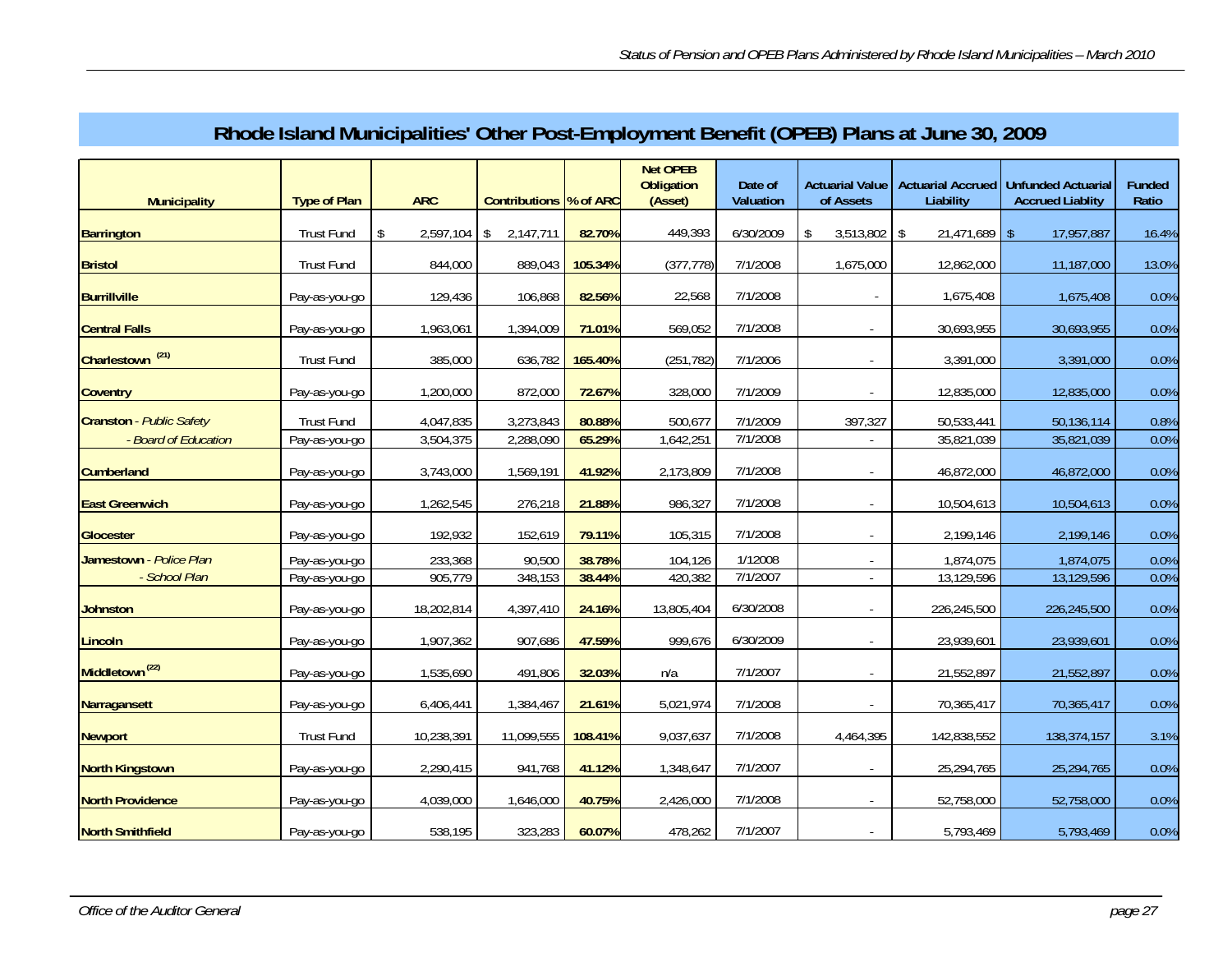# Rhode Island Municipalities' Other Post-Employment Benefit (OPEB) Plans at June 30, 2009

| Municipality | Type of Plan | ARC | Contributions | % of ARC | Net OPEB Obligation (Asset) | Date of Valuation | Actuarial Value of Assets | Actuarial Accrued Liability | Unfunded Actuarial Accrued Liablity | Funded Ratio |
|---|---|---|---|---|---|---|---|---|---|---|
| **Barrington** | Trust Fund | $ 2,597,104 | $ 2,147,711 | **82.70%** | 449,393 | 6/30/2009 | $ 3,513,802 | $ 21,471,689 | $ 17,957,887 | 16.4% |
| **Bristol** | Trust Fund | 844,000 | 889,043 | **105.34%** | (377,778) | 7/1/2008 | 1,675,000 | 12,862,000 | 11,187,000 | 13.0% |
| **Burrillville** | Pay-as-you-go | 129,436 | 106,868 | **82.56%** | 22,568 | 7/1/2008 | - | 1,675,408 | 1,675,408 | 0.0% |
| **Central Falls** | Pay-as-you-go | 1,963,061 | 1,394,009 | **71.01%** | 569,052 | 7/1/2008 | - | 30,693,955 | 30,693,955 | 0.0% |
| **Charlestown** [21] | Trust Fund | 385,000 | 636,782 | **165.40%** | (251,782) | 7/1/2006 | - | 3,391,000 | 3,391,000 | 0.0% |
| **Coventry** | Pay-as-you-go | 1,200,000 | 872,000 | **72.67%** | 328,000 | 7/1/2009 | - | 12,835,000 | 12,835,000 | 0.0% |
| **Cranston** - *Public Safety* | Trust Fund | 4,047,835 | 3,273,843 | **80.88%** | 500,677 | 7/1/2009 | 397,327 | 50,533,441 | 50,136,114 | 0.8% |
| *- Board of Education* | Pay-as-you-go | 3,504,375 | 2,288,090 | **65.29%** | 1,642,251 | 7/1/2008 | - | 35,821,039 | 35,821,039 | 0.0% |
| **Cumberland** | Pay-as-you-go | 3,743,000 | 1,569,191 | **41.92%** | 2,173,809 | 7/1/2008 | - | 46,872,000 | 46,872,000 | 0.0% |
| **East Greenwich** | Pay-as-you-go | 1,262,545 | 276,218 | **21.88%** | 986,327 | 7/1/2008 | - | 10,504,613 | 10,504,613 | 0.0% |
| **Glocester** | Pay-as-you-go | 192,932 | 152,619 | **79.11%** | 105,315 | 7/1/2008 | - | 2,199,146 | 2,199,146 | 0.0% |
| **Jamestown** - *Police Plan* | Pay-as-you-go | 233,368 | 90,500 | **38.78%** | 104,126 | 1/12008 | - | 1,874,075 | 1,874,075 | 0.0% |
| *- School Plan* | Pay-as-you-go | 905,779 | 348,153 | **38.44%** | 420,382 | 7/1/2007 | - | 13,129,596 | 13,129,596 | 0.0% |
| **Johnston** | Pay-as-you-go | 18,202,814 | 4,397,410 | **24.16%** | 13,805,404 | 6/30/2008 | - | 226,245,500 | 226,245,500 | 0.0% |
| **Lincoln** | Pay-as-you-go | 1,907,362 | 907,686 | **47.59%** | 999,676 | 6/30/2009 | - | 23,939,601 | 23,939,601 | 0.0% |
| **Middletown** [22] | Pay-as-you-go | 1,535,690 | 491,806 | **32.03%** | n/a | 7/1/2007 | - | 21,552,897 | 21,552,897 | 0.0% |
| **Narragansett** | Pay-as-you-go | 6,406,441 | 1,384,467 | **21.61%** | 5,021,974 | 7/1/2008 | - | 70,365,417 | 70,365,417 | 0.0% |
| **Newport** | Trust Fund | 10,238,391 | 11,099,555 | **108.41%** | 9,037,637 | 7/1/2008 | 4,464,395 | 142,838,552 | 138,374,157 | 3.1% |
| **North Kingstown** | Pay-as-you-go | 2,290,415 | 941,768 | **41.12%** | 1,348,647 | 7/1/2007 | - | 25,294,765 | 25,294,765 | 0.0% |
| **North Providence** | Pay-as-you-go | 4,039,000 | 1,646,000 | **40.75%** | 2,426,000 | 7/1/2008 | - | 52,758,000 | 52,758,000 | 0.0% |
| **North Smithfield** | Pay-as-you-go | 538,195 | 323,283 | **60.07%** | 478,262 | 7/1/2007 | - | 5,793,469 | 5,793,469 | 0.0% |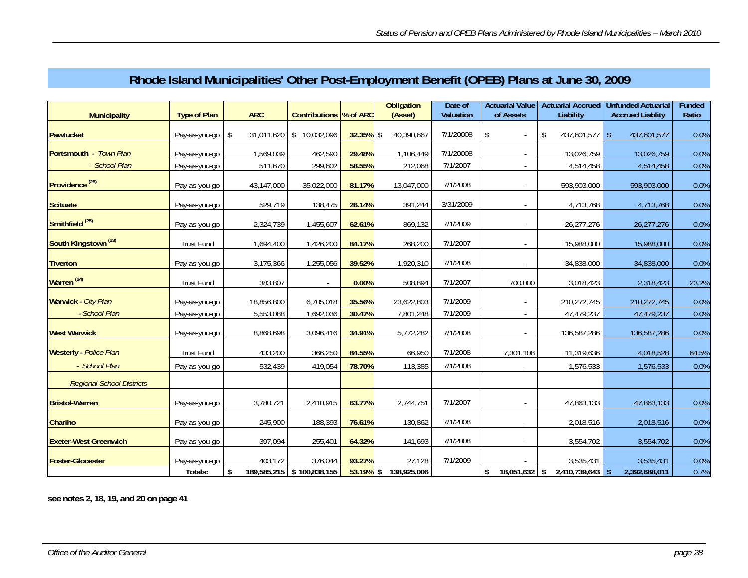# Rhode Island Municipalities' Other Post-Employment Benefit (OPEB) Plans at June 30, 2009

| Municipality | Type of Plan | ARC | Contributions | % of ARC | Obligation (Asset) | Date of Valuation | Actuarial Value of Assets | Actuarial Accrued Liability | Unfunded Actuarial Accrued Liablity | Funded Ratio |
|---|---|---|---|---|---|---|---|---|---|---|
| **Pawtucket** | Pay-as-you-go | $ 31,011,620 | $ 10,032,096 | **32.35%** | $ 40,390,667 | 7/1/20008 | $ - | $ 437,601,577 | $ 437,601,577 | 0.0% |
| **Portsmouth** - *Town Plan* | Pay-as-you-go | 1,569,039 | 462,590 | **29.48%** | 1,106,449 | 7/1/20008 | - | 13,026,759 | 13,026,759 | 0.0% |
| - *School Plan* | Pay-as-you-go | 511,670 | 299,602 | **58.55%** | 212,068 | 7/1/2007 | - | 4,514,458 | 4,514,458 | 0.0% |
| **Providence** [25] | Pay-as-you-go | 43,147,000 | 35,022,000 | **81.17%** | 13,047,000 | 7/1/2008 | - | 593,903,000 | 593,903,000 | 0.0% |
| **Scituate** | Pay-as-you-go | 529,719 | 138,475 | **26.14%** | 391,244 | 3/31/2009 | - | 4,713,768 | 4,713,768 | 0.0% |
| **Smithfield** [25] | Pay-as-you-go | 2,324,739 | 1,455,607 | **62.61%** | 869,132 | 7/1/2009 | - | 26,277,276 | 26,277,276 | 0.0% |
| **South Kingstown** [23] | Trust Fund | 1,694,400 | 1,426,200 | **84.17%** | 268,200 | 7/1/2007 | - | 15,988,000 | 15,988,000 | 0.0% |
| **Tiverton** | Pay-as-you-go | 3,175,366 | 1,255,056 | **39.52%** | 1,920,310 | 7/1/2008 | - | 34,838,000 | 34,838,000 | 0.0% |
| **Warren** [24] | Trust Fund | 383,807 | - | **0.00%** | 508,894 | 7/1/2007 | 700,000 | 3,018,423 | 2,318,423 | 23.2% |
| **Warwick** - *City Plan* | Pay-as-you-go | 18,856,800 | 6,705,018 | **35.56%** | 23,622,803 | 7/1/2009 | - | 210,272,745 | 210,272,745 | 0.0% |
| - *School Plan* | Pay-as-you-go | 5,553,088 | 1,692,036 | **30.47%** | 7,801,248 | 7/1/2009 | - | 47,479,237 | 47,479,237 | 0.0% |
| **West Warwick** | Pay-as-you-go | 8,868,698 | 3,096,416 | **34.91%** | 5,772,282 | 7/1/2008 | - | 136,587,286 | 136,587,286 | 0.0% |
| **Westerly** - *Police Plan* | Trust Fund | 433,200 | 366,250 | **84.55%** | 66,950 | 7/1/2008 | 7,301,108 | 11,319,636 | 4,018,528 | 64.5% |
| - *School Plan* | Pay-as-you-go | 532,439 | 419,054 | **78.70%** | 113,385 | 7/1/2008 | - | 1,576,533 | 1,576,533 | 0.0% |
| *Regional School Districts* | | | | | | | | | | |
| **Bristol-Warren** | Pay-as-you-go | 3,780,721 | 2,410,915 | **63.77%** | 2,744,751 | 7/1/2007 | - | 47,863,133 | 47,863,133 | 0.0% |
| **Chariho** | Pay-as-you-go | 245,900 | 188,393 | **76.61%** | 130,862 | 7/1/2008 | - | 2,018,516 | 2,018,516 | 0.0% |
| **Exeter-West Greenwich** | Pay-as-you-go | 397,094 | 255,401 | **64.32%** | 141,693 | 7/1/2008 | - | 3,554,702 | 3,554,702 | 0.0% |
| **Foster-Glocester** | Pay-as-you-go | 403,172 | 376,044 | **93.27%** | 27,128 | 7/1/2009 | - | 3,535,431 | 3,535,431 | 0.0% |
| | **Totals:** | **$ 189,585,215** | **$ 100,838,155** | **53.19%** | **$ 138,925,006** | | **$ 18,051,632** | **$ 2,410,739,643** | **$ 2,392,688,011** | 0.7% |

**see notes 2, 18, 19, and 20 on page 41**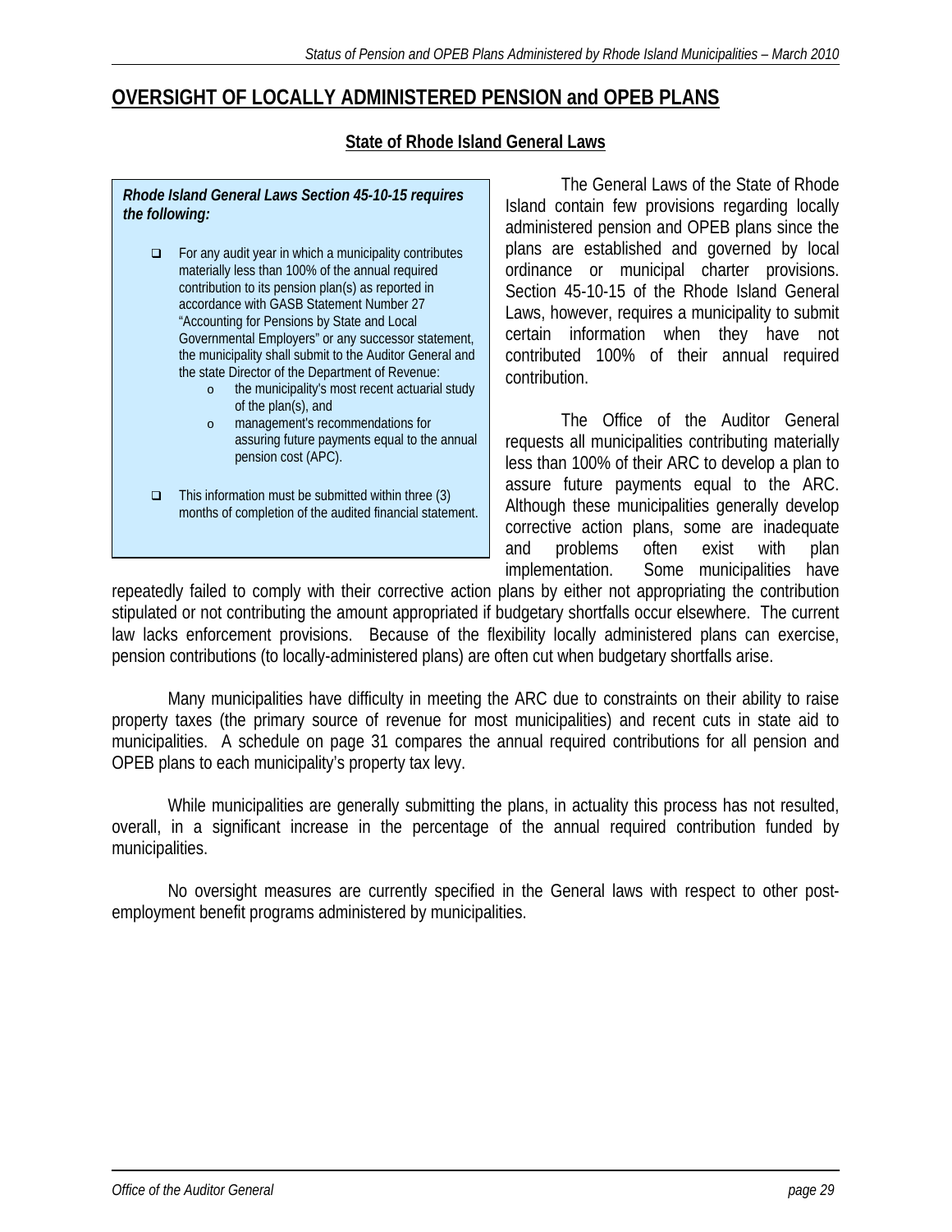## OVERSIGHT OF LOCALLY ADMINISTERED PENSION and OPEB PLANS

### State of Rhode Island General Laws

> ***Rhode Island General Laws Section 45-10-15 requires the following:***
>
> - For any audit year in which a municipality contributes materially less than 100% of the annual required contribution to its pension plan(s) as reported in accordance with GASB Statement Number 27 "Accounting for Pensions by State and Local Governmental Employers" or any successor statement, the municipality shall submit to the Auditor General and the state Director of the Department of Revenue:
>   - the municipality's most recent actuarial study of the plan(s), and
>   - management's recommendations for assuring future payments equal to the annual pension cost (APC).
> - This information must be submitted within three (3) months of completion of the audited financial statement.

The General Laws of the State of Rhode Island contain few provisions regarding locally administered pension and OPEB plans since the plans are established and governed by local ordinance or municipal charter provisions. Section 45-10-15 of the Rhode Island General Laws, however, requires a municipality to submit certain information when they have not contributed 100% of their annual required contribution.

The Office of the Auditor General requests all municipalities contributing materially less than 100% of their ARC to develop a plan to assure future payments equal to the ARC. Although these municipalities generally develop corrective action plans, some are inadequate and problems often exist with plan implementation. Some municipalities have repeatedly failed to comply with their corrective action plans by either not appropriating the contribution stipulated or not contributing the amount appropriated if budgetary shortfalls occur elsewhere. The current law lacks enforcement provisions. Because of the flexibility locally administered plans can exercise, pension contributions (to locally-administered plans) are often cut when budgetary shortfalls arise.

Many municipalities have difficulty in meeting the ARC due to constraints on their ability to raise property taxes (the primary source of revenue for most municipalities) and recent cuts in state aid to municipalities. A schedule on page 31 compares the annual required contributions for all pension and OPEB plans to each municipality's property tax levy.

While municipalities are generally submitting the plans, in actuality this process has not resulted, overall, in a significant increase in the percentage of the annual required contribution funded by municipalities.

No oversight measures are currently specified in the General laws with respect to other post-employment benefit programs administered by municipalities.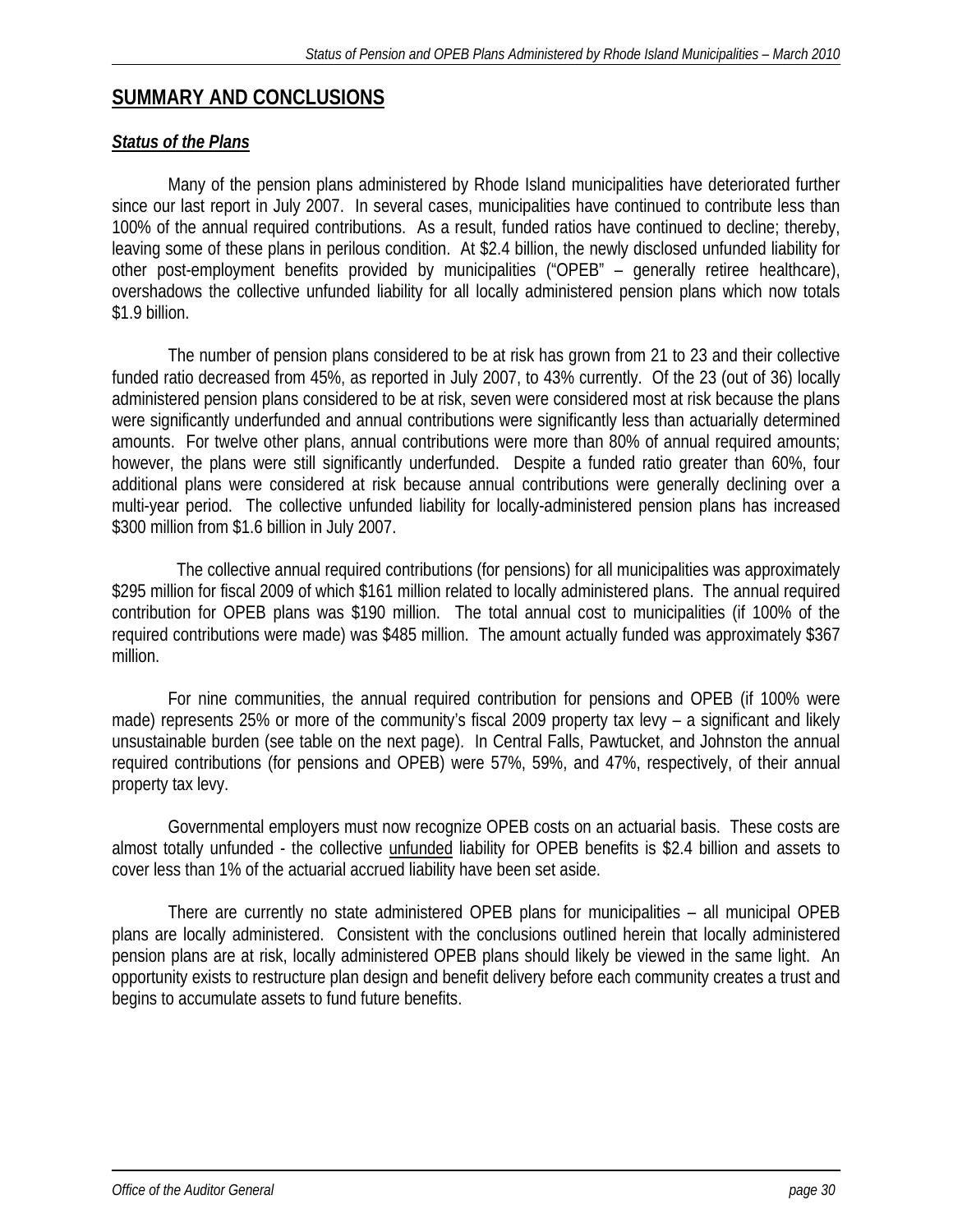## SUMMARY AND CONCLUSIONS

### ***Status of the Plans***

Many of the pension plans administered by Rhode Island municipalities have deteriorated further since our last report in July 2007. In several cases, municipalities have continued to contribute less than 100% of the annual required contributions. As a result, funded ratios have continued to decline; thereby, leaving some of these plans in perilous condition. At $2.4 billion, the newly disclosed unfunded liability for other post-employment benefits provided by municipalities ("OPEB" – generally retiree healthcare), overshadows the collective unfunded liability for all locally administered pension plans which now totals $1.9 billion.

The number of pension plans considered to be at risk has grown from 21 to 23 and their collective funded ratio decreased from 45%, as reported in July 2007, to 43% currently. Of the 23 (out of 36) locally administered pension plans considered to be at risk, seven were considered most at risk because the plans were significantly underfunded and annual contributions were significantly less than actuarially determined amounts. For twelve other plans, annual contributions were more than 80% of annual required amounts; however, the plans were still significantly underfunded. Despite a funded ratio greater than 60%, four additional plans were considered at risk because annual contributions were generally declining over a multi-year period. The collective unfunded liability for locally-administered pension plans has increased $300 million from $1.6 billion in July 2007.

The collective annual required contributions (for pensions) for all municipalities was approximately $295 million for fiscal 2009 of which $161 million related to locally administered plans. The annual required contribution for OPEB plans was $190 million. The total annual cost to municipalities (if 100% of the required contributions were made) was $485 million. The amount actually funded was approximately $367 million.

For nine communities, the annual required contribution for pensions and OPEB (if 100% were made) represents 25% or more of the community's fiscal 2009 property tax levy – a significant and likely unsustainable burden (see table on the next page). In Central Falls, Pawtucket, and Johnston the annual required contributions (for pensions and OPEB) were 57%, 59%, and 47%, respectively, of their annual property tax levy.

Governmental employers must now recognize OPEB costs on an actuarial basis. These costs are almost totally unfunded - the collective unfunded liability for OPEB benefits is $2.4 billion and assets to cover less than 1% of the actuarial accrued liability have been set aside.

There are currently no state administered OPEB plans for municipalities – all municipal OPEB plans are locally administered. Consistent with the conclusions outlined herein that locally administered pension plans are at risk, locally administered OPEB plans should likely be viewed in the same light. An opportunity exists to restructure plan design and benefit delivery before each community creates a trust and begins to accumulate assets to fund future benefits.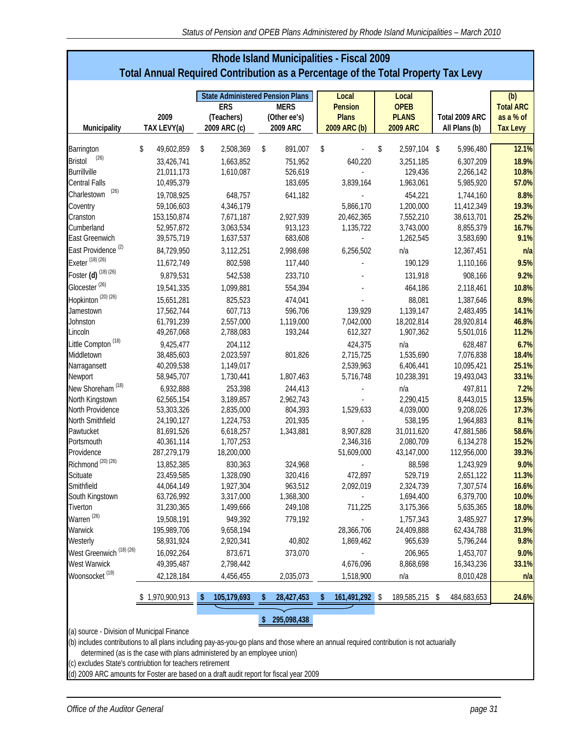## Rhode Island Municipalities - Fiscal 2009

### Total Annual Required Contribution as a Percentage of the Total Property Tax Levy

| Municipality | 2009 TAX LEVY(a) | State Administered Pension Plans: ERS (Teachers) 2009 ARC (c) | State Administered Pension Plans: MERS (Other ee's) 2009 ARC | Local Pension Plans 2009 ARC (b) | Local OPEB PLANS 2009 ARC | Total 2009 ARC All Plans (b) | (b) Total ARC as a % of Tax Levy |
|---|---|---|---|---|---|---|---|
| Barrington | $ 49,602,859 | $ 2,508,369 | $ 891,007 | $ - | $ 2,597,104 | $ 5,996,480 | 12.1% |
| Bristol [26] | 33,426,741 | 1,663,852 | 751,952 | 640,220 | 3,251,185 | 6,307,209 | 18.9% |
| Burrillville | 21,011,173 | 1,610,087 | 526,619 | - | 129,436 | 2,266,142 | 10.8% |
| Central Falls | 10,495,379 | | 183,695 | 3,839,164 | 1,963,061 | 5,985,920 | 57.0% |
| Charlestown [26] | 19,708,925 | 648,757 | 641,182 | - | 454,221 | 1,744,160 | 8.8% |
| Coventry | 59,106,603 | 4,346,179 | | 5,866,170 | 1,200,000 | 11,412,349 | 19.3% |
| Cranston | 153,150,874 | 7,671,187 | 2,927,939 | 20,462,365 | 7,552,210 | 38,613,701 | 25.2% |
| Cumberland | 52,957,872 | 3,063,534 | 913,123 | 1,135,722 | 3,743,000 | 8,855,379 | 16.7% |
| East Greenwich | 39,575,719 | 1,637,537 | 683,608 | - | 1,262,545 | 3,583,690 | 9.1% |
| East Providence [2] | 84,729,950 | 3,112,251 | 2,998,698 | 6,256,502 | n/a | 12,367,451 | n/a |
| Exeter [18] [26] | 11,672,749 | 802,598 | 117,440 | - | 190,129 | 1,110,166 | 9.5% |
| Foster **(d)** [18] [26] | 9,879,531 | 542,538 | 233,710 | - | 131,918 | 908,166 | 9.2% |
| Glocester [26] | 19,541,335 | 1,099,881 | 554,394 | - | 464,186 | 2,118,461 | 10.8% |
| Hopkinton [20] [26] | 15,651,281 | 825,523 | 474,041 | - | 88,081 | 1,387,646 | 8.9% |
| Jamestown | 17,562,744 | 607,713 | 596,706 | 139,929 | 1,139,147 | 2,483,495 | 14.1% |
| Johnston | 61,791,239 | 2,557,000 | 1,119,000 | 7,042,000 | 18,202,814 | 28,920,814 | 46.8% |
| Lincoln | 49,267,068 | 2,788,083 | 193,244 | 612,327 | 1,907,362 | 5,501,016 | 11.2% |
| Little Compton [18] | 9,425,477 | 204,112 | | 424,375 | n/a | 628,487 | 6.7% |
| Middletown | 38,485,603 | 2,023,597 | 801,826 | 2,715,725 | 1,535,690 | 7,076,838 | 18.4% |
| Narragansett | 40,209,538 | 1,149,017 | | 2,539,963 | 6,406,441 | 10,095,421 | 25.1% |
| Newport | 58,945,707 | 1,730,441 | 1,807,463 | 5,716,748 | 10,238,391 | 19,493,043 | 33.1% |
| New Shoreham [18] | 6,932,888 | 253,398 | 244,413 | - | n/a | 497,811 | 7.2% |
| North Kingstown | 62,565,154 | 3,189,857 | 2,962,743 | - | 2,290,415 | 8,443,015 | 13.5% |
| North Providence | 53,303,326 | 2,835,000 | 804,393 | 1,529,633 | 4,039,000 | 9,208,026 | 17.3% |
| North Smithfield | 24,190,127 | 1,224,753 | 201,935 | - | 538,195 | 1,964,883 | 8.1% |
| Pawtucket | 81,691,526 | 6,618,257 | 1,343,881 | 8,907,828 | 31,011,620 | 47,881,586 | 58.6% |
| Portsmouth | 40,361,114 | 1,707,253 | | 2,346,316 | 2,080,709 | 6,134,278 | 15.2% |
| Providence | 287,279,179 | 18,200,000 | | 51,609,000 | 43,147,000 | 112,956,000 | 39.3% |
| Richmond [20] [26] | 13,852,385 | 830,363 | 324,968 | - | 88,598 | 1,243,929 | 9.0% |
| Scituate | 23,459,585 | 1,328,090 | 320,416 | 472,897 | 529,719 | 2,651,122 | 11.3% |
| Smithfield | 44,064,149 | 1,927,304 | 963,512 | 2,092,019 | 2,324,739 | 7,307,574 | 16.6% |
| South Kingstown | 63,726,992 | 3,317,000 | 1,368,300 | - | 1,694,400 | 6,379,700 | 10.0% |
| Tiverton | 31,230,365 | 1,499,666 | 249,108 | 711,225 | 3,175,366 | 5,635,365 | 18.0% |
| Warren [26] | 19,508,191 | 949,392 | 779,192 | - | 1,757,343 | 3,485,927 | 17.9% |
| Warwick | 195,989,706 | 9,658,194 | | 28,366,706 | 24,409,888 | 62,434,788 | 31.9% |
| Westerly | 58,931,924 | 2,920,341 | 40,802 | 1,869,462 | 965,639 | 5,796,244 | 9.8% |
| West Greenwich [18] [26] | 16,092,264 | 873,671 | 373,070 | - | 206,965 | 1,453,707 | 9.0% |
| West Warwick | 49,395,487 | 2,798,442 | | 4,676,096 | 8,868,698 | 16,343,236 | 33.1% |
| Woonsocket [19] | 42,128,184 | 4,456,455 | 2,035,073 | 1,518,900 | n/a | 8,010,428 | n/a |
| | $ 1,970,900,913 | **$ 105,179,693** | **$ 28,427,453** | **$ 161,491,292** | $ 189,585,215 | $ 484,683,653 | **24.6%** |

Total of ERS, MERS and Local Pension Plans: **$ 295,098,438**

(a) source - Division of Municipal Finance

(b) includes contributions to all plans including pay-as-you-go plans and those where an annual required contribution is not actuarially determined (as is the case with plans administered by an employee union)

(c) excludes State's contriubtion for teachers retirement

(d) 2009 ARC amounts for Foster are based on a draft audit report for fiscal year 2009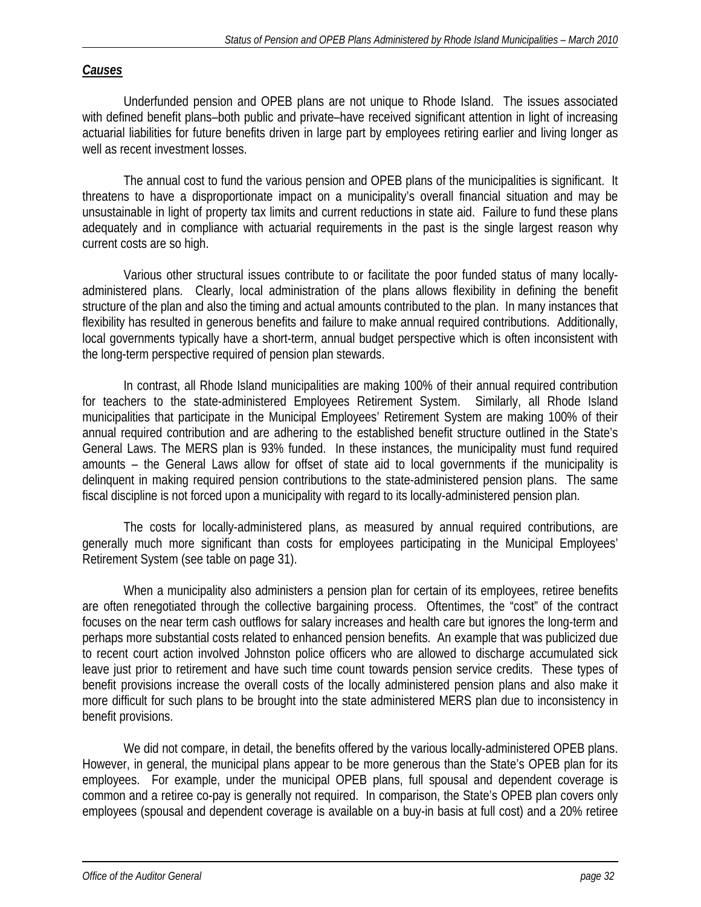***Causes***

Underfunded pension and OPEB plans are not unique to Rhode Island. The issues associated with defined benefit plans–both public and private–have received significant attention in light of increasing actuarial liabilities for future benefits driven in large part by employees retiring earlier and living longer as well as recent investment losses.

The annual cost to fund the various pension and OPEB plans of the municipalities is significant. It threatens to have a disproportionate impact on a municipality's overall financial situation and may be unsustainable in light of property tax limits and current reductions in state aid. Failure to fund these plans adequately and in compliance with actuarial requirements in the past is the single largest reason why current costs are so high.

Various other structural issues contribute to or facilitate the poor funded status of many locally-administered plans. Clearly, local administration of the plans allows flexibility in defining the benefit structure of the plan and also the timing and actual amounts contributed to the plan. In many instances that flexibility has resulted in generous benefits and failure to make annual required contributions. Additionally, local governments typically have a short-term, annual budget perspective which is often inconsistent with the long-term perspective required of pension plan stewards.

In contrast, all Rhode Island municipalities are making 100% of their annual required contribution for teachers to the state-administered Employees Retirement System. Similarly, all Rhode Island municipalities that participate in the Municipal Employees' Retirement System are making 100% of their annual required contribution and are adhering to the established benefit structure outlined in the State's General Laws. The MERS plan is 93% funded. In these instances, the municipality must fund required amounts – the General Laws allow for offset of state aid to local governments if the municipality is delinquent in making required pension contributions to the state-administered pension plans. The same fiscal discipline is not forced upon a municipality with regard to its locally-administered pension plan.

The costs for locally-administered plans, as measured by annual required contributions, are generally much more significant than costs for employees participating in the Municipal Employees' Retirement System (see table on page 31).

When a municipality also administers a pension plan for certain of its employees, retiree benefits are often renegotiated through the collective bargaining process. Oftentimes, the "cost" of the contract focuses on the near term cash outflows for salary increases and health care but ignores the long-term and perhaps more substantial costs related to enhanced pension benefits. An example that was publicized due to recent court action involved Johnston police officers who are allowed to discharge accumulated sick leave just prior to retirement and have such time count towards pension service credits. These types of benefit provisions increase the overall costs of the locally administered pension plans and also make it more difficult for such plans to be brought into the state administered MERS plan due to inconsistency in benefit provisions.

We did not compare, in detail, the benefits offered by the various locally-administered OPEB plans. However, in general, the municipal plans appear to be more generous than the State's OPEB plan for its employees. For example, under the municipal OPEB plans, full spousal and dependent coverage is common and a retiree co-pay is generally not required. In comparison, the State's OPEB plan covers only employees (spousal and dependent coverage is available on a buy-in basis at full cost) and a 20% retiree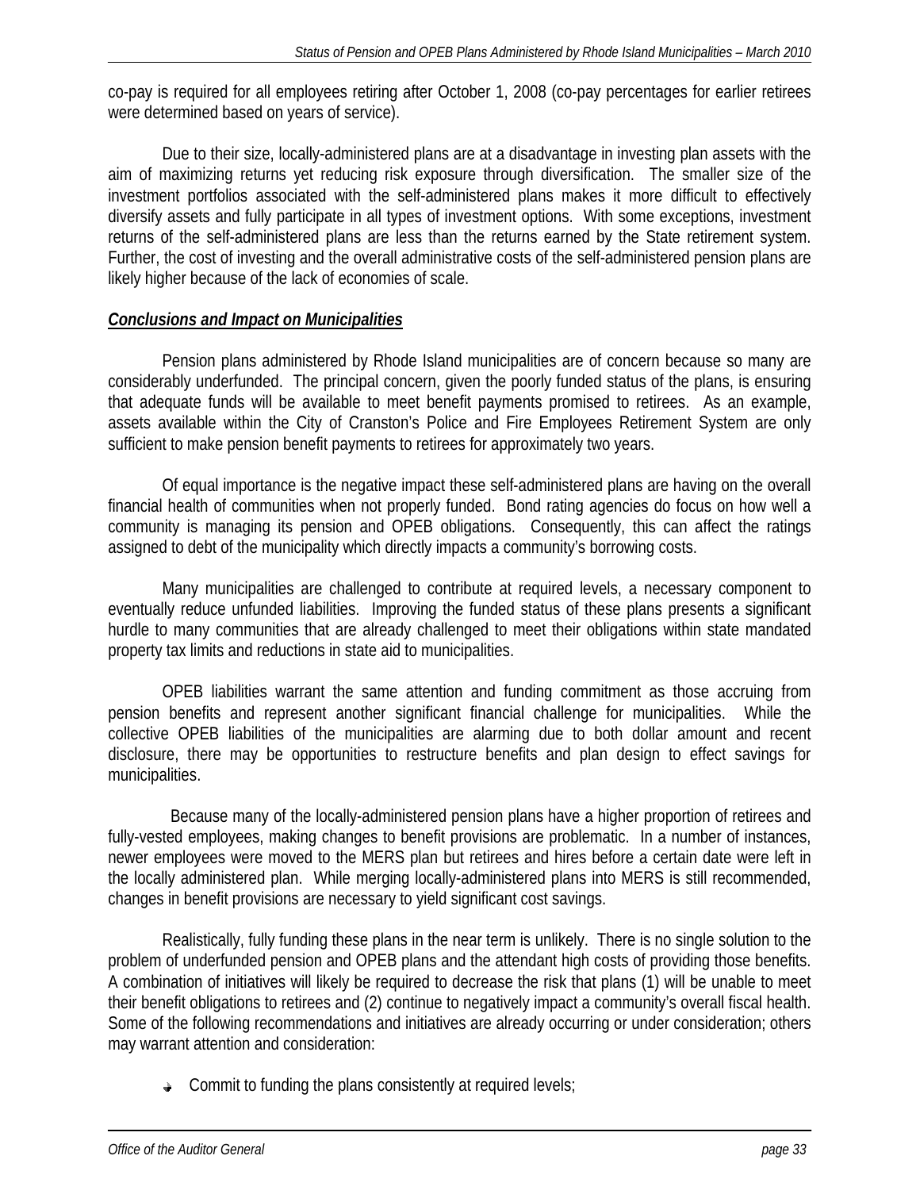co-pay is required for all employees retiring after October 1, 2008 (co-pay percentages for earlier retirees were determined based on years of service).

Due to their size, locally-administered plans are at a disadvantage in investing plan assets with the aim of maximizing returns yet reducing risk exposure through diversification. The smaller size of the investment portfolios associated with the self-administered plans makes it more difficult to effectively diversify assets and fully participate in all types of investment options. With some exceptions, investment returns of the self-administered plans are less than the returns earned by the State retirement system. Further, the cost of investing and the overall administrative costs of the self-administered pension plans are likely higher because of the lack of economies of scale.

***Conclusions and Impact on Municipalities***

Pension plans administered by Rhode Island municipalities are of concern because so many are considerably underfunded. The principal concern, given the poorly funded status of the plans, is ensuring that adequate funds will be available to meet benefit payments promised to retirees. As an example, assets available within the City of Cranston's Police and Fire Employees Retirement System are only sufficient to make pension benefit payments to retirees for approximately two years.

Of equal importance is the negative impact these self-administered plans are having on the overall financial health of communities when not properly funded. Bond rating agencies do focus on how well a community is managing its pension and OPEB obligations. Consequently, this can affect the ratings assigned to debt of the municipality which directly impacts a community's borrowing costs.

Many municipalities are challenged to contribute at required levels, a necessary component to eventually reduce unfunded liabilities. Improving the funded status of these plans presents a significant hurdle to many communities that are already challenged to meet their obligations within state mandated property tax limits and reductions in state aid to municipalities.

OPEB liabilities warrant the same attention and funding commitment as those accruing from pension benefits and represent another significant financial challenge for municipalities. While the collective OPEB liabilities of the municipalities are alarming due to both dollar amount and recent disclosure, there may be opportunities to restructure benefits and plan design to effect savings for municipalities.

Because many of the locally-administered pension plans have a higher proportion of retirees and fully-vested employees, making changes to benefit provisions are problematic. In a number of instances, newer employees were moved to the MERS plan but retirees and hires before a certain date were left in the locally administered plan. While merging locally-administered plans into MERS is still recommended, changes in benefit provisions are necessary to yield significant cost savings.

Realistically, fully funding these plans in the near term is unlikely. There is no single solution to the problem of underfunded pension and OPEB plans and the attendant high costs of providing those benefits. A combination of initiatives will likely be required to decrease the risk that plans (1) will be unable to meet their benefit obligations to retirees and (2) continue to negatively impact a community's overall fiscal health. Some of the following recommendations and initiatives are already occurring or under consideration; others may warrant attention and consideration:

- Commit to funding the plans consistently at required levels;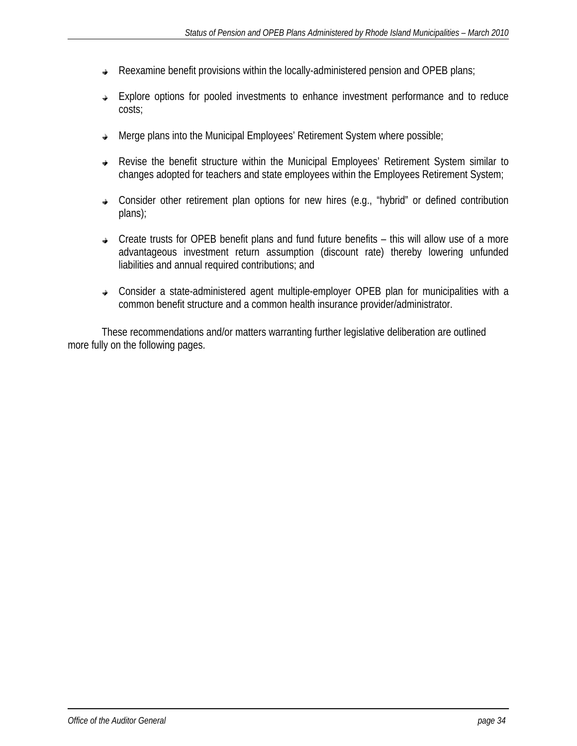- Reexamine benefit provisions within the locally-administered pension and OPEB plans;

- Explore options for pooled investments to enhance investment performance and to reduce costs;

- Merge plans into the Municipal Employees' Retirement System where possible;

- Revise the benefit structure within the Municipal Employees' Retirement System similar to changes adopted for teachers and state employees within the Employees Retirement System;

- Consider other retirement plan options for new hires (e.g., "hybrid" or defined contribution plans);

- Create trusts for OPEB benefit plans and fund future benefits – this will allow use of a more advantageous investment return assumption (discount rate) thereby lowering unfunded liabilities and annual required contributions; and

- Consider a state-administered agent multiple-employer OPEB plan for municipalities with a common benefit structure and a common health insurance provider/administrator.

These recommendations and/or matters warranting further legislative deliberation are outlined more fully on the following pages.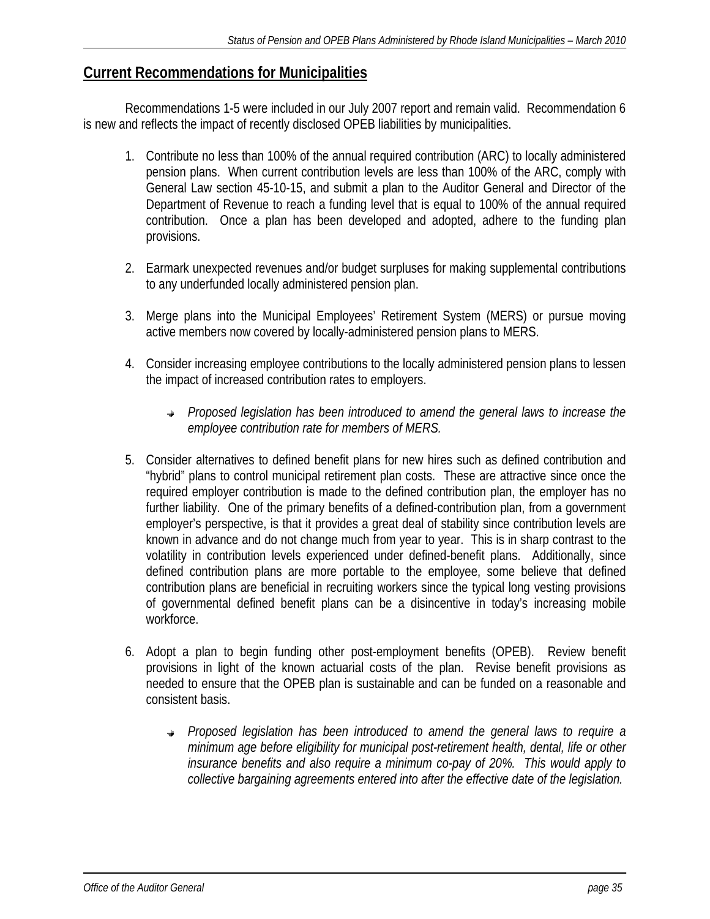## Current Recommendations for Municipalities

Recommendations 1-5 were included in our July 2007 report and remain valid. Recommendation 6 is new and reflects the impact of recently disclosed OPEB liabilities by municipalities.

1. Contribute no less than 100% of the annual required contribution (ARC) to locally administered pension plans. When current contribution levels are less than 100% of the ARC, comply with General Law section 45-10-15, and submit a plan to the Auditor General and Director of the Department of Revenue to reach a funding level that is equal to 100% of the annual required contribution. Once a plan has been developed and adopted, adhere to the funding plan provisions.

2. Earmark unexpected revenues and/or budget surpluses for making supplemental contributions to any underfunded locally administered pension plan.

3. Merge plans into the Municipal Employees' Retirement System (MERS) or pursue moving active members now covered by locally-administered pension plans to MERS.

4. Consider increasing employee contributions to the locally administered pension plans to lessen the impact of increased contribution rates to employers.

   - *Proposed legislation has been introduced to amend the general laws to increase the employee contribution rate for members of MERS.*

5. Consider alternatives to defined benefit plans for new hires such as defined contribution and "hybrid" plans to control municipal retirement plan costs. These are attractive since once the required employer contribution is made to the defined contribution plan, the employer has no further liability. One of the primary benefits of a defined-contribution plan, from a government employer's perspective, is that it provides a great deal of stability since contribution levels are known in advance and do not change much from year to year. This is in sharp contrast to the volatility in contribution levels experienced under defined-benefit plans. Additionally, since defined contribution plans are more portable to the employee, some believe that defined contribution plans are beneficial in recruiting workers since the typical long vesting provisions of governmental defined benefit plans can be a disincentive in today's increasing mobile workforce.

6. Adopt a plan to begin funding other post-employment benefits (OPEB). Review benefit provisions in light of the known actuarial costs of the plan. Revise benefit provisions as needed to ensure that the OPEB plan is sustainable and can be funded on a reasonable and consistent basis.

   - *Proposed legislation has been introduced to amend the general laws to require a minimum age before eligibility for municipal post-retirement health, dental, life or other insurance benefits and also require a minimum co-pay of 20%. This would apply to collective bargaining agreements entered into after the effective date of the legislation.*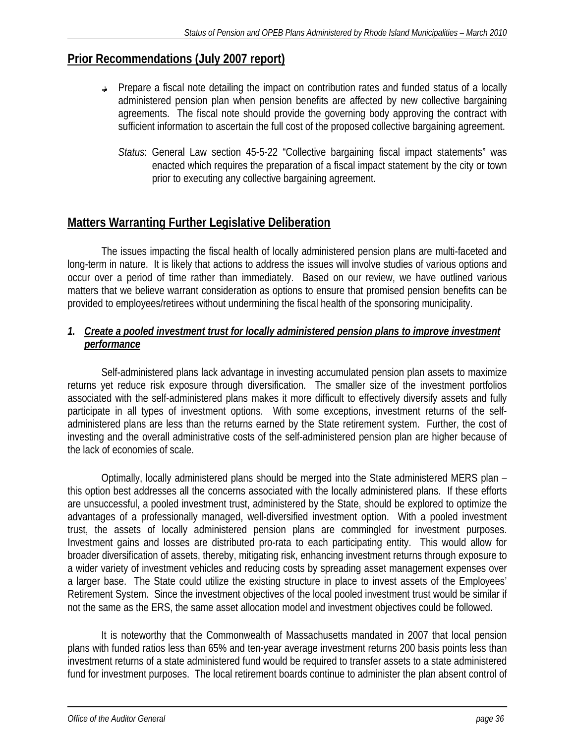## Prior Recommendations (July 2007 report)

- Prepare a fiscal note detailing the impact on contribution rates and funded status of a locally administered pension plan when pension benefits are affected by new collective bargaining agreements. The fiscal note should provide the governing body approving the contract with sufficient information to ascertain the full cost of the proposed collective bargaining agreement.

  *Status*: General Law section 45-5-22 "Collective bargaining fiscal impact statements" was enacted which requires the preparation of a fiscal impact statement by the city or town prior to executing any collective bargaining agreement.

## Matters Warranting Further Legislative Deliberation

The issues impacting the fiscal health of locally administered pension plans are multi-faceted and long-term in nature. It is likely that actions to address the issues will involve studies of various options and occur over a period of time rather than immediately. Based on our review, we have outlined various matters that we believe warrant consideration as options to ensure that promised pension benefits can be provided to employees/retirees without undermining the fiscal health of the sponsoring municipality.

### 1. *Create a pooled investment trust for locally administered pension plans to improve investment performance*

Self-administered plans lack advantage in investing accumulated pension plan assets to maximize returns yet reduce risk exposure through diversification. The smaller size of the investment portfolios associated with the self-administered plans makes it more difficult to effectively diversify assets and fully participate in all types of investment options. With some exceptions, investment returns of the self-administered plans are less than the returns earned by the State retirement system. Further, the cost of investing and the overall administrative costs of the self-administered pension plan are higher because of the lack of economies of scale.

Optimally, locally administered plans should be merged into the State administered MERS plan – this option best addresses all the concerns associated with the locally administered plans. If these efforts are unsuccessful, a pooled investment trust, administered by the State, should be explored to optimize the advantages of a professionally managed, well-diversified investment option. With a pooled investment trust, the assets of locally administered pension plans are commingled for investment purposes. Investment gains and losses are distributed pro-rata to each participating entity. This would allow for broader diversification of assets, thereby, mitigating risk, enhancing investment returns through exposure to a wider variety of investment vehicles and reducing costs by spreading asset management expenses over a larger base. The State could utilize the existing structure in place to invest assets of the Employees' Retirement System. Since the investment objectives of the local pooled investment trust would be similar if not the same as the ERS, the same asset allocation model and investment objectives could be followed.

It is noteworthy that the Commonwealth of Massachusetts mandated in 2007 that local pension plans with funded ratios less than 65% and ten-year average investment returns 200 basis points less than investment returns of a state administered fund would be required to transfer assets to a state administered fund for investment purposes. The local retirement boards continue to administer the plan absent control of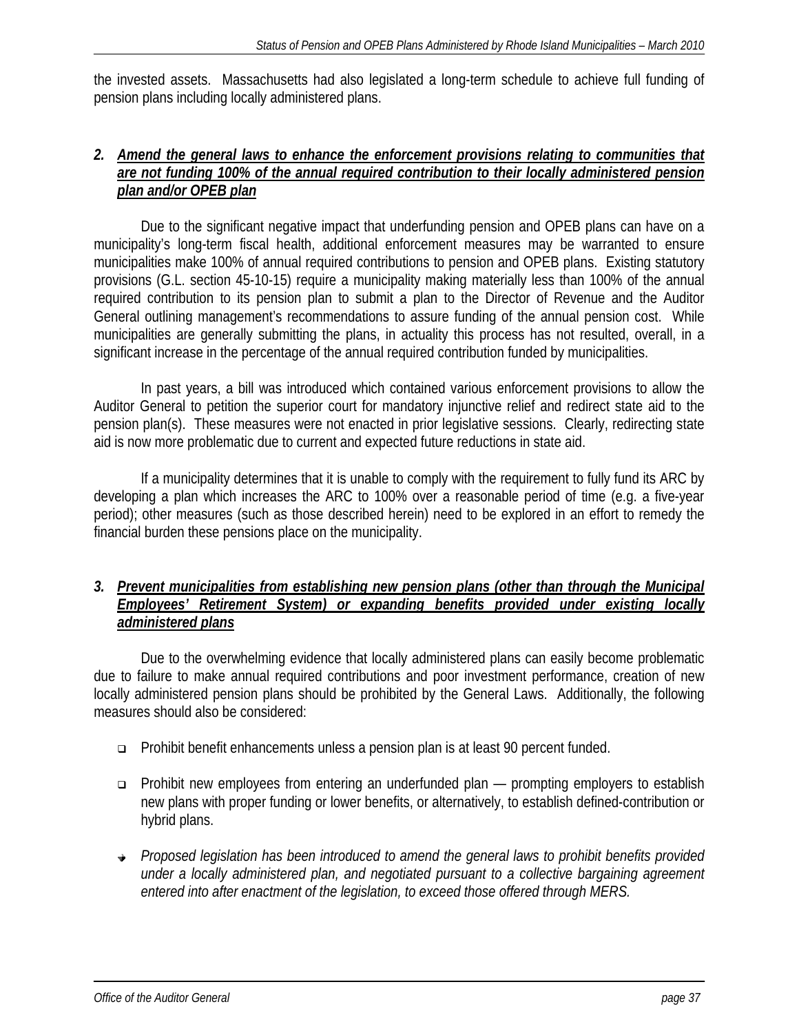the invested assets. Massachusetts had also legislated a long-term schedule to achieve full funding of pension plans including locally administered plans.

### 2. ***Amend the general laws to enhance the enforcement provisions relating to communities that are not funding 100% of the annual required contribution to their locally administered pension plan and/or OPEB plan***

Due to the significant negative impact that underfunding pension and OPEB plans can have on a municipality's long-term fiscal health, additional enforcement measures may be warranted to ensure municipalities make 100% of annual required contributions to pension and OPEB plans. Existing statutory provisions (G.L. section 45-10-15) require a municipality making materially less than 100% of the annual required contribution to its pension plan to submit a plan to the Director of Revenue and the Auditor General outlining management's recommendations to assure funding of the annual pension cost. While municipalities are generally submitting the plans, in actuality this process has not resulted, overall, in a significant increase in the percentage of the annual required contribution funded by municipalities.

In past years, a bill was introduced which contained various enforcement provisions to allow the Auditor General to petition the superior court for mandatory injunctive relief and redirect state aid to the pension plan(s). These measures were not enacted in prior legislative sessions. Clearly, redirecting state aid is now more problematic due to current and expected future reductions in state aid.

If a municipality determines that it is unable to comply with the requirement to fully fund its ARC by developing a plan which increases the ARC to 100% over a reasonable period of time (e.g. a five-year period); other measures (such as those described herein) need to be explored in an effort to remedy the financial burden these pensions place on the municipality.

### 3. ***Prevent municipalities from establishing new pension plans (other than through the Municipal Employees' Retirement System) or expanding benefits provided under existing locally administered plans***

Due to the overwhelming evidence that locally administered plans can easily become problematic due to failure to make annual required contributions and poor investment performance, creation of new locally administered pension plans should be prohibited by the General Laws. Additionally, the following measures should also be considered:

- Prohibit benefit enhancements unless a pension plan is at least 90 percent funded.
- Prohibit new employees from entering an underfunded plan — prompting employers to establish new plans with proper funding or lower benefits, or alternatively, to establish defined-contribution or hybrid plans.
- *Proposed legislation has been introduced to amend the general laws to prohibit benefits provided under a locally administered plan, and negotiated pursuant to a collective bargaining agreement entered into after enactment of the legislation, to exceed those offered through MERS.*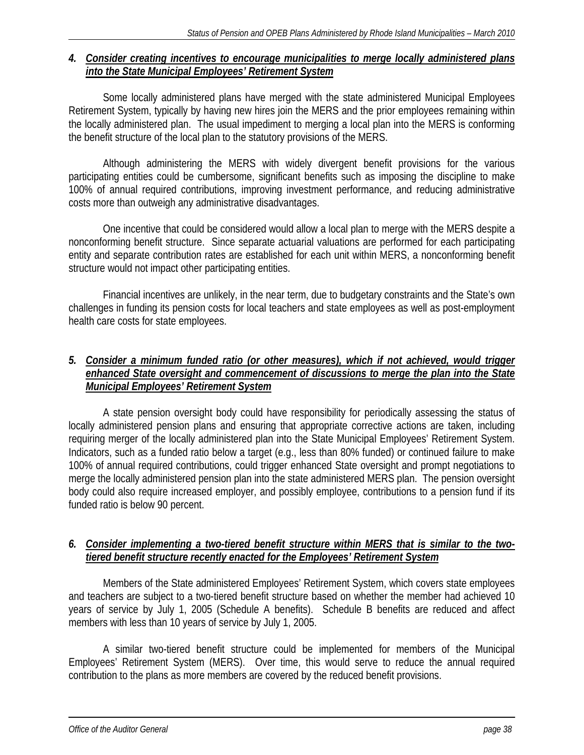### 4. *Consider creating incentives to encourage municipalities to merge locally administered plans into the State Municipal Employees' Retirement System*

Some locally administered plans have merged with the state administered Municipal Employees Retirement System, typically by having new hires join the MERS and the prior employees remaining within the locally administered plan. The usual impediment to merging a local plan into the MERS is conforming the benefit structure of the local plan to the statutory provisions of the MERS.

Although administering the MERS with widely divergent benefit provisions for the various participating entities could be cumbersome, significant benefits such as imposing the discipline to make 100% of annual required contributions, improving investment performance, and reducing administrative costs more than outweigh any administrative disadvantages.

One incentive that could be considered would allow a local plan to merge with the MERS despite a nonconforming benefit structure. Since separate actuarial valuations are performed for each participating entity and separate contribution rates are established for each unit within MERS, a nonconforming benefit structure would not impact other participating entities.

Financial incentives are unlikely, in the near term, due to budgetary constraints and the State's own challenges in funding its pension costs for local teachers and state employees as well as post-employment health care costs for state employees.

### 5. *Consider a minimum funded ratio (or other measures), which if not achieved, would trigger enhanced State oversight and commencement of discussions to merge the plan into the State Municipal Employees' Retirement System*

A state pension oversight body could have responsibility for periodically assessing the status of locally administered pension plans and ensuring that appropriate corrective actions are taken, including requiring merger of the locally administered plan into the State Municipal Employees' Retirement System. Indicators, such as a funded ratio below a target (e.g., less than 80% funded) or continued failure to make 100% of annual required contributions, could trigger enhanced State oversight and prompt negotiations to merge the locally administered pension plan into the state administered MERS plan. The pension oversight body could also require increased employer, and possibly employee, contributions to a pension fund if its funded ratio is below 90 percent.

### 6. *Consider implementing a two-tiered benefit structure within MERS that is similar to the two-tiered benefit structure recently enacted for the Employees' Retirement System*

Members of the State administered Employees' Retirement System, which covers state employees and teachers are subject to a two-tiered benefit structure based on whether the member had achieved 10 years of service by July 1, 2005 (Schedule A benefits). Schedule B benefits are reduced and affect members with less than 10 years of service by July 1, 2005.

A similar two-tiered benefit structure could be implemented for members of the Municipal Employees' Retirement System (MERS). Over time, this would serve to reduce the annual required contribution to the plans as more members are covered by the reduced benefit provisions.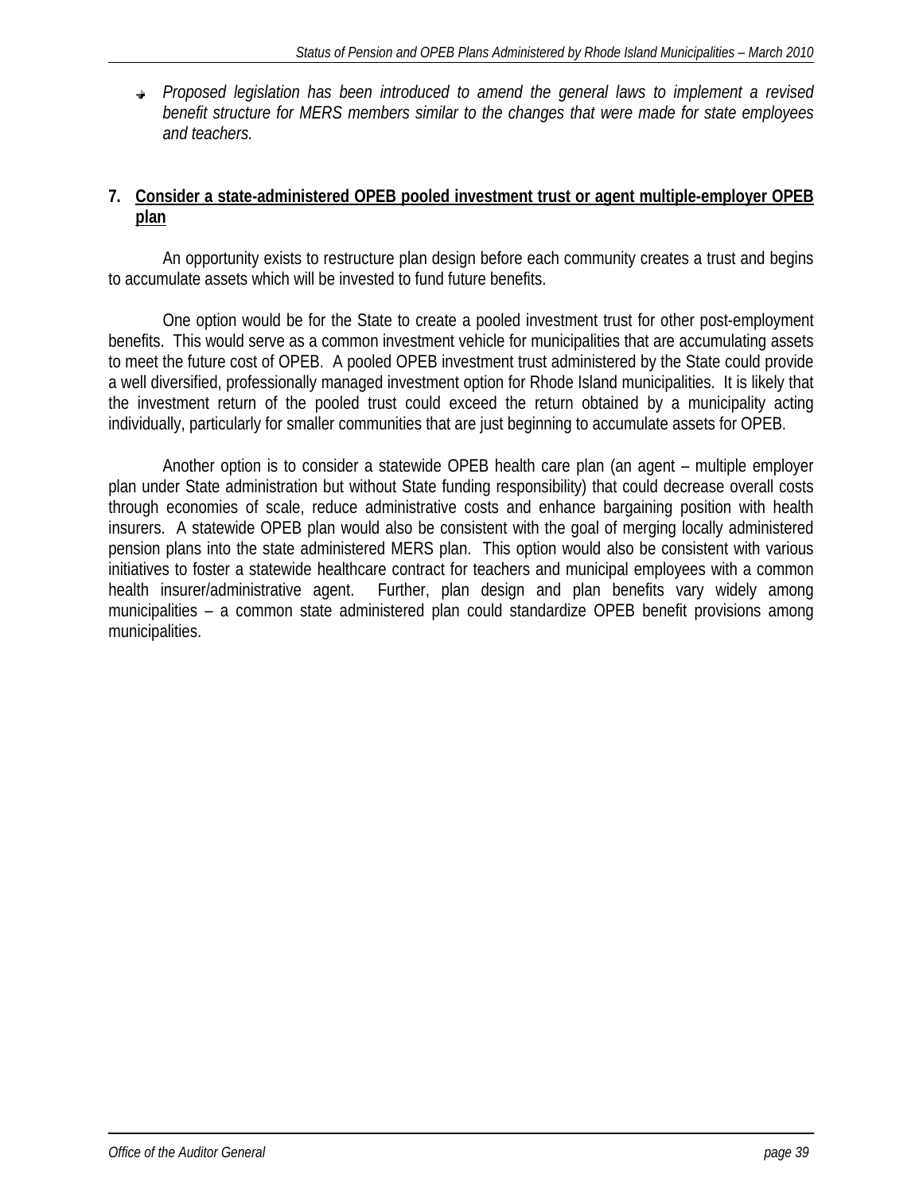- *Proposed legislation has been introduced to amend the general laws to implement a revised benefit structure for MERS members similar to the changes that were made for state employees and teachers.*

**7. <u>Consider a state-administered OPEB pooled investment trust or agent multiple-employer OPEB plan</u>**

An opportunity exists to restructure plan design before each community creates a trust and begins to accumulate assets which will be invested to fund future benefits.

One option would be for the State to create a pooled investment trust for other post-employment benefits. This would serve as a common investment vehicle for municipalities that are accumulating assets to meet the future cost of OPEB. A pooled OPEB investment trust administered by the State could provide a well diversified, professionally managed investment option for Rhode Island municipalities. It is likely that the investment return of the pooled trust could exceed the return obtained by a municipality acting individually, particularly for smaller communities that are just beginning to accumulate assets for OPEB.

Another option is to consider a statewide OPEB health care plan (an agent – multiple employer plan under State administration but without State funding responsibility) that could decrease overall costs through economies of scale, reduce administrative costs and enhance bargaining position with health insurers. A statewide OPEB plan would also be consistent with the goal of merging locally administered pension plans into the state administered MERS plan. This option would also be consistent with various initiatives to foster a statewide healthcare contract for teachers and municipal employees with a common health insurer/administrative agent. Further, plan design and plan benefits vary widely among municipalities – a common state administered plan could standardize OPEB benefit provisions among municipalities.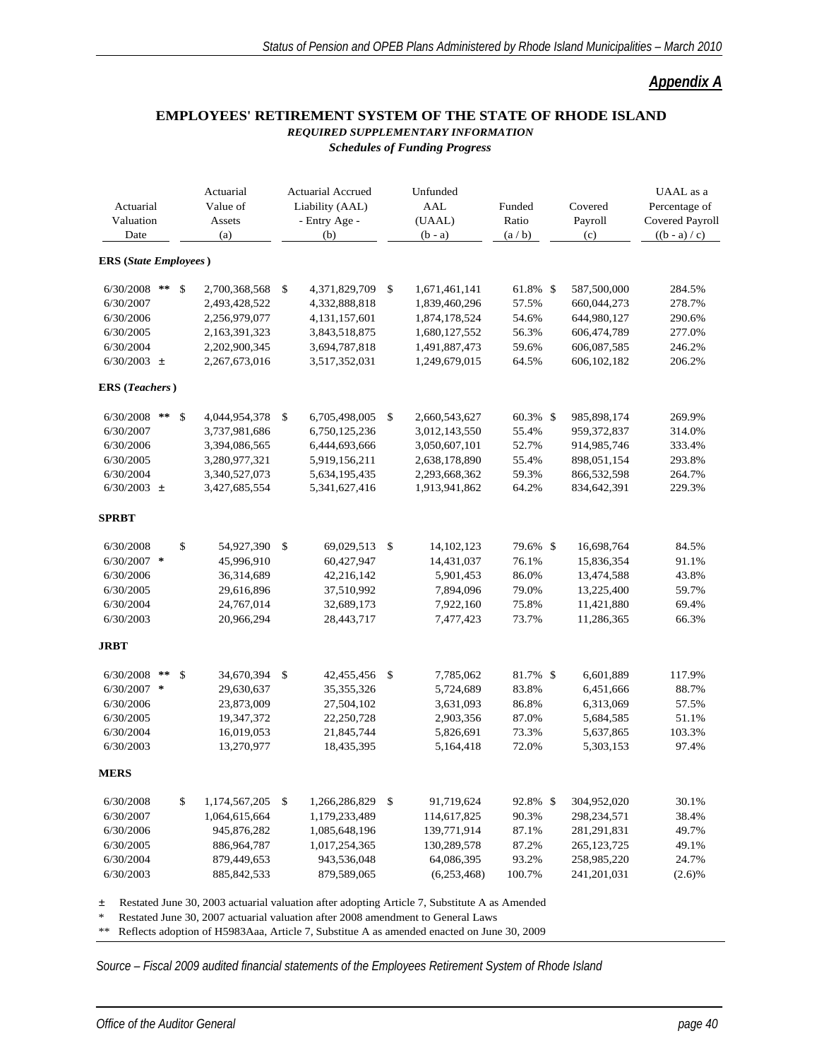## Appendix A

### EMPLOYEES' RETIREMENT SYSTEM OF THE STATE OF RHODE ISLAND

***REQUIRED SUPPLEMENTARY INFORMATION***

***Schedules of Funding Progress***

| Actuarial Valuation Date | Actuarial Value of Assets (a) | Actuarial Accrued Liability (AAL) - Entry Age - (b) | Unfunded AAL (UAAL) (b - a) | Funded Ratio (a / b) | Covered Payroll (c) | UAAL as a Percentage of Covered Payroll ((b - a) / c) |
|---|---|---|---|---|---|---|
| **ERS (*State Employees*)** | | | | | | |
| 6/30/2008 ** | $ 2,700,368,568 | $ 4,371,829,709 | $ 1,671,461,141 | 61.8% | $ 587,500,000 | 284.5% |
| 6/30/2007 | 2,493,428,522 | 4,332,888,818 | 1,839,460,296 | 57.5% | 660,044,273 | 278.7% |
| 6/30/2006 | 2,256,979,077 | 4,131,157,601 | 1,874,178,524 | 54.6% | 644,980,127 | 290.6% |
| 6/30/2005 | 2,163,391,323 | 3,843,518,875 | 1,680,127,552 | 56.3% | 606,474,789 | 277.0% |
| 6/30/2004 | 2,202,900,345 | 3,694,787,818 | 1,491,887,473 | 59.6% | 606,087,585 | 246.2% |
| 6/30/2003 ± | 2,267,673,016 | 3,517,352,031 | 1,249,679,015 | 64.5% | 606,102,182 | 206.2% |
| **ERS (*Teachers*)** | | | | | | |
| 6/30/2008 ** | $ 4,044,954,378 | $ 6,705,498,005 | $ 2,660,543,627 | 60.3% | $ 985,898,174 | 269.9% |
| 6/30/2007 | 3,737,981,686 | 6,750,125,236 | 3,012,143,550 | 55.4% | 959,372,837 | 314.0% |
| 6/30/2006 | 3,394,086,565 | 6,444,693,666 | 3,050,607,101 | 52.7% | 914,985,746 | 333.4% |
| 6/30/2005 | 3,280,977,321 | 5,919,156,211 | 2,638,178,890 | 55.4% | 898,051,154 | 293.8% |
| 6/30/2004 | 3,340,527,073 | 5,634,195,435 | 2,293,668,362 | 59.3% | 866,532,598 | 264.7% |
| 6/30/2003 ± | 3,427,685,554 | 5,341,627,416 | 1,913,941,862 | 64.2% | 834,642,391 | 229.3% |
| **SPRBT** | | | | | | |
| 6/30/2008 | $ 54,927,390 | $ 69,029,513 | $ 14,102,123 | 79.6% | $ 16,698,764 | 84.5% |
| 6/30/2007 * | 45,996,910 | 60,427,947 | 14,431,037 | 76.1% | 15,836,354 | 91.1% |
| 6/30/2006 | 36,314,689 | 42,216,142 | 5,901,453 | 86.0% | 13,474,588 | 43.8% |
| 6/30/2005 | 29,616,896 | 37,510,992 | 7,894,096 | 79.0% | 13,225,400 | 59.7% |
| 6/30/2004 | 24,767,014 | 32,689,173 | 7,922,160 | 75.8% | 11,421,880 | 69.4% |
| 6/30/2003 | 20,966,294 | 28,443,717 | 7,477,423 | 73.7% | 11,286,365 | 66.3% |
| **JRBT** | | | | | | |
| 6/30/2008 ** | $ 34,670,394 | $ 42,455,456 | $ 7,785,062 | 81.7% | $ 6,601,889 | 117.9% |
| 6/30/2007 * | 29,630,637 | 35,355,326 | 5,724,689 | 83.8% | 6,451,666 | 88.7% |
| 6/30/2006 | 23,873,009 | 27,504,102 | 3,631,093 | 86.8% | 6,313,069 | 57.5% |
| 6/30/2005 | 19,347,372 | 22,250,728 | 2,903,356 | 87.0% | 5,684,585 | 51.1% |
| 6/30/2004 | 16,019,053 | 21,845,744 | 5,826,691 | 73.3% | 5,637,865 | 103.3% |
| 6/30/2003 | 13,270,977 | 18,435,395 | 5,164,418 | 72.0% | 5,303,153 | 97.4% |
| **MERS** | | | | | | |
| 6/30/2008 | $ 1,174,567,205 | $ 1,266,286,829 | $ 91,719,624 | 92.8% | $ 304,952,020 | 30.1% |
| 6/30/2007 | 1,064,615,664 | 1,179,233,489 | 114,617,825 | 90.3% | 298,234,571 | 38.4% |
| 6/30/2006 | 945,876,282 | 1,085,648,196 | 139,771,914 | 87.1% | 281,291,831 | 49.7% |
| 6/30/2005 | 886,964,787 | 1,017,254,365 | 130,289,578 | 87.2% | 265,123,725 | 49.1% |
| 6/30/2004 | 879,449,653 | 943,536,048 | 64,086,395 | 93.2% | 258,985,220 | 24.7% |
| 6/30/2003 | 885,842,533 | 879,589,065 | (6,253,468) | 100.7% | 241,201,031 | (2.6)% |

± Restated June 30, 2003 actuarial valuation after adopting Article 7, Substitute A as Amended

\* Restated June 30, 2007 actuarial valuation after 2008 amendment to General Laws

** Reflects adoption of H5983Aaa, Article 7, Substitue A as amended enacted on June 30, 2009

*Source – Fiscal 2009 audited financial statements of the Employees Retirement System of Rhode Island*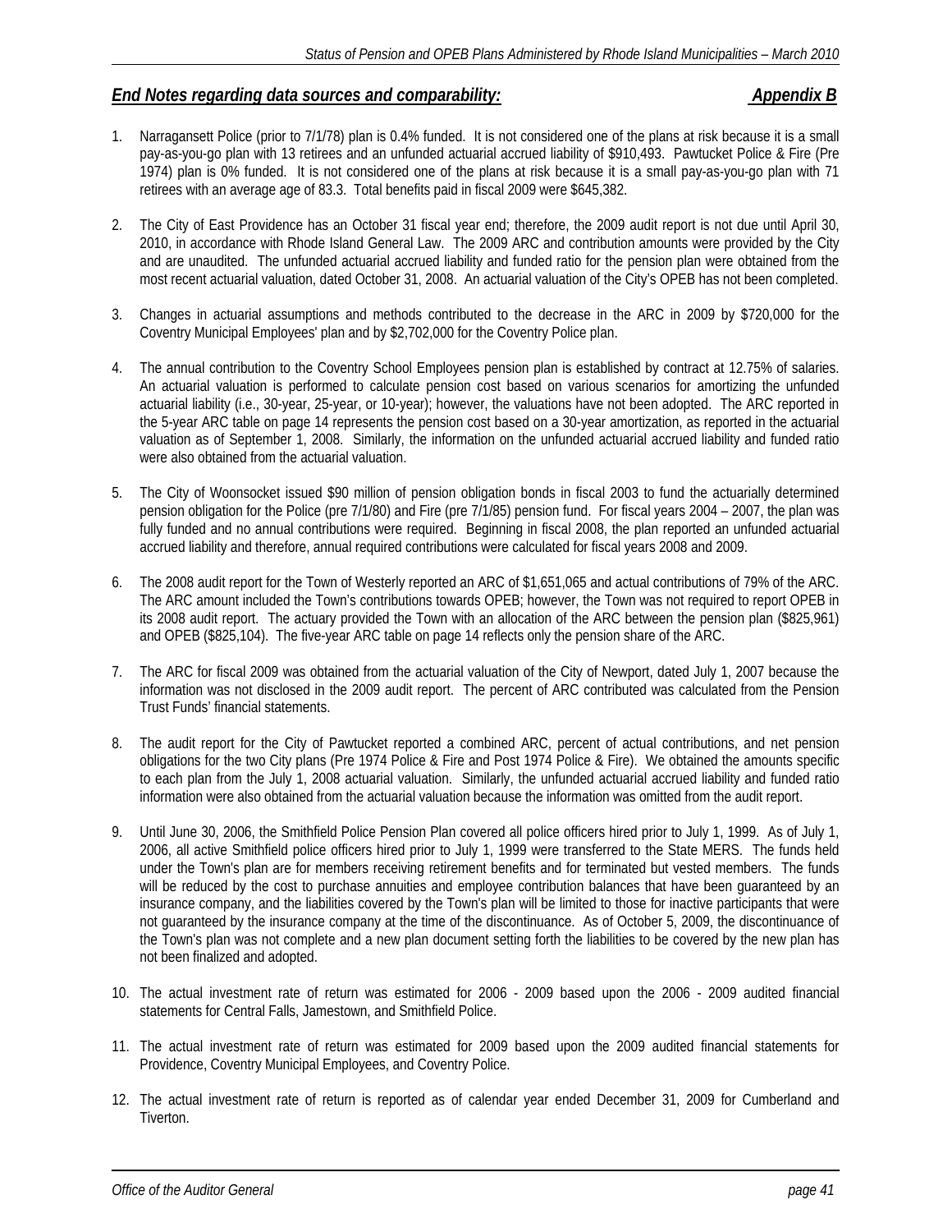## ***End Notes regarding data sources and comparability:*** ***Appendix B***

1. Narragansett Police (prior to 7/1/78) plan is 0.4% funded. It is not considered one of the plans at risk because it is a small pay-as-you-go plan with 13 retirees and an unfunded actuarial accrued liability of $910,493. Pawtucket Police & Fire (Pre 1974) plan is 0% funded. It is not considered one of the plans at risk because it is a small pay-as-you-go plan with 71 retirees with an average age of 83.3. Total benefits paid in fiscal 2009 were $645,382.

2. The City of East Providence has an October 31 fiscal year end; therefore, the 2009 audit report is not due until April 30, 2010, in accordance with Rhode Island General Law. The 2009 ARC and contribution amounts were provided by the City and are unaudited. The unfunded actuarial accrued liability and funded ratio for the pension plan were obtained from the most recent actuarial valuation, dated October 31, 2008. An actuarial valuation of the City's OPEB has not been completed.

3. Changes in actuarial assumptions and methods contributed to the decrease in the ARC in 2009 by $720,000 for the Coventry Municipal Employees' plan and by $2,702,000 for the Coventry Police plan.

4. The annual contribution to the Coventry School Employees pension plan is established by contract at 12.75% of salaries. An actuarial valuation is performed to calculate pension cost based on various scenarios for amortizing the unfunded actuarial liability (i.e., 30-year, 25-year, or 10-year); however, the valuations have not been adopted. The ARC reported in the 5-year ARC table on page 14 represents the pension cost based on a 30-year amortization, as reported in the actuarial valuation as of September 1, 2008. Similarly, the information on the unfunded actuarial accrued liability and funded ratio were also obtained from the actuarial valuation.

5. The City of Woonsocket issued $90 million of pension obligation bonds in fiscal 2003 to fund the actuarially determined pension obligation for the Police (pre 7/1/80) and Fire (pre 7/1/85) pension fund. For fiscal years 2004 – 2007, the plan was fully funded and no annual contributions were required. Beginning in fiscal 2008, the plan reported an unfunded actuarial accrued liability and therefore, annual required contributions were calculated for fiscal years 2008 and 2009.

6. The 2008 audit report for the Town of Westerly reported an ARC of $1,651,065 and actual contributions of 79% of the ARC. The ARC amount included the Town's contributions towards OPEB; however, the Town was not required to report OPEB in its 2008 audit report. The actuary provided the Town with an allocation of the ARC between the pension plan ($825,961) and OPEB ($825,104). The five-year ARC table on page 14 reflects only the pension share of the ARC.

7. The ARC for fiscal 2009 was obtained from the actuarial valuation of the City of Newport, dated July 1, 2007 because the information was not disclosed in the 2009 audit report. The percent of ARC contributed was calculated from the Pension Trust Funds' financial statements.

8. The audit report for the City of Pawtucket reported a combined ARC, percent of actual contributions, and net pension obligations for the two City plans (Pre 1974 Police & Fire and Post 1974 Police & Fire). We obtained the amounts specific to each plan from the July 1, 2008 actuarial valuation. Similarly, the unfunded actuarial accrued liability and funded ratio information were also obtained from the actuarial valuation because the information was omitted from the audit report.

9. Until June 30, 2006, the Smithfield Police Pension Plan covered all police officers hired prior to July 1, 1999. As of July 1, 2006, all active Smithfield police officers hired prior to July 1, 1999 were transferred to the State MERS. The funds held under the Town's plan are for members receiving retirement benefits and for terminated but vested members. The funds will be reduced by the cost to purchase annuities and employee contribution balances that have been guaranteed by an insurance company, and the liabilities covered by the Town's plan will be limited to those for inactive participants that were not guaranteed by the insurance company at the time of the discontinuance. As of October 5, 2009, the discontinuance of the Town's plan was not complete and a new plan document setting forth the liabilities to be covered by the new plan has not been finalized and adopted.

10. The actual investment rate of return was estimated for 2006 - 2009 based upon the 2006 - 2009 audited financial statements for Central Falls, Jamestown, and Smithfield Police.

11. The actual investment rate of return was estimated for 2009 based upon the 2009 audited financial statements for Providence, Coventry Municipal Employees, and Coventry Police.

12. The actual investment rate of return is reported as of calendar year ended December 31, 2009 for Cumberland and Tiverton.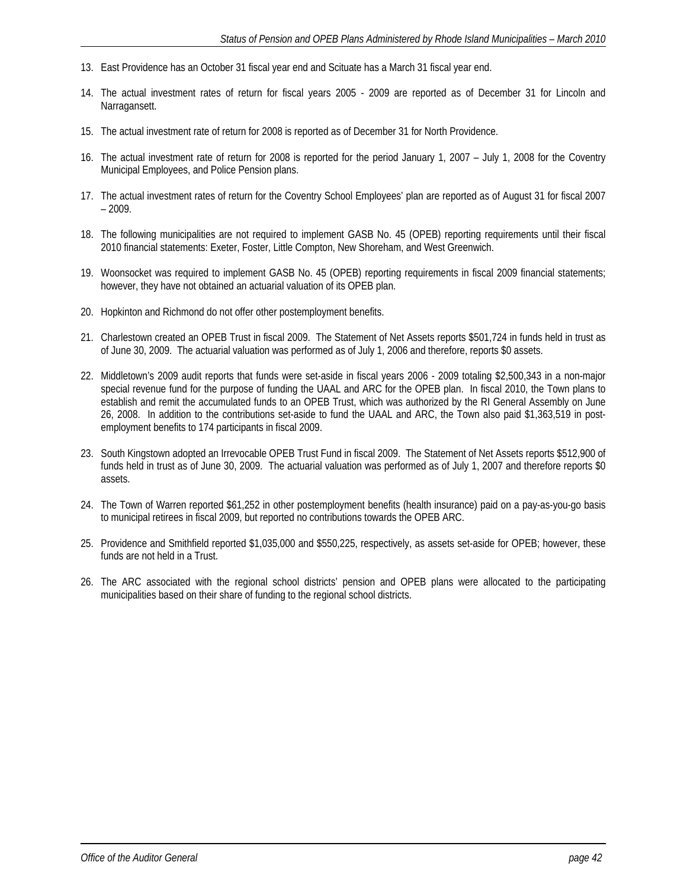13. East Providence has an October 31 fiscal year end and Scituate has a March 31 fiscal year end.

14. The actual investment rates of return for fiscal years 2005 - 2009 are reported as of December 31 for Lincoln and Narragansett.

15. The actual investment rate of return for 2008 is reported as of December 31 for North Providence.

16. The actual investment rate of return for 2008 is reported for the period January 1, 2007 – July 1, 2008 for the Coventry Municipal Employees, and Police Pension plans.

17. The actual investment rates of return for the Coventry School Employees' plan are reported as of August 31 for fiscal 2007 – 2009.

18. The following municipalities are not required to implement GASB No. 45 (OPEB) reporting requirements until their fiscal 2010 financial statements: Exeter, Foster, Little Compton, New Shoreham, and West Greenwich.

19. Woonsocket was required to implement GASB No. 45 (OPEB) reporting requirements in fiscal 2009 financial statements; however, they have not obtained an actuarial valuation of its OPEB plan.

20. Hopkinton and Richmond do not offer other postemployment benefits.

21. Charlestown created an OPEB Trust in fiscal 2009. The Statement of Net Assets reports $501,724 in funds held in trust as of June 30, 2009. The actuarial valuation was performed as of July 1, 2006 and therefore, reports $0 assets.

22. Middletown's 2009 audit reports that funds were set-aside in fiscal years 2006 - 2009 totaling $2,500,343 in a non-major special revenue fund for the purpose of funding the UAAL and ARC for the OPEB plan. In fiscal 2010, the Town plans to establish and remit the accumulated funds to an OPEB Trust, which was authorized by the RI General Assembly on June 26, 2008. In addition to the contributions set-aside to fund the UAAL and ARC, the Town also paid $1,363,519 in post-employment benefits to 174 participants in fiscal 2009.

23. South Kingstown adopted an Irrevocable OPEB Trust Fund in fiscal 2009. The Statement of Net Assets reports $512,900 of funds held in trust as of June 30, 2009. The actuarial valuation was performed as of July 1, 2007 and therefore reports $0 assets.

24. The Town of Warren reported $61,252 in other postemployment benefits (health insurance) paid on a pay-as-you-go basis to municipal retirees in fiscal 2009, but reported no contributions towards the OPEB ARC.

25. Providence and Smithfield reported $1,035,000 and $550,225, respectively, as assets set-aside for OPEB; however, these funds are not held in a Trust.

26. The ARC associated with the regional school districts' pension and OPEB plans were allocated to the participating municipalities based on their share of funding to the regional school districts.